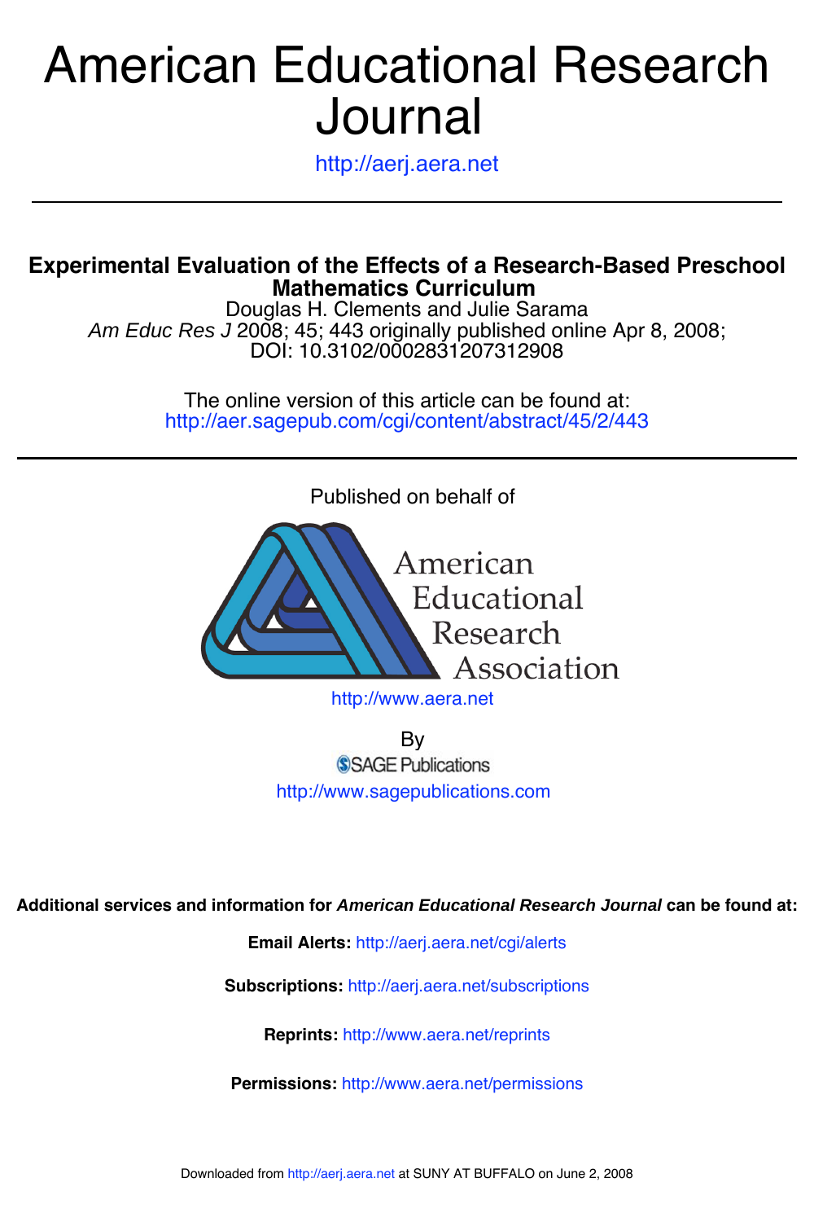# American Educational Research Journal

http://aerj.aera.net

---

## Experimental Evaluation of the Effects of a Research-Based Preschool Mathematics Curriculum

Douglas H. Clements and Julie Sarama

*Am Educ Res J* 2008; 45; 443 originally published online Apr 8, 2008;
DOI: 10.3102/0002831207312908

The online version of this article can be found at:
http://aer.sagepub.com/cgi/content/abstract/45/2/443

---

Published on behalf of

American Educational Research Association

http://www.aera.net

By

SAGE Publications

http://www.sagepublications.com

**Additional services and information for *American Educational Research Journal* can be found at:**

**Email Alerts:** http://aerj.aera.net/cgi/alerts

**Subscriptions:** http://aerj.aera.net/subscriptions

**Reprints:** http://www.aera.net/reprints

**Permissions:** http://www.aera.net/permissions

Downloaded from http://aerj.aera.net at SUNY AT BUFFALO on June 2, 2008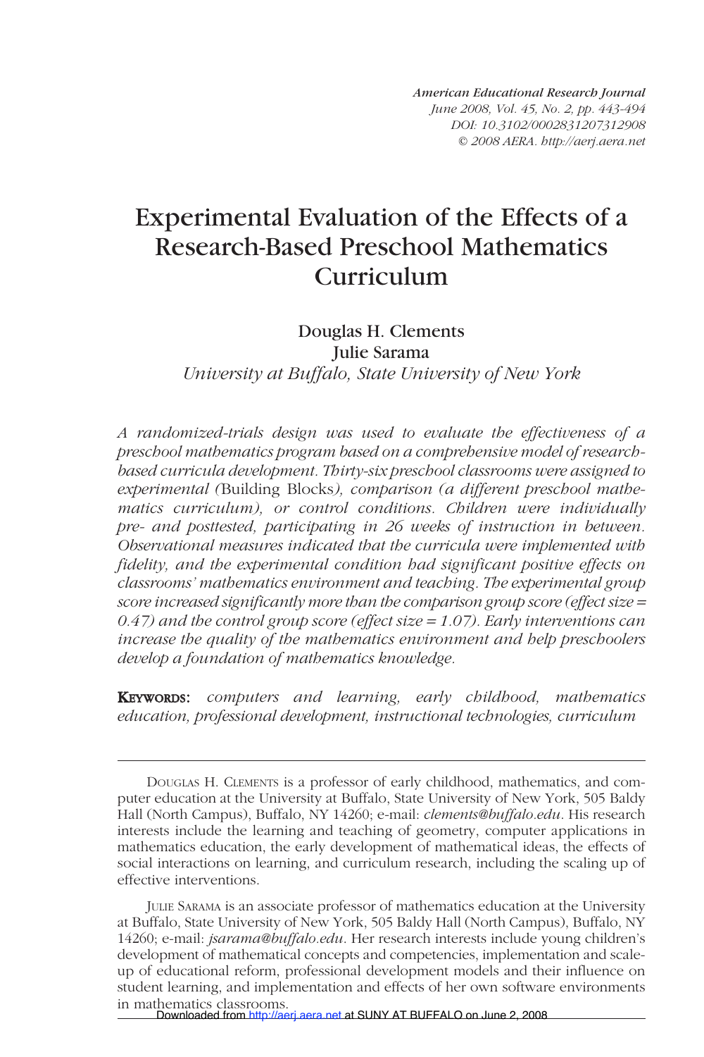# Experimental Evaluation of the Effects of a Research-Based Preschool Mathematics Curriculum

**Douglas H. Clements**
**Julie Sarama**
*University at Buffalo, State University of New York*

*A randomized-trials design was used to evaluate the effectiveness of a preschool mathematics program based on a comprehensive model of research-based curricula development. Thirty-six preschool classrooms were assigned to experimental (*Building Blocks*), comparison (a different preschool mathematics curriculum), or control conditions. Children were individually pre- and posttested, participating in 26 weeks of instruction in between. Observational measures indicated that the curricula were implemented with fidelity, and the experimental condition had significant positive effects on classrooms' mathematics environment and teaching. The experimental group score increased significantly more than the comparison group score (effect size = 0.47) and the control group score (effect size = 1.07). Early interventions can increase the quality of the mathematics environment and help preschoolers develop a foundation of mathematics knowledge.*

**KEYWORDS:** *computers and learning, early childhood, mathematics education, professional development, instructional technologies, curriculum*

---

DOUGLAS H. CLEMENTS is a professor of early childhood, mathematics, and computer education at the University at Buffalo, State University of New York, 505 Baldy Hall (North Campus), Buffalo, NY 14260; e-mail: *clements@buffalo.edu*. His research interests include the learning and teaching of geometry, computer applications in mathematics education, the early development of mathematical ideas, the effects of social interactions on learning, and curriculum research, including the scaling up of effective interventions.

JULIE SARAMA is an associate professor of mathematics education at the University at Buffalo, State University of New York, 505 Baldy Hall (North Campus), Buffalo, NY 14260; e-mail: *jsarama@buffalo.edu*. Her research interests include young children's development of mathematical concepts and competencies, implementation and scale-up of educational reform, professional development models and their influence on student learning, and implementation and effects of her own software environments in mathematics classrooms.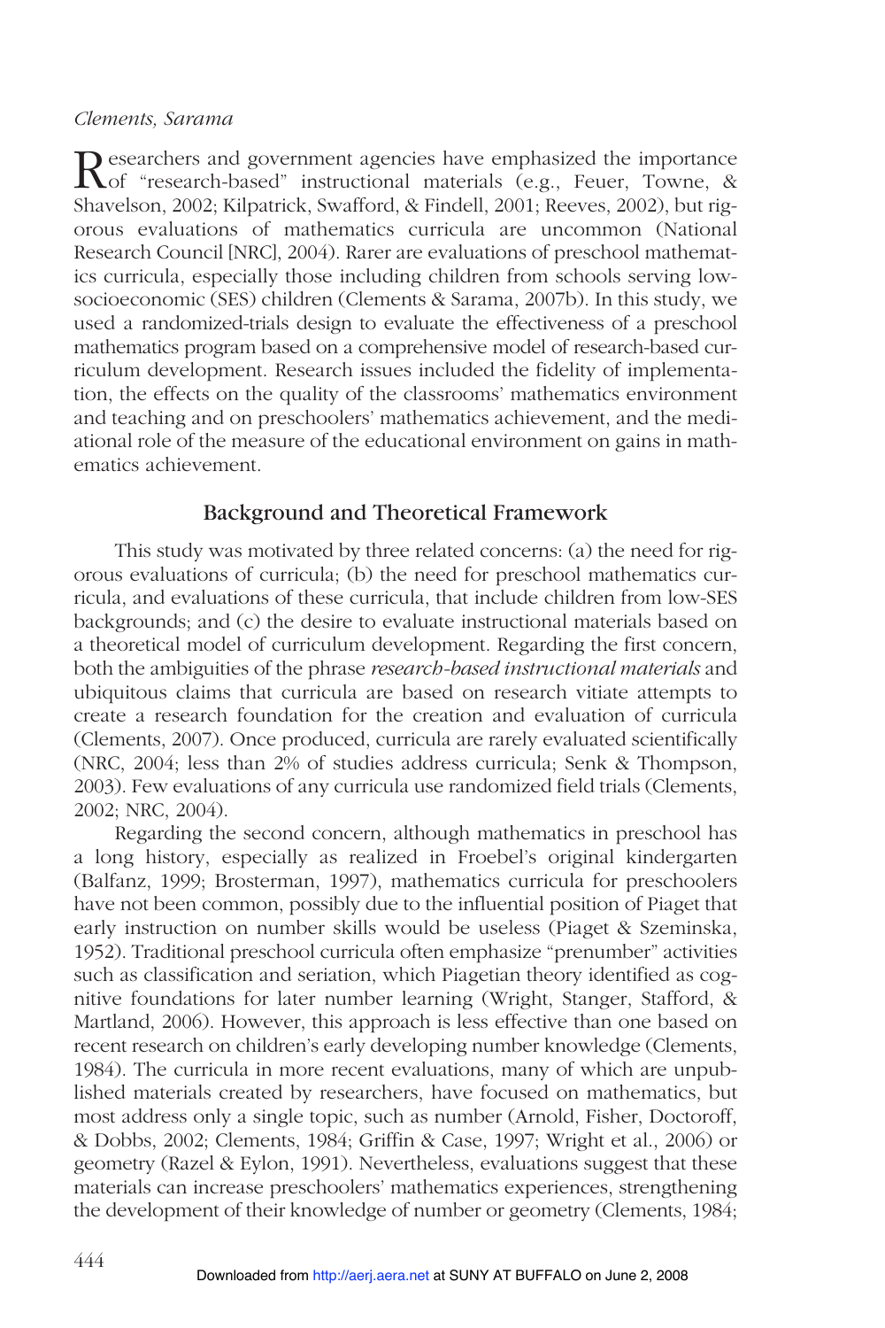Researchers and government agencies have emphasized the importance of "research-based" instructional materials (e.g., Feuer, Towne, & Shavelson, 2002; Kilpatrick, Swafford, & Findell, 2001; Reeves, 2002), but rigorous evaluations of mathematics curricula are uncommon (National Research Council [NRC], 2004). Rarer are evaluations of preschool mathematics curricula, especially those including children from schools serving low-socioeconomic (SES) children (Clements & Sarama, 2007b). In this study, we used a randomized-trials design to evaluate the effectiveness of a preschool mathematics program based on a comprehensive model of research-based curriculum development. Research issues included the fidelity of implementation, the effects on the quality of the classrooms' mathematics environment and teaching and on preschoolers' mathematics achievement, and the mediational role of the measure of the educational environment on gains in mathematics achievement.

## Background and Theoretical Framework

This study was motivated by three related concerns: (a) the need for rigorous evaluations of curricula; (b) the need for preschool mathematics curricula, and evaluations of these curricula, that include children from low-SES backgrounds; and (c) the desire to evaluate instructional materials based on a theoretical model of curriculum development. Regarding the first concern, both the ambiguities of the phrase *research-based instructional materials* and ubiquitous claims that curricula are based on research vitiate attempts to create a research foundation for the creation and evaluation of curricula (Clements, 2007). Once produced, curricula are rarely evaluated scientifically (NRC, 2004; less than 2% of studies address curricula; Senk & Thompson, 2003). Few evaluations of any curricula use randomized field trials (Clements, 2002; NRC, 2004).

Regarding the second concern, although mathematics in preschool has a long history, especially as realized in Froebel's original kindergarten (Balfanz, 1999; Brosterman, 1997), mathematics curricula for preschoolers have not been common, possibly due to the influential position of Piaget that early instruction on number skills would be useless (Piaget & Szeminska, 1952). Traditional preschool curricula often emphasize "prenumber" activities such as classification and seriation, which Piagetian theory identified as cognitive foundations for later number learning (Wright, Stanger, Stafford, & Martland, 2006). However, this approach is less effective than one based on recent research on children's early developing number knowledge (Clements, 1984). The curricula in more recent evaluations, many of which are unpublished materials created by researchers, have focused on mathematics, but most address only a single topic, such as number (Arnold, Fisher, Doctoroff, & Dobbs, 2002; Clements, 1984; Griffin & Case, 1997; Wright et al., 2006) or geometry (Razel & Eylon, 1991). Nevertheless, evaluations suggest that these materials can increase preschoolers' mathematics experiences, strengthening the development of their knowledge of number or geometry (Clements, 1984;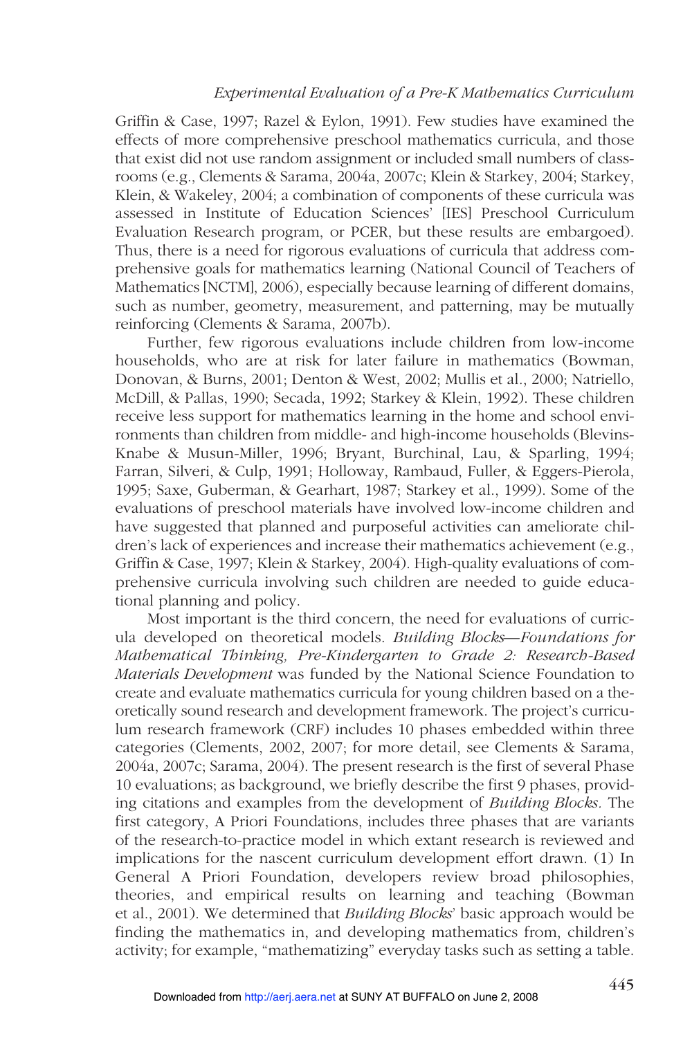Griffin & Case, 1997; Razel & Eylon, 1991). Few studies have examined the effects of more comprehensive preschool mathematics curricula, and those that exist did not use random assignment or included small numbers of classrooms (e.g., Clements & Sarama, 2004a, 2007c; Klein & Starkey, 2004; Starkey, Klein, & Wakeley, 2004; a combination of components of these curricula was assessed in Institute of Education Sciences' [IES] Preschool Curriculum Evaluation Research program, or PCER, but these results are embargoed). Thus, there is a need for rigorous evaluations of curricula that address comprehensive goals for mathematics learning (National Council of Teachers of Mathematics [NCTM], 2006), especially because learning of different domains, such as number, geometry, measurement, and patterning, may be mutually reinforcing (Clements & Sarama, 2007b).

Further, few rigorous evaluations include children from low-income households, who are at risk for later failure in mathematics (Bowman, Donovan, & Burns, 2001; Denton & West, 2002; Mullis et al., 2000; Natriello, McDill, & Pallas, 1990; Secada, 1992; Starkey & Klein, 1992). These children receive less support for mathematics learning in the home and school environments than children from middle- and high-income households (Blevins-Knabe & Musun-Miller, 1996; Bryant, Burchinal, Lau, & Sparling, 1994; Farran, Silveri, & Culp, 1991; Holloway, Rambaud, Fuller, & Eggers-Pierola, 1995; Saxe, Guberman, & Gearhart, 1987; Starkey et al., 1999). Some of the evaluations of preschool materials have involved low-income children and have suggested that planned and purposeful activities can ameliorate children's lack of experiences and increase their mathematics achievement (e.g., Griffin & Case, 1997; Klein & Starkey, 2004). High-quality evaluations of comprehensive curricula involving such children are needed to guide educational planning and policy.

Most important is the third concern, the need for evaluations of curricula developed on theoretical models. *Building Blocks—Foundations for Mathematical Thinking, Pre-Kindergarten to Grade 2: Research-Based Materials Development* was funded by the National Science Foundation to create and evaluate mathematics curricula for young children based on a theoretically sound research and development framework. The project's curriculum research framework (CRF) includes 10 phases embedded within three categories (Clements, 2002, 2007; for more detail, see Clements & Sarama, 2004a, 2007c; Sarama, 2004). The present research is the first of several Phase 10 evaluations; as background, we briefly describe the first 9 phases, providing citations and examples from the development of *Building Blocks*. The first category, A Priori Foundations, includes three phases that are variants of the research-to-practice model in which extant research is reviewed and implications for the nascent curriculum development effort drawn. (1) In General A Priori Foundation, developers review broad philosophies, theories, and empirical results on learning and teaching (Bowman et al., 2001). We determined that *Building Blocks*' basic approach would be finding the mathematics in, and developing mathematics from, children's activity; for example, "mathematizing" everyday tasks such as setting a table.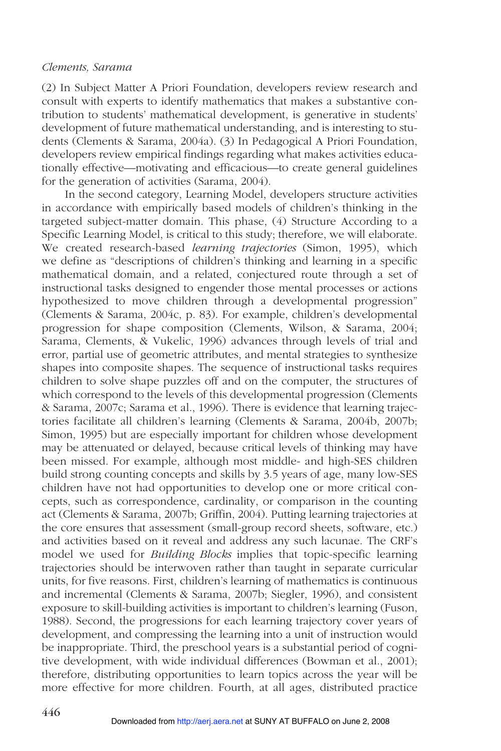(2) In Subject Matter A Priori Foundation, developers review research and consult with experts to identify mathematics that makes a substantive contribution to students' mathematical development, is generative in students' development of future mathematical understanding, and is interesting to students (Clements & Sarama, 2004a). (3) In Pedagogical A Priori Foundation, developers review empirical findings regarding what makes activities educationally effective—motivating and efficacious—to create general guidelines for the generation of activities (Sarama, 2004).

In the second category, Learning Model, developers structure activities in accordance with empirically based models of children's thinking in the targeted subject-matter domain. This phase, (4) Structure According to a Specific Learning Model, is critical to this study; therefore, we will elaborate. We created research-based *learning trajectories* (Simon, 1995), which we define as "descriptions of children's thinking and learning in a specific mathematical domain, and a related, conjectured route through a set of instructional tasks designed to engender those mental processes or actions hypothesized to move children through a developmental progression" (Clements & Sarama, 2004c, p. 83). For example, children's developmental progression for shape composition (Clements, Wilson, & Sarama, 2004; Sarama, Clements, & Vukelic, 1996) advances through levels of trial and error, partial use of geometric attributes, and mental strategies to synthesize shapes into composite shapes. The sequence of instructional tasks requires children to solve shape puzzles off and on the computer, the structures of which correspond to the levels of this developmental progression (Clements & Sarama, 2007c; Sarama et al., 1996). There is evidence that learning trajectories facilitate all children's learning (Clements & Sarama, 2004b, 2007b; Simon, 1995) but are especially important for children whose development may be attenuated or delayed, because critical levels of thinking may have been missed. For example, although most middle- and high-SES children build strong counting concepts and skills by 3.5 years of age, many low-SES children have not had opportunities to develop one or more critical concepts, such as correspondence, cardinality, or comparison in the counting act (Clements & Sarama, 2007b; Griffin, 2004). Putting learning trajectories at the core ensures that assessment (small-group record sheets, software, etc.) and activities based on it reveal and address any such lacunae. The CRF's model we used for *Building Blocks* implies that topic-specific learning trajectories should be interwoven rather than taught in separate curricular units, for five reasons. First, children's learning of mathematics is continuous and incremental (Clements & Sarama, 2007b; Siegler, 1996), and consistent exposure to skill-building activities is important to children's learning (Fuson, 1988). Second, the progressions for each learning trajectory cover years of development, and compressing the learning into a unit of instruction would be inappropriate. Third, the preschool years is a substantial period of cognitive development, with wide individual differences (Bowman et al., 2001); therefore, distributing opportunities to learn topics across the year will be more effective for more children. Fourth, at all ages, distributed practice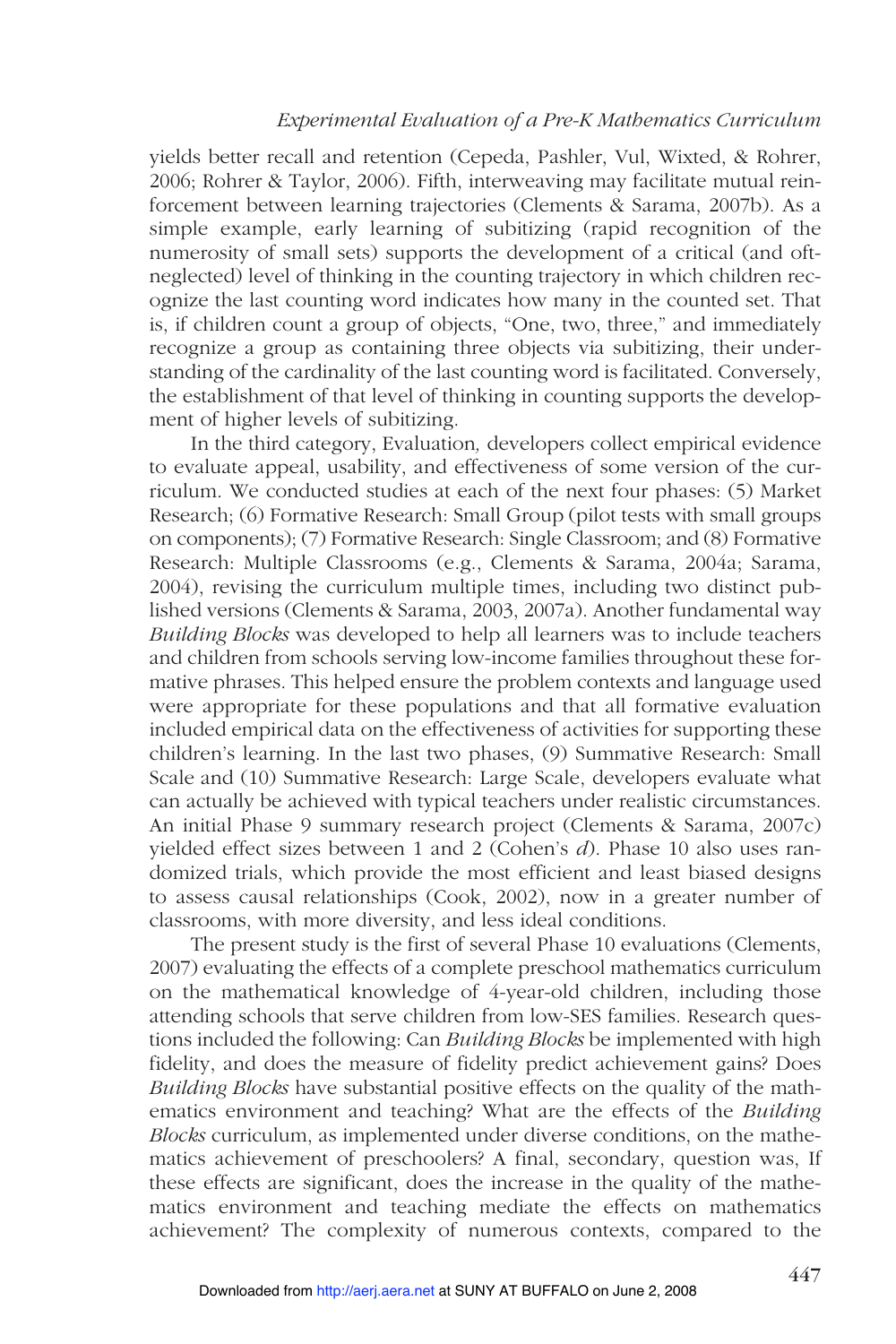yields better recall and retention (Cepeda, Pashler, Vul, Wixted, & Rohrer, 2006; Rohrer & Taylor, 2006). Fifth, interweaving may facilitate mutual reinforcement between learning trajectories (Clements & Sarama, 2007b). As a simple example, early learning of subitizing (rapid recognition of the numerosity of small sets) supports the development of a critical (and oft-neglected) level of thinking in the counting trajectory in which children recognize the last counting word indicates how many in the counted set. That is, if children count a group of objects, "One, two, three," and immediately recognize a group as containing three objects via subitizing, their understanding of the cardinality of the last counting word is facilitated. Conversely, the establishment of that level of thinking in counting supports the development of higher levels of subitizing.

In the third category, Evaluation*,* developers collect empirical evidence to evaluate appeal, usability, and effectiveness of some version of the curriculum. We conducted studies at each of the next four phases: (5) Market Research; (6) Formative Research: Small Group (pilot tests with small groups on components); (7) Formative Research: Single Classroom; and (8) Formative Research: Multiple Classrooms (e.g., Clements & Sarama, 2004a; Sarama, 2004), revising the curriculum multiple times, including two distinct published versions (Clements & Sarama, 2003, 2007a). Another fundamental way *Building Blocks* was developed to help all learners was to include teachers and children from schools serving low-income families throughout these formative phrases. This helped ensure the problem contexts and language used were appropriate for these populations and that all formative evaluation included empirical data on the effectiveness of activities for supporting these children's learning. In the last two phases, (9) Summative Research: Small Scale and (10) Summative Research: Large Scale, developers evaluate what can actually be achieved with typical teachers under realistic circumstances. An initial Phase 9 summary research project (Clements & Sarama, 2007c) yielded effect sizes between 1 and 2 (Cohen's *d*). Phase 10 also uses randomized trials, which provide the most efficient and least biased designs to assess causal relationships (Cook, 2002), now in a greater number of classrooms, with more diversity, and less ideal conditions.

The present study is the first of several Phase 10 evaluations (Clements, 2007) evaluating the effects of a complete preschool mathematics curriculum on the mathematical knowledge of 4-year-old children, including those attending schools that serve children from low-SES families. Research questions included the following: Can *Building Blocks* be implemented with high fidelity, and does the measure of fidelity predict achievement gains? Does *Building Blocks* have substantial positive effects on the quality of the mathematics environment and teaching? What are the effects of the *Building Blocks* curriculum, as implemented under diverse conditions, on the mathematics achievement of preschoolers? A final, secondary, question was, If these effects are significant, does the increase in the quality of the mathematics environment and teaching mediate the effects on mathematics achievement? The complexity of numerous contexts, compared to the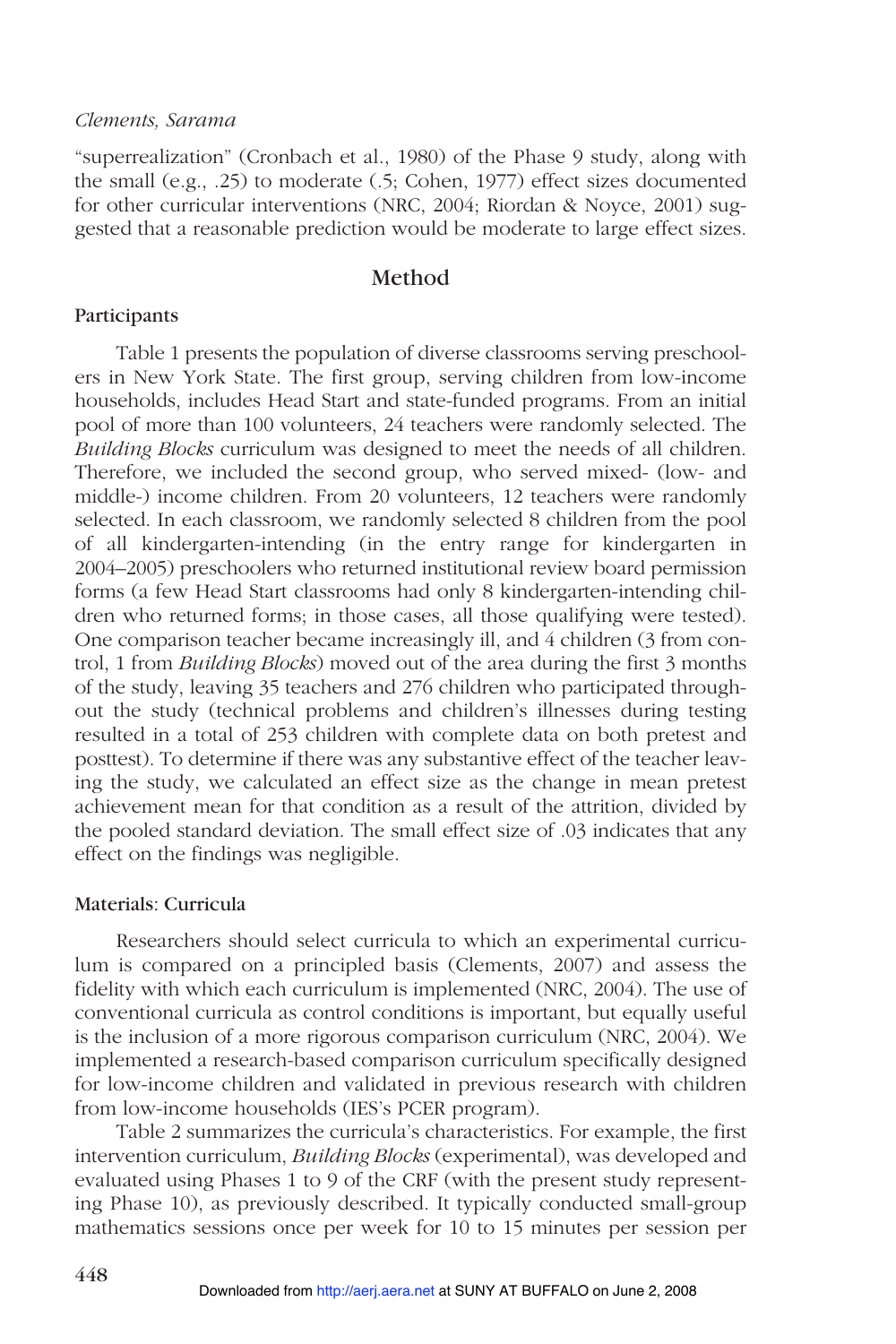"superrealization" (Cronbach et al., 1980) of the Phase 9 study, along with the small (e.g., .25) to moderate (.5; Cohen, 1977) effect sizes documented for other curricular interventions (NRC, 2004; Riordan & Noyce, 2001) suggested that a reasonable prediction would be moderate to large effect sizes.

## Method

### Participants

Table 1 presents the population of diverse classrooms serving preschoolers in New York State. The first group, serving children from low-income households, includes Head Start and state-funded programs. From an initial pool of more than 100 volunteers, 24 teachers were randomly selected. The *Building Blocks* curriculum was designed to meet the needs of all children. Therefore, we included the second group, who served mixed- (low- and middle-) income children. From 20 volunteers, 12 teachers were randomly selected. In each classroom, we randomly selected 8 children from the pool of all kindergarten-intending (in the entry range for kindergarten in 2004–2005) preschoolers who returned institutional review board permission forms (a few Head Start classrooms had only 8 kindergarten-intending children who returned forms; in those cases, all those qualifying were tested). One comparison teacher became increasingly ill, and 4 children (3 from control, 1 from *Building Blocks*) moved out of the area during the first 3 months of the study, leaving 35 teachers and 276 children who participated throughout the study (technical problems and children's illnesses during testing resulted in a total of 253 children with complete data on both pretest and posttest). To determine if there was any substantive effect of the teacher leaving the study, we calculated an effect size as the change in mean pretest achievement mean for that condition as a result of the attrition, divided by the pooled standard deviation. The small effect size of .03 indicates that any effect on the findings was negligible.

### Materials: Curricula

Researchers should select curricula to which an experimental curriculum is compared on a principled basis (Clements, 2007) and assess the fidelity with which each curriculum is implemented (NRC, 2004). The use of conventional curricula as control conditions is important, but equally useful is the inclusion of a more rigorous comparison curriculum (NRC, 2004). We implemented a research-based comparison curriculum specifically designed for low-income children and validated in previous research with children from low-income households (IES's PCER program).

Table 2 summarizes the curricula's characteristics. For example, the first intervention curriculum, *Building Blocks* (experimental), was developed and evaluated using Phases 1 to 9 of the CRF (with the present study representing Phase 10), as previously described. It typically conducted small-group mathematics sessions once per week for 10 to 15 minutes per session per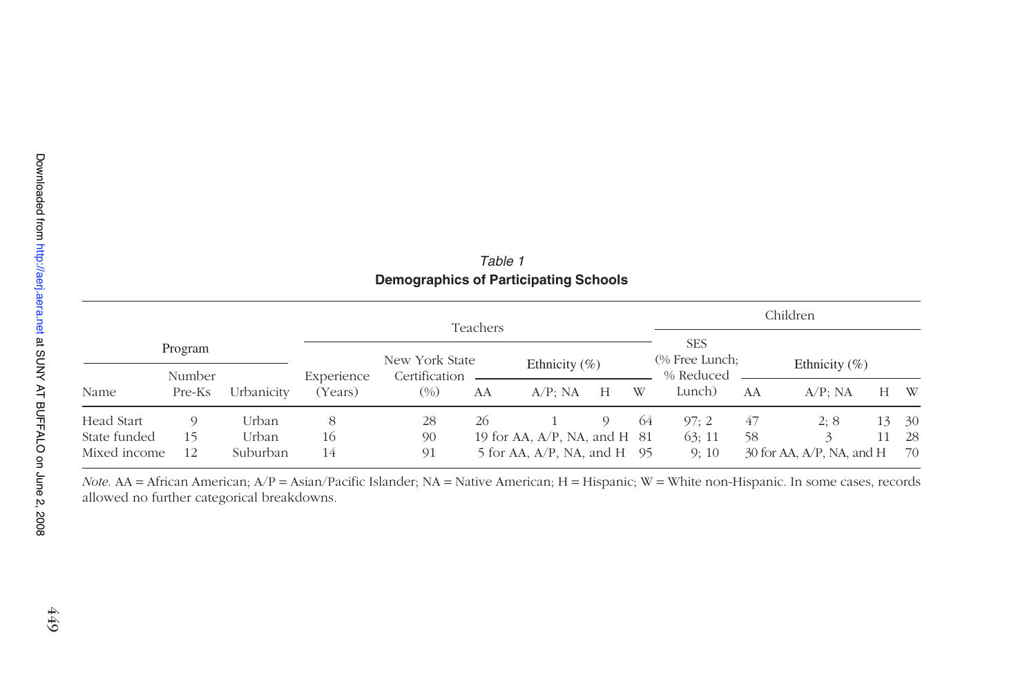*Table 1*
**Demographics of Participating Schools**

| Program | | | Teachers | | | | | | Children | | | | |
|---|---|---|---|---|---|---|---|---|---|---|---|---|---|
| | | | | | Ethnicity (%) | | | | | Ethnicity (%) | | | |
| Name | Number Pre-Ks | Urbanicity | Experience (Years) | New York State Certification (%) | AA | A/P; NA | H | W | SES (% Free Lunch; % Reduced Lunch) | AA | A/P; NA | H | W |
| Head Start | 9 | Urban | 8 | 28 | 26 | 1 | 9 | 64 | 97; 2 | 47 | 2; 8 | 13 | 30 |
| State funded | 15 | Urban | 16 | 90 | 19 for AA, A/P, NA, and H | | | 81 | 63; 11 | 58 | 3 | 11 | 28 |
| Mixed income | 12 | Suburban | 14 | 91 | 5 for AA, A/P, NA, and H | | | 95 | 9; 10 | 30 for AA, A/P, NA, and H | | | 70 |

*Note.* AA = African American; A/P = Asian/Pacific Islander; NA = Native American; H = Hispanic; W = White non-Hispanic. In some cases, records allowed no further categorical breakdowns.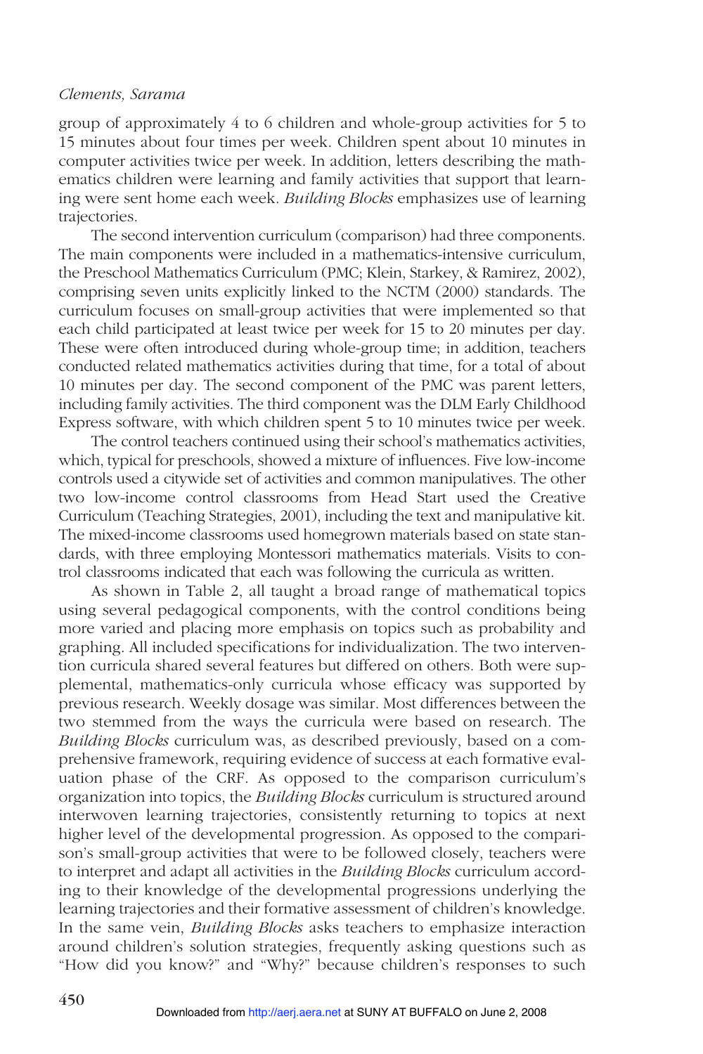group of approximately 4 to 6 children and whole-group activities for 5 to 15 minutes about four times per week. Children spent about 10 minutes in computer activities twice per week. In addition, letters describing the mathematics children were learning and family activities that support that learning were sent home each week. *Building Blocks* emphasizes use of learning trajectories.

The second intervention curriculum (comparison) had three components. The main components were included in a mathematics-intensive curriculum, the Preschool Mathematics Curriculum (PMC; Klein, Starkey, & Ramirez, 2002), comprising seven units explicitly linked to the NCTM (2000) standards. The curriculum focuses on small-group activities that were implemented so that each child participated at least twice per week for 15 to 20 minutes per day. These were often introduced during whole-group time; in addition, teachers conducted related mathematics activities during that time, for a total of about 10 minutes per day. The second component of the PMC was parent letters, including family activities. The third component was the DLM Early Childhood Express software, with which children spent 5 to 10 minutes twice per week.

The control teachers continued using their school's mathematics activities, which, typical for preschools, showed a mixture of influences. Five low-income controls used a citywide set of activities and common manipulatives. The other two low-income control classrooms from Head Start used the Creative Curriculum (Teaching Strategies, 2001), including the text and manipulative kit. The mixed-income classrooms used homegrown materials based on state standards, with three employing Montessori mathematics materials. Visits to control classrooms indicated that each was following the curricula as written.

As shown in Table 2, all taught a broad range of mathematical topics using several pedagogical components, with the control conditions being more varied and placing more emphasis on topics such as probability and graphing. All included specifications for individualization. The two intervention curricula shared several features but differed on others. Both were supplemental, mathematics-only curricula whose efficacy was supported by previous research. Weekly dosage was similar. Most differences between the two stemmed from the ways the curricula were based on research. The *Building Blocks* curriculum was, as described previously, based on a comprehensive framework, requiring evidence of success at each formative evaluation phase of the CRF. As opposed to the comparison curriculum's organization into topics, the *Building Blocks* curriculum is structured around interwoven learning trajectories, consistently returning to topics at next higher level of the developmental progression. As opposed to the comparison's small-group activities that were to be followed closely, teachers were to interpret and adapt all activities in the *Building Blocks* curriculum according to their knowledge of the developmental progressions underlying the learning trajectories and their formative assessment of children's knowledge. In the same vein, *Building Blocks* asks teachers to emphasize interaction around children's solution strategies, frequently asking questions such as "How did you know?" and "Why?" because children's responses to such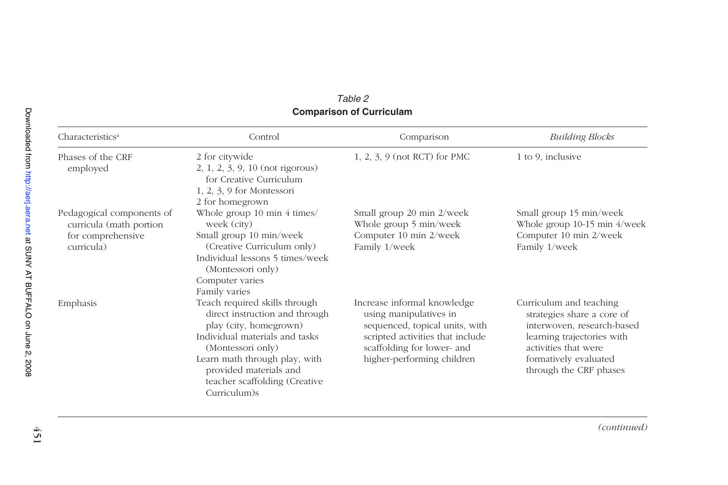*Table 2*
**Comparison of Curriculam**

| Characteristics[a] | Control | Comparison | *Building Blocks* |
|---|---|---|---|
| Phases of the CRF employed | 2 for citywide<br>2, 1, 2, 3, 9, 10 (not rigorous) for Creative Curriculum<br>1, 2, 3, 9 for Montessori<br>2 for homegrown | 1, 2, 3, 9 (not RCT) for PMC | 1 to 9, inclusive |
| Pedagogical components of curricula (math portion for comprehensive curricula) | Whole group 10 min 4 times/ week (city)<br>Small group 10 min/week (Creative Curriculum only)<br>Individual lessons 5 times/week (Montessori only)<br>Computer varies<br>Family varies | Small group 20 min 2/week<br>Whole group 5 min/week<br>Computer 10 min 2/week<br>Family 1/week | Small group 15 min/week<br>Whole group 10-15 min 4/week<br>Computer 10 min 2/week<br>Family 1/week |
| Emphasis | Teach required skills through direct instruction and through play (city, homegrown)<br>Individual materials and tasks (Montessori only)<br>Learn math through play, with provided materials and teacher scaffolding (Creative Curriculum)s | Increase informal knowledge using manipulatives in sequenced, topical units, with scripted activities that include scaffolding for lower- and higher-performing children | Curriculum and teaching strategies share a core of interwoven, research-based learning trajectories with activities that were formatively evaluated through the CRF phases |

*(continued)*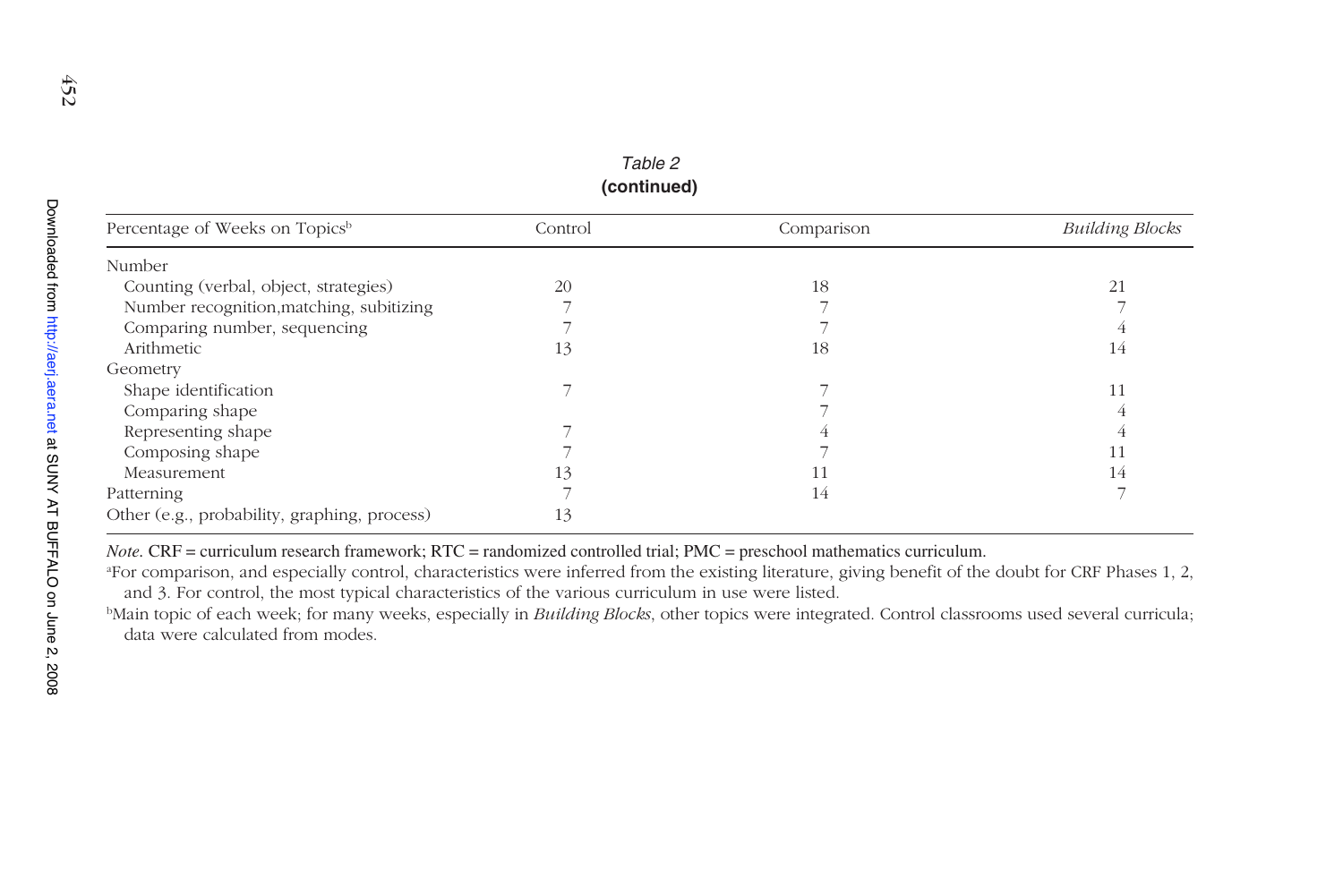*Table 2*
**(continued)**

| Percentage of Weeks on Topics[b] | Control | Comparison | *Building Blocks* |
|---|---|---|---|
| Number | | | |
| Counting (verbal, object, strategies) | 20 | 18 | 21 |
| Number recognition,matching, subitizing | 7 | 7 | 7 |
| Comparing number, sequencing | 7 | 7 | 4 |
| Arithmetic | 13 | 18 | 14 |
| Geometry | | | |
| Shape identification | 7 | 7 | 11 |
| Comparing shape | | 7 | 4 |
| Representing shape | 7 | 4 | 4 |
| Composing shape | 7 | 7 | 11 |
| Measurement | 13 | 11 | 14 |
| Patterning | 7 | 14 | 7 |
| Other (e.g., probability, graphing, process) | 13 | | |

*Note.* CRF = curriculum research framework; RTC = randomized controlled trial; PMC = preschool mathematics curriculum.

[a]For comparison, and especially control, characteristics were inferred from the existing literature, giving benefit of the doubt for CRF Phases 1, 2, and 3. For control, the most typical characteristics of the various curriculum in use were listed.

[b]Main topic of each week; for many weeks, especially in *Building Blocks*, other topics were integrated. Control classrooms used several curricula; data were calculated from modes.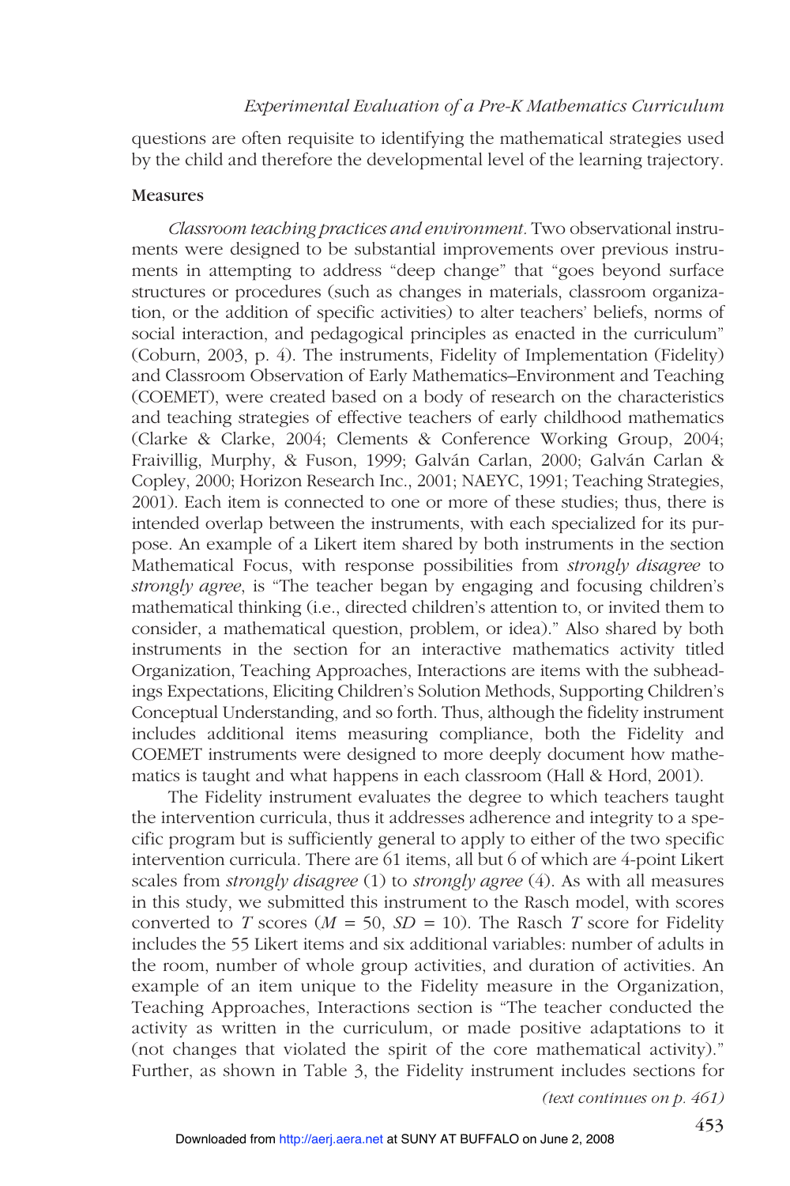questions are often requisite to identifying the mathematical strategies used by the child and therefore the developmental level of the learning trajectory.

### Measures

*Classroom teaching practices and environment.* Two observational instruments were designed to be substantial improvements over previous instruments in attempting to address "deep change" that "goes beyond surface structures or procedures (such as changes in materials, classroom organization, or the addition of specific activities) to alter teachers' beliefs, norms of social interaction, and pedagogical principles as enacted in the curriculum" (Coburn, 2003, p. 4). The instruments, Fidelity of Implementation (Fidelity) and Classroom Observation of Early Mathematics–Environment and Teaching (COEMET), were created based on a body of research on the characteristics and teaching strategies of effective teachers of early childhood mathematics (Clarke & Clarke, 2004; Clements & Conference Working Group, 2004; Fraivillig, Murphy, & Fuson, 1999; Galván Carlan, 2000; Galván Carlan & Copley, 2000; Horizon Research Inc., 2001; NAEYC, 1991; Teaching Strategies, 2001). Each item is connected to one or more of these studies; thus, there is intended overlap between the instruments, with each specialized for its purpose. An example of a Likert item shared by both instruments in the section Mathematical Focus, with response possibilities from *strongly disagree* to *strongly agree*, is "The teacher began by engaging and focusing children's mathematical thinking (i.e., directed children's attention to, or invited them to consider, a mathematical question, problem, or idea)." Also shared by both instruments in the section for an interactive mathematics activity titled Organization, Teaching Approaches, Interactions are items with the subheadings Expectations, Eliciting Children's Solution Methods, Supporting Children's Conceptual Understanding, and so forth. Thus, although the fidelity instrument includes additional items measuring compliance, both the Fidelity and COEMET instruments were designed to more deeply document how mathematics is taught and what happens in each classroom (Hall & Hord, 2001).

The Fidelity instrument evaluates the degree to which teachers taught the intervention curricula, thus it addresses adherence and integrity to a specific program but is sufficiently general to apply to either of the two specific intervention curricula. There are 61 items, all but 6 of which are 4-point Likert scales from *strongly disagree* (1) to *strongly agree* (4). As with all measures in this study, we submitted this instrument to the Rasch model, with scores converted to *T* scores ($M = 50$, $SD = 10$). The Rasch *T* score for Fidelity includes the 55 Likert items and six additional variables: number of adults in the room, number of whole group activities, and duration of activities. An example of an item unique to the Fidelity measure in the Organization, Teaching Approaches, Interactions section is "The teacher conducted the activity as written in the curriculum, or made positive adaptations to it (not changes that violated the spirit of the core mathematical activity)." Further, as shown in Table 3, the Fidelity instrument includes sections for

*(text continues on p. 461)*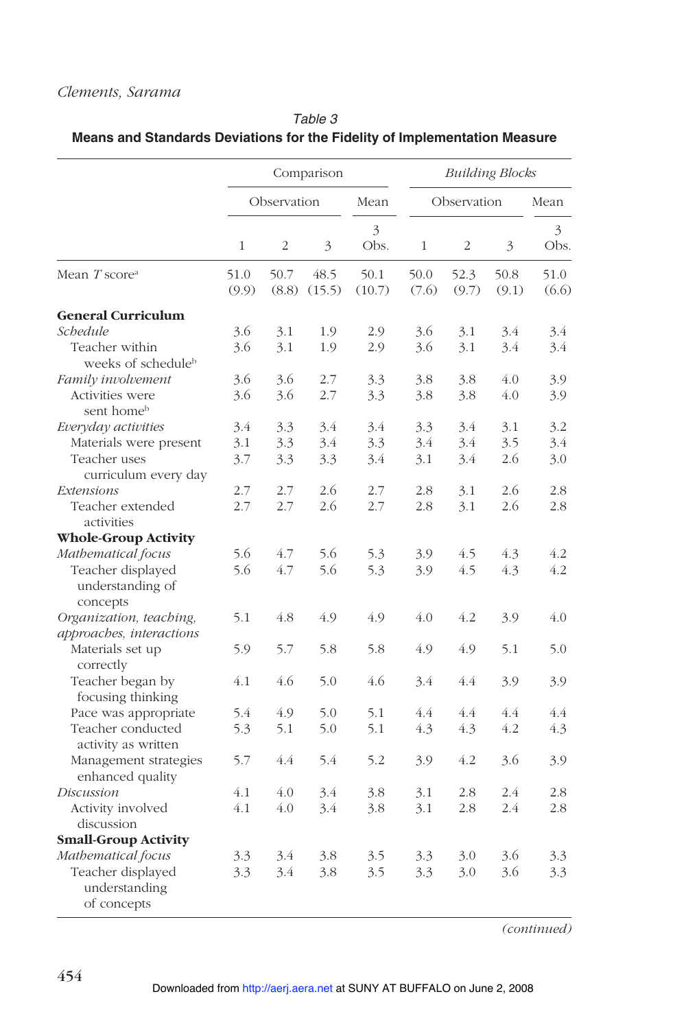*Table 3*
**Means and Standards Deviations for the Fidelity of Implementation Measure**

| | Comparison | | | | *Building Blocks* | | | |
|---|---|---|---|---|---|---|---|---|
| | Observation | | | Mean | Observation | | | Mean |
| | 1 | 2 | 3 | 3 Obs. | 1 | 2 | 3 | 3 Obs. |
| Mean *T* score[a] | 51.0 (9.9) | 50.7 (8.8) | 48.5 (15.5) | 50.1 (10.7) | 50.0 (7.6) | 52.3 (9.7) | 50.8 (9.1) | 51.0 (6.6) |
| **General Curriculum** | | | | | | | | |
| *Schedule* | 3.6 | 3.1 | 1.9 | 2.9 | 3.6 | 3.1 | 3.4 | 3.4 |
| Teacher within weeks of schedule[b] | 3.6 | 3.1 | 1.9 | 2.9 | 3.6 | 3.1 | 3.4 | 3.4 |
| *Family involvement* | 3.6 | 3.6 | 2.7 | 3.3 | 3.8 | 3.8 | 4.0 | 3.9 |
| Activities were sent home[b] | 3.6 | 3.6 | 2.7 | 3.3 | 3.8 | 3.8 | 4.0 | 3.9 |
| *Everyday activities* | 3.4 | 3.3 | 3.4 | 3.4 | 3.3 | 3.4 | 3.1 | 3.2 |
| Materials were present | 3.1 | 3.3 | 3.4 | 3.3 | 3.4 | 3.4 | 3.5 | 3.4 |
| Teacher uses curriculum every day | 3.7 | 3.3 | 3.3 | 3.4 | 3.1 | 3.4 | 2.6 | 3.0 |
| *Extensions* | 2.7 | 2.7 | 2.6 | 2.7 | 2.8 | 3.1 | 2.6 | 2.8 |
| Teacher extended activities | 2.7 | 2.7 | 2.6 | 2.7 | 2.8 | 3.1 | 2.6 | 2.8 |
| **Whole-Group Activity** | | | | | | | | |
| *Mathematical focus* | 5.6 | 4.7 | 5.6 | 5.3 | 3.9 | 4.5 | 4.3 | 4.2 |
| Teacher displayed understanding of concepts | 5.6 | 4.7 | 5.6 | 5.3 | 3.9 | 4.5 | 4.3 | 4.2 |
| *Organization, teaching, approaches, interactions* | 5.1 | 4.8 | 4.9 | 4.9 | 4.0 | 4.2 | 3.9 | 4.0 |
| Materials set up correctly | 5.9 | 5.7 | 5.8 | 5.8 | 4.9 | 4.9 | 5.1 | 5.0 |
| Teacher began by focusing thinking | 4.1 | 4.6 | 5.0 | 4.6 | 3.4 | 4.4 | 3.9 | 3.9 |
| Pace was appropriate | 5.4 | 4.9 | 5.0 | 5.1 | 4.4 | 4.4 | 4.4 | 4.4 |
| Teacher conducted activity as written | 5.3 | 5.1 | 5.0 | 5.1 | 4.3 | 4.3 | 4.2 | 4.3 |
| Management strategies enhanced quality | 5.7 | 4.4 | 5.4 | 5.2 | 3.9 | 4.2 | 3.6 | 3.9 |
| *Discussion* | 4.1 | 4.0 | 3.4 | 3.8 | 3.1 | 2.8 | 2.4 | 2.8 |
| Activity involved discussion | 4.1 | 4.0 | 3.4 | 3.8 | 3.1 | 2.8 | 2.4 | 2.8 |
| **Small-Group Activity** | | | | | | | | |
| *Mathematical focus* | 3.3 | 3.4 | 3.8 | 3.5 | 3.3 | 3.0 | 3.6 | 3.3 |
| Teacher displayed understanding of concepts | 3.3 | 3.4 | 3.8 | 3.5 | 3.3 | 3.0 | 3.6 | 3.3 |

*(continued)*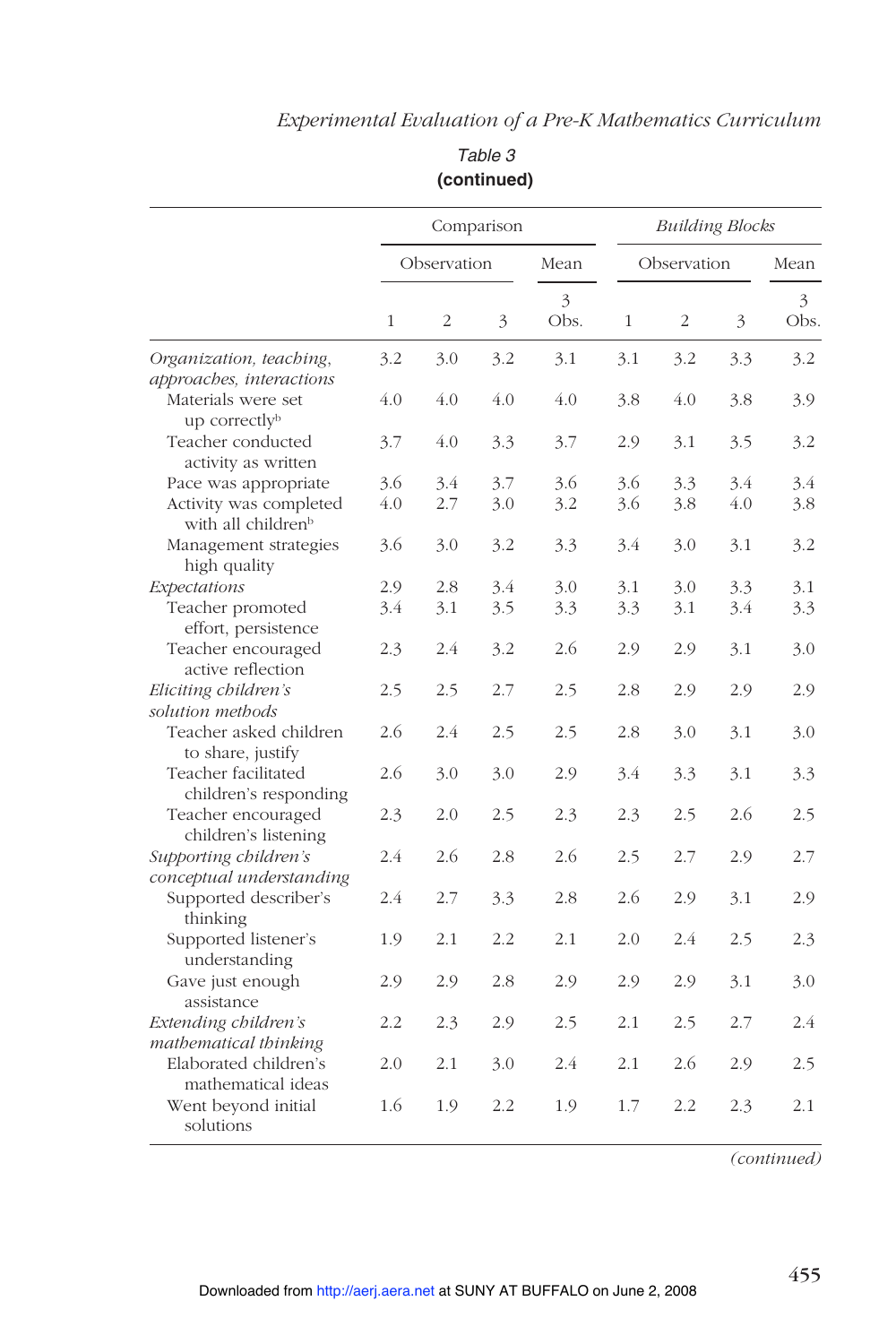Table 3
**(continued)**

| | Comparison | | | | *Building Blocks* | | | |
|---|---|---|---|---|---|---|---|---|
| | Observation | | | Mean | Observation | | | Mean |
| | 1 | 2 | 3 | 3 Obs. | 1 | 2 | 3 | 3 Obs. |
| *Organization, teaching, approaches, interactions* | 3.2 | 3.0 | 3.2 | 3.1 | 3.1 | 3.2 | 3.3 | 3.2 |
| Materials were set up correctly[b] | 4.0 | 4.0 | 4.0 | 4.0 | 3.8 | 4.0 | 3.8 | 3.9 |
| Teacher conducted activity as written | 3.7 | 4.0 | 3.3 | 3.7 | 2.9 | 3.1 | 3.5 | 3.2 |
| Pace was appropriate | 3.6 | 3.4 | 3.7 | 3.6 | 3.6 | 3.3 | 3.4 | 3.4 |
| Activity was completed with all children[b] | 4.0 | 2.7 | 3.0 | 3.2 | 3.6 | 3.8 | 4.0 | 3.8 |
| Management strategies high quality | 3.6 | 3.0 | 3.2 | 3.3 | 3.4 | 3.0 | 3.1 | 3.2 |
| *Expectations* | 2.9 | 2.8 | 3.4 | 3.0 | 3.1 | 3.0 | 3.3 | 3.1 |
| Teacher promoted effort, persistence | 3.4 | 3.1 | 3.5 | 3.3 | 3.3 | 3.1 | 3.4 | 3.3 |
| Teacher encouraged active reflection | 2.3 | 2.4 | 3.2 | 2.6 | 2.9 | 2.9 | 3.1 | 3.0 |
| *Eliciting children's solution methods* | 2.5 | 2.5 | 2.7 | 2.5 | 2.8 | 2.9 | 2.9 | 2.9 |
| Teacher asked children to share, justify | 2.6 | 2.4 | 2.5 | 2.5 | 2.8 | 3.0 | 3.1 | 3.0 |
| Teacher facilitated children's responding | 2.6 | 3.0 | 3.0 | 2.9 | 3.4 | 3.3 | 3.1 | 3.3 |
| Teacher encouraged children's listening | 2.3 | 2.0 | 2.5 | 2.3 | 2.3 | 2.5 | 2.6 | 2.5 |
| *Supporting children's conceptual understanding* | 2.4 | 2.6 | 2.8 | 2.6 | 2.5 | 2.7 | 2.9 | 2.7 |
| Supported describer's thinking | 2.4 | 2.7 | 3.3 | 2.8 | 2.6 | 2.9 | 3.1 | 2.9 |
| Supported listener's understanding | 1.9 | 2.1 | 2.2 | 2.1 | 2.0 | 2.4 | 2.5 | 2.3 |
| Gave just enough assistance | 2.9 | 2.9 | 2.8 | 2.9 | 2.9 | 2.9 | 3.1 | 3.0 |
| *Extending children's mathematical thinking* | 2.2 | 2.3 | 2.9 | 2.5 | 2.1 | 2.5 | 2.7 | 2.4 |
| Elaborated children's mathematical ideas | 2.0 | 2.1 | 3.0 | 2.4 | 2.1 | 2.6 | 2.9 | 2.5 |
| Went beyond initial solutions | 1.6 | 1.9 | 2.2 | 1.9 | 1.7 | 2.2 | 2.3 | 2.1 |

*(continued)*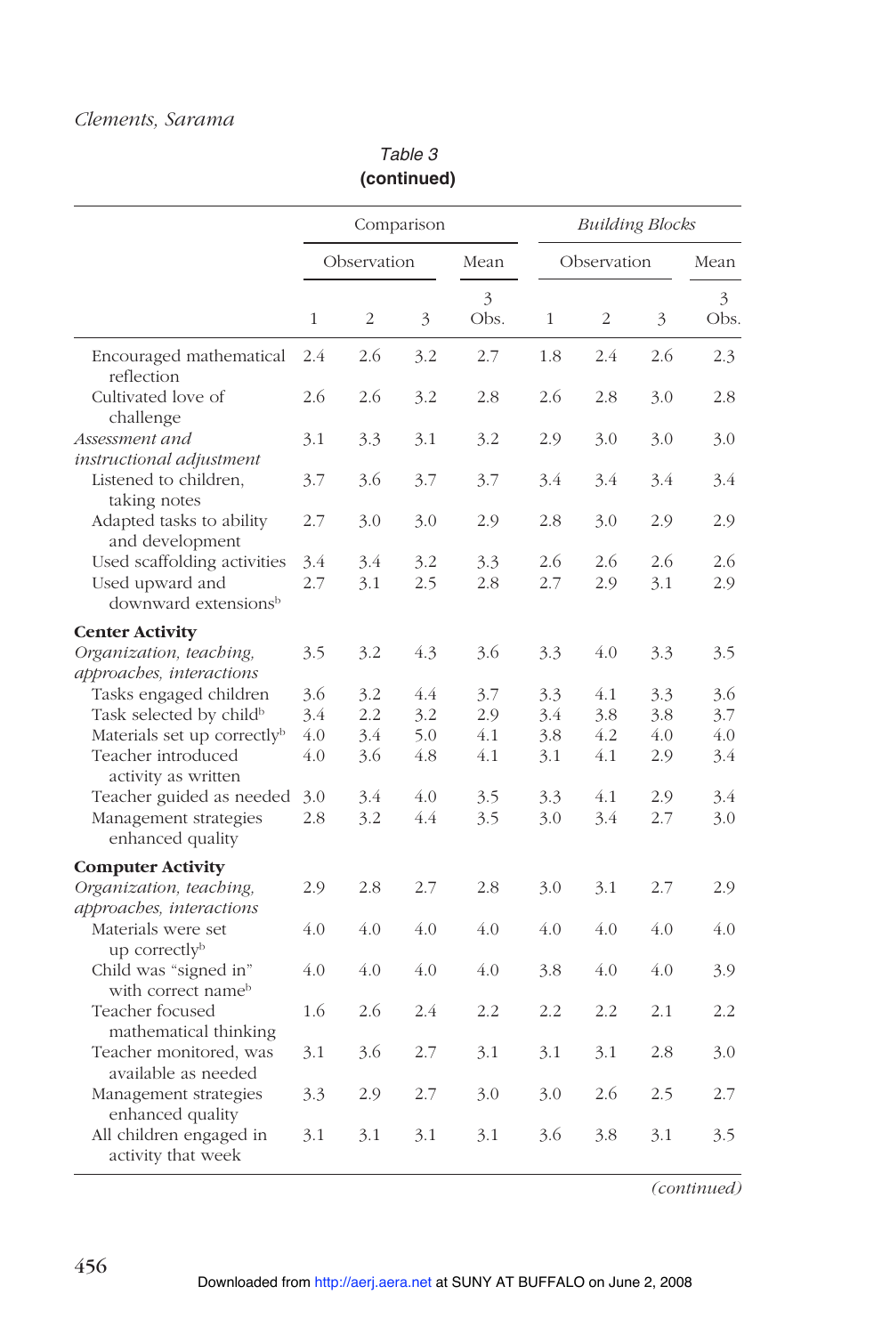*Table 3*
**(continued)**

| | Comparison | | | | *Building Blocks* | | | |
|---|---|---|---|---|---|---|---|---|
| | Observation | | | Mean | Observation | | | Mean |
| | 1 | 2 | 3 | 3 Obs. | 1 | 2 | 3 | 3 Obs. |
| Encouraged mathematical reflection | 2.4 | 2.6 | 3.2 | 2.7 | 1.8 | 2.4 | 2.6 | 2.3 |
| Cultivated love of challenge | 2.6 | 2.6 | 3.2 | 2.8 | 2.6 | 2.8 | 3.0 | 2.8 |
| *Assessment and instructional adjustment* | 3.1 | 3.3 | 3.1 | 3.2 | 2.9 | 3.0 | 3.0 | 3.0 |
| Listened to children, taking notes | 3.7 | 3.6 | 3.7 | 3.7 | 3.4 | 3.4 | 3.4 | 3.4 |
| Adapted tasks to ability and development | 2.7 | 3.0 | 3.0 | 2.9 | 2.8 | 3.0 | 2.9 | 2.9 |
| Used scaffolding activities | 3.4 | 3.4 | 3.2 | 3.3 | 2.6 | 2.6 | 2.6 | 2.6 |
| Used upward and downward extensions[b] | 2.7 | 3.1 | 2.5 | 2.8 | 2.7 | 2.9 | 3.1 | 2.9 |
| **Center Activity** | | | | | | | | |
| *Organization, teaching, approaches, interactions* | 3.5 | 3.2 | 4.3 | 3.6 | 3.3 | 4.0 | 3.3 | 3.5 |
| Tasks engaged children | 3.6 | 3.2 | 4.4 | 3.7 | 3.3 | 4.1 | 3.3 | 3.6 |
| Task selected by child[b] | 3.4 | 2.2 | 3.2 | 2.9 | 3.4 | 3.8 | 3.8 | 3.7 |
| Materials set up correctly[b] | 4.0 | 3.4 | 5.0 | 4.1 | 3.8 | 4.2 | 4.0 | 4.0 |
| Teacher introduced activity as written | 4.0 | 3.6 | 4.8 | 4.1 | 3.1 | 4.1 | 2.9 | 3.4 |
| Teacher guided as needed | 3.0 | 3.4 | 4.0 | 3.5 | 3.3 | 4.1 | 2.9 | 3.4 |
| Management strategies enhanced quality | 2.8 | 3.2 | 4.4 | 3.5 | 3.0 | 3.4 | 2.7 | 3.0 |
| **Computer Activity** | | | | | | | | |
| *Organization, teaching, approaches, interactions* | 2.9 | 2.8 | 2.7 | 2.8 | 3.0 | 3.1 | 2.7 | 2.9 |
| Materials were set up correctly[b] | 4.0 | 4.0 | 4.0 | 4.0 | 4.0 | 4.0 | 4.0 | 4.0 |
| Child was "signed in" with correct name[b] | 4.0 | 4.0 | 4.0 | 4.0 | 3.8 | 4.0 | 4.0 | 3.9 |
| Teacher focused mathematical thinking | 1.6 | 2.6 | 2.4 | 2.2 | 2.2 | 2.2 | 2.1 | 2.2 |
| Teacher monitored, was available as needed | 3.1 | 3.6 | 2.7 | 3.1 | 3.1 | 3.1 | 2.8 | 3.0 |
| Management strategies enhanced quality | 3.3 | 2.9 | 2.7 | 3.0 | 3.0 | 2.6 | 2.5 | 2.7 |
| All children engaged in activity that week | 3.1 | 3.1 | 3.1 | 3.1 | 3.6 | 3.8 | 3.1 | 3.5 |

*(continued)*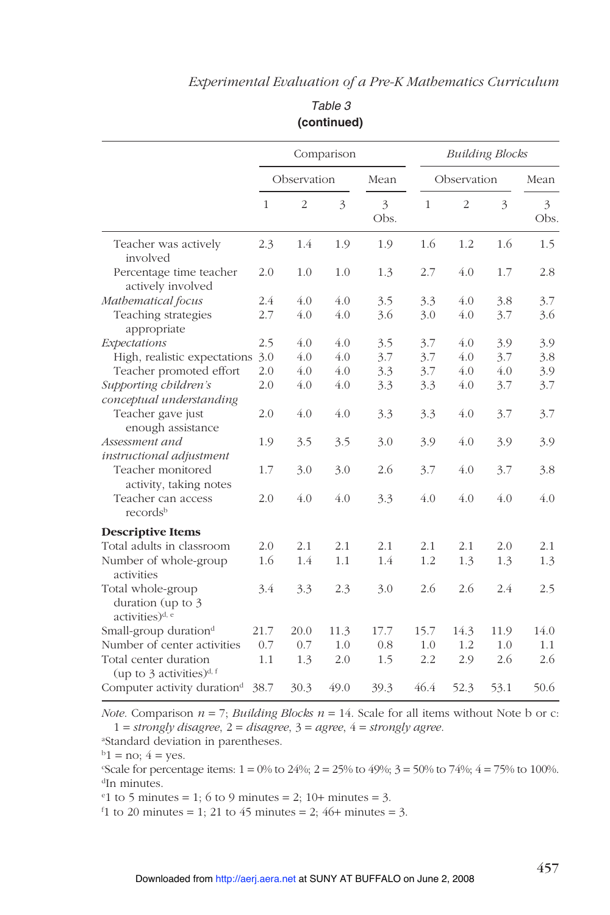Table 3
**(continued)**

| | Comparison | | | | *Building Blocks* | | | |
|---|---|---|---|---|---|---|---|---|
| | Observation | | | Mean | Observation | | | Mean |
| | 1 | 2 | 3 | 3 Obs. | 1 | 2 | 3 | 3 Obs. |
| Teacher was actively involved | 2.3 | 1.4 | 1.9 | 1.9 | 1.6 | 1.2 | 1.6 | 1.5 |
| Percentage time teacher actively involved | 2.0 | 1.0 | 1.0 | 1.3 | 2.7 | 4.0 | 1.7 | 2.8 |
| *Mathematical focus* | 2.4 | 4.0 | 4.0 | 3.5 | 3.3 | 4.0 | 3.8 | 3.7 |
| Teaching strategies appropriate | 2.7 | 4.0 | 4.0 | 3.6 | 3.0 | 4.0 | 3.7 | 3.6 |
| *Expectations* | 2.5 | 4.0 | 4.0 | 3.5 | 3.7 | 4.0 | 3.9 | 3.9 |
| High, realistic expectations | 3.0 | 4.0 | 4.0 | 3.7 | 3.7 | 4.0 | 3.7 | 3.8 |
| Teacher promoted effort | 2.0 | 4.0 | 4.0 | 3.3 | 3.7 | 4.0 | 4.0 | 3.9 |
| *Supporting children's conceptual understanding* | 2.0 | 4.0 | 4.0 | 3.3 | 3.3 | 4.0 | 3.7 | 3.7 |
| Teacher gave just enough assistance | 2.0 | 4.0 | 4.0 | 3.3 | 3.3 | 4.0 | 3.7 | 3.7 |
| *Assessment and instructional adjustment* | 1.9 | 3.5 | 3.5 | 3.0 | 3.9 | 4.0 | 3.9 | 3.9 |
| Teacher monitored activity, taking notes | 1.7 | 3.0 | 3.0 | 2.6 | 3.7 | 4.0 | 3.7 | 3.8 |
| Teacher can access records[b] | 2.0 | 4.0 | 4.0 | 3.3 | 4.0 | 4.0 | 4.0 | 4.0 |
| **Descriptive Items** | | | | | | | | |
| Total adults in classroom | 2.0 | 2.1 | 2.1 | 2.1 | 2.1 | 2.1 | 2.0 | 2.1 |
| Number of whole-group activities | 1.6 | 1.4 | 1.1 | 1.4 | 1.2 | 1.3 | 1.3 | 1.3 |
| Total whole-group duration (up to 3 activities)[d, e] | 3.4 | 3.3 | 2.3 | 3.0 | 2.6 | 2.6 | 2.4 | 2.5 |
| Small-group duration[d] | 21.7 | 20.0 | 11.3 | 17.7 | 15.7 | 14.3 | 11.9 | 14.0 |
| Number of center activities | 0.7 | 0.7 | 1.0 | 0.8 | 1.0 | 1.2 | 1.0 | 1.1 |
| Total center duration (up to 3 activities)[d, f] | 1.1 | 1.3 | 2.0 | 1.5 | 2.2 | 2.9 | 2.6 | 2.6 |
| Computer activity duration[d] | 38.7 | 30.3 | 49.0 | 39.3 | 46.4 | 52.3 | 53.1 | 50.6 |

*Note*. Comparison $n = 7$; *Building Blocks* $n = 14$. Scale for all items without Note b or c: 1 = *strongly disagree*, 2 = *disagree*, 3 = *agree*, 4 = *strongly agree*.

[a]Standard deviation in parentheses.

[b]1 = no; 4 = yes.

[c]Scale for percentage items: 1 = 0% to 24%; 2 = 25% to 49%; 3 = 50% to 74%; 4 = 75% to 100%.

[d]In minutes.

[e]1 to 5 minutes = 1; 6 to 9 minutes = 2; 10+ minutes = 3.

[f]1 to 20 minutes = 1; 21 to 45 minutes = 2; 46+ minutes = 3.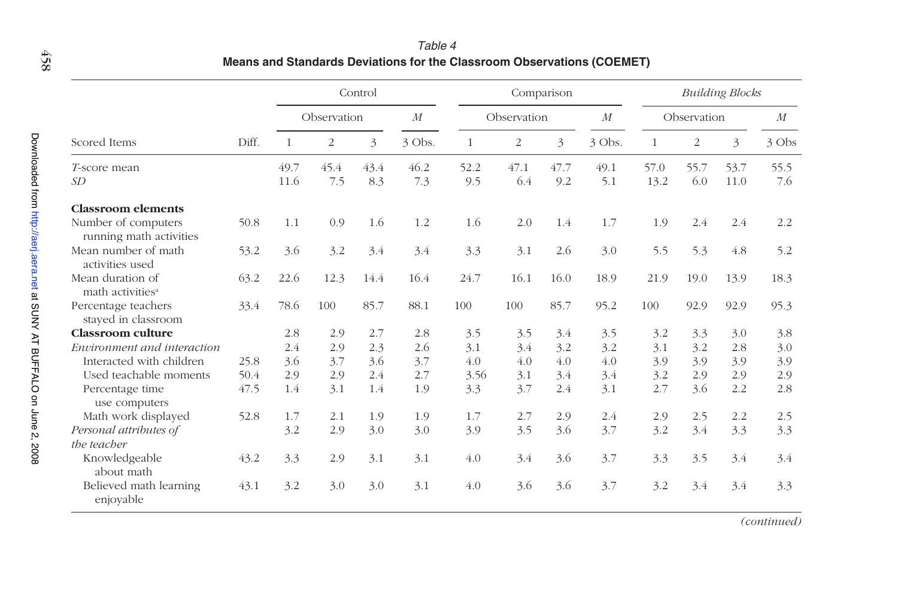*Table 4*
**Means and Standards Deviations for the Classroom Observations (COEMET)**

| | | Control | | | | Comparison | | | | *Building Blocks* | | | |
|---|---|---|---|---|---|---|---|---|---|---|---|---|---|
| | | Observation | | | *M* | Observation | | | *M* | Observation | | | *M* |
| Scored Items | Diff. | 1 | 2 | 3 | 3 Obs. | 1 | 2 | 3 | 3 Obs. | 1 | 2 | 3 | 3 Obs |
| *T*-score mean | | 49.7 | 45.4 | 43.4 | 46.2 | 52.2 | 47.1 | 47.7 | 49.1 | 57.0 | 55.7 | 53.7 | 55.5 |
| *SD* | | 11.6 | 7.5 | 8.3 | 7.3 | 9.5 | 6.4 | 9.2 | 5.1 | 13.2 | 6.0 | 11.0 | 7.6 |
| **Classroom elements** | | | | | | | | | | | | | |
| Number of computers running math activities | 50.8 | 1.1 | 0.9 | 1.6 | 1.2 | 1.6 | 2.0 | 1.4 | 1.7 | 1.9 | 2.4 | 2.4 | 2.2 |
| Mean number of math activities used | 53.2 | 3.6 | 3.2 | 3.4 | 3.4 | 3.3 | 3.1 | 2.6 | 3.0 | 5.5 | 5.3 | 4.8 | 5.2 |
| Mean duration of math activities[a] | 63.2 | 22.6 | 12.3 | 14.4 | 16.4 | 24.7 | 16.1 | 16.0 | 18.9 | 21.9 | 19.0 | 13.9 | 18.3 |
| Percentage teachers stayed in classroom | 33.4 | 78.6 | 100 | 85.7 | 88.1 | 100 | 100 | 85.7 | 95.2 | 100 | 92.9 | 92.9 | 95.3 |
| **Classroom culture** | | 2.8 | 2.9 | 2.7 | 2.8 | 3.5 | 3.5 | 3.4 | 3.5 | 3.2 | 3.3 | 3.0 | 3.8 |
| *Environment and interaction* | | 2.4 | 2.9 | 2.3 | 2.6 | 3.1 | 3.4 | 3.2 | 3.2 | 3.1 | 3.2 | 2.8 | 3.0 |
| Interacted with children | 25.8 | 3.6 | 3.7 | 3.6 | 3.7 | 4.0 | 4.0 | 4.0 | 4.0 | 3.9 | 3.9 | 3.9 | 3.9 |
| Used teachable moments | 50.4 | 2.9 | 2.9 | 2.4 | 2.7 | 3.56 | 3.1 | 3.4 | 3.4 | 3.2 | 2.9 | 2.9 | 2.9 |
| Percentage time use computers | 47.5 | 1.4 | 3.1 | 1.4 | 1.9 | 3.3 | 3.7 | 2.4 | 3.1 | 2.7 | 3.6 | 2.2 | 2.8 |
| Math work displayed | 52.8 | 1.7 | 2.1 | 1.9 | 1.9 | 1.7 | 2.7 | 2.9 | 2.4 | 2.9 | 2.5 | 2.2 | 2.5 |
| *Personal attributes of the teacher* | | 3.2 | 2.9 | 3.0 | 3.0 | 3.9 | 3.5 | 3.6 | 3.7 | 3.2 | 3.4 | 3.3 | 3.3 |
| Knowledgeable about math | 43.2 | 3.3 | 2.9 | 3.1 | 3.1 | 4.0 | 3.4 | 3.6 | 3.7 | 3.3 | 3.5 | 3.4 | 3.4 |
| Believed math learning enjoyable | 43.1 | 3.2 | 3.0 | 3.0 | 3.1 | 4.0 | 3.6 | 3.6 | 3.7 | 3.2 | 3.4 | 3.4 | 3.3 |

*(continued)*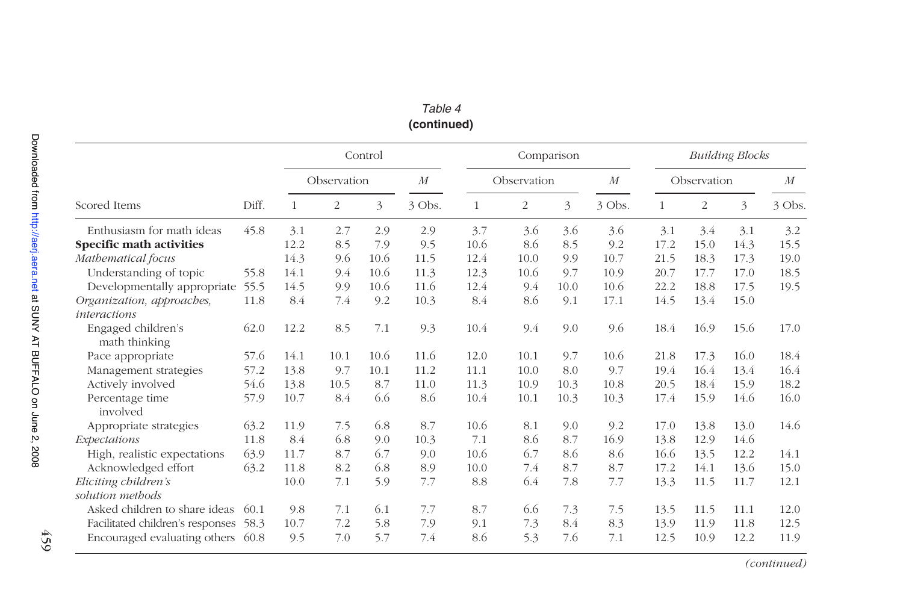*Table 4*
**(continued)**

| | | Control | | | | Comparison | | | | *Building Blocks* | | | |
|---|---|---|---|---|---|---|---|---|---|---|---|---|---|
| | | Observation | | | *M* | Observation | | | *M* | Observation | | | *M* |
| Scored Items | Diff. | 1 | 2 | 3 | 3 Obs. | 1 | 2 | 3 | 3 Obs. | 1 | 2 | 3 | 3 Obs. |
| Enthusiasm for math ideas | 45.8 | 3.1 | 2.7 | 2.9 | 2.9 | 3.7 | 3.6 | 3.6 | 3.6 | 3.1 | 3.4 | 3.1 | 3.2 |
| **Specific math activities** | | 12.2 | 8.5 | 7.9 | 9.5 | 10.6 | 8.6 | 8.5 | 9.2 | 17.2 | 15.0 | 14.3 | 15.5 |
| *Mathematical focus* | | 14.3 | 9.6 | 10.6 | 11.5 | 12.4 | 10.0 | 9.9 | 10.7 | 21.5 | 18.3 | 17.3 | 19.0 |
| Understanding of topic | 55.8 | 14.1 | 9.4 | 10.6 | 11.3 | 12.3 | 10.6 | 9.7 | 10.9 | 20.7 | 17.7 | 17.0 | 18.5 |
| Developmentally appropriate | 55.5 | 14.5 | 9.9 | 10.6 | 11.6 | 12.4 | 9.4 | 10.0 | 10.6 | 22.2 | 18.8 | 17.5 | 19.5 |
| *Organization, approaches, interactions* | 11.8 | 8.4 | 7.4 | 9.2 | 10.3 | 8.4 | 8.6 | 9.1 | 17.1 | 14.5 | 13.4 | 15.0 | |
| Engaged children's math thinking | 62.0 | 12.2 | 8.5 | 7.1 | 9.3 | 10.4 | 9.4 | 9.0 | 9.6 | 18.4 | 16.9 | 15.6 | 17.0 |
| Pace appropriate | 57.6 | 14.1 | 10.1 | 10.6 | 11.6 | 12.0 | 10.1 | 9.7 | 10.6 | 21.8 | 17.3 | 16.0 | 18.4 |
| Management strategies | 57.2 | 13.8 | 9.7 | 10.1 | 11.2 | 11.1 | 10.0 | 8.0 | 9.7 | 19.4 | 16.4 | 13.4 | 16.4 |
| Actively involved | 54.6 | 13.8 | 10.5 | 8.7 | 11.0 | 11.3 | 10.9 | 10.3 | 10.8 | 20.5 | 18.4 | 15.9 | 18.2 |
| Percentage time involved | 57.9 | 10.7 | 8.4 | 6.6 | 8.6 | 10.4 | 10.1 | 10.3 | 10.3 | 17.4 | 15.9 | 14.6 | 16.0 |
| Appropriate strategies | 63.2 | 11.9 | 7.5 | 6.8 | 8.7 | 10.6 | 8.1 | 9.0 | 9.2 | 17.0 | 13.8 | 13.0 | 14.6 |
| *Expectations* | 11.8 | 8.4 | 6.8 | 9.0 | 10.3 | 7.1 | 8.6 | 8.7 | 16.9 | 13.8 | 12.9 | 14.6 | |
| High, realistic expectations | 63.9 | 11.7 | 8.7 | 6.7 | 9.0 | 10.6 | 6.7 | 8.6 | 8.6 | 16.6 | 13.5 | 12.2 | 14.1 |
| Acknowledged effort | 63.2 | 11.8 | 8.2 | 6.8 | 8.9 | 10.0 | 7.4 | 8.7 | 8.7 | 17.2 | 14.1 | 13.6 | 15.0 |
| *Eliciting children's solution methods* | | 10.0 | 7.1 | 5.9 | 7.7 | 8.8 | 6.4 | 7.8 | 7.7 | 13.3 | 11.5 | 11.7 | 12.1 |
| Asked children to share ideas | 60.1 | 9.8 | 7.1 | 6.1 | 7.7 | 8.7 | 6.6 | 7.3 | 7.5 | 13.5 | 11.5 | 11.1 | 12.0 |
| Facilitated children's responses | 58.3 | 10.7 | 7.2 | 5.8 | 7.9 | 9.1 | 7.3 | 8.4 | 8.3 | 13.9 | 11.9 | 11.8 | 12.5 |
| Encouraged evaluating others | 60.8 | 9.5 | 7.0 | 5.7 | 7.4 | 8.6 | 5.3 | 7.6 | 7.1 | 12.5 | 10.9 | 12.2 | 11.9 |

*(continued)*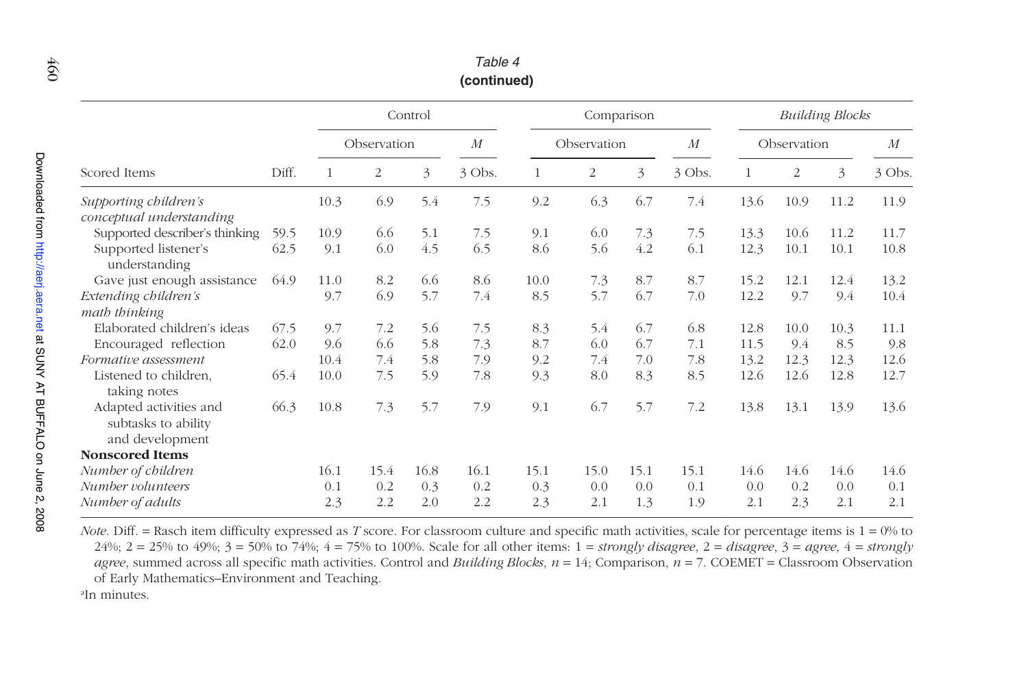Table 4
**(continued)**

| Scored Items | Diff. | Control | | | | Comparison | | | | *Building Blocks* | | | |
|---|---|---|---|---|---|---|---|---|---|---|---|---|---|
| | | Observation | | | *M* | Observation | | | *M* | Observation | | | *M* |
| | | 1 | 2 | 3 | 3 Obs. | 1 | 2 | 3 | 3 Obs. | 1 | 2 | 3 | 3 Obs. |
| *Supporting children's conceptual understanding* | | 10.3 | 6.9 | 5.4 | 7.5 | 9.2 | 6.3 | 6.7 | 7.4 | 13.6 | 10.9 | 11.2 | 11.9 |
| Supported describer's thinking | 59.5 | 10.9 | 6.6 | 5.1 | 7.5 | 9.1 | 6.0 | 7.3 | 7.5 | 13.3 | 10.6 | 11.2 | 11.7 |
| Supported listener's understanding | 62.5 | 9.1 | 6.0 | 4.5 | 6.5 | 8.6 | 5.6 | 4.2 | 6.1 | 12.3 | 10.1 | 10.1 | 10.8 |
| Gave just enough assistance | 64.9 | 11.0 | 8.2 | 6.6 | 8.6 | 10.0 | 7.3 | 8.7 | 8.7 | 15.2 | 12.1 | 12.4 | 13.2 |
| *Extending children's math thinking* | | 9.7 | 6.9 | 5.7 | 7.4 | 8.5 | 5.7 | 6.7 | 7.0 | 12.2 | 9.7 | 9.4 | 10.4 |
| Elaborated children's ideas | 67.5 | 9.7 | 7.2 | 5.6 | 7.5 | 8.3 | 5.4 | 6.7 | 6.8 | 12.8 | 10.0 | 10.3 | 11.1 |
| Encouraged reflection | 62.0 | 9.6 | 6.6 | 5.8 | 7.3 | 8.7 | 6.0 | 6.7 | 7.1 | 11.5 | 9.4 | 8.5 | 9.8 |
| *Formative assessment* | | 10.4 | 7.4 | 5.8 | 7.9 | 9.2 | 7.4 | 7.0 | 7.8 | 13.2 | 12.3 | 12.3 | 12.6 |
| Listened to children, taking notes | 65.4 | 10.0 | 7.5 | 5.9 | 7.8 | 9.3 | 8.0 | 8.3 | 8.5 | 12.6 | 12.6 | 12.8 | 12.7 |
| Adapted activities and subtasks to ability and development | 66.3 | 10.8 | 7.3 | 5.7 | 7.9 | 9.1 | 6.7 | 5.7 | 7.2 | 13.8 | 13.1 | 13.9 | 13.6 |
| **Nonscored Items** | | | | | | | | | | | | | |
| *Number of children* | | 16.1 | 15.4 | 16.8 | 16.1 | 15.1 | 15.0 | 15.1 | 15.1 | 14.6 | 14.6 | 14.6 | 14.6 |
| *Number volunteers* | | 0.1 | 0.2 | 0.3 | 0.2 | 0.3 | 0.0 | 0.0 | 0.1 | 0.0 | 0.2 | 0.0 | 0.1 |
| *Number of adults* | | 2.3 | 2.2 | 2.0 | 2.2 | 2.3 | 2.1 | 1.3 | 1.9 | 2.1 | 2.3 | 2.1 | 2.1 |

*Note*. Diff. = Rasch item difficulty expressed as *T* score. For classroom culture and specific math activities, scale for percentage items is 1 = 0% to 24%; 2 = 25% to 49%; 3 = 50% to 74%; 4 = 75% to 100%. Scale for all other items: 1 = *strongly disagree*, 2 = *disagree*, 3 = *agree*, 4 = *strongly agree*, summed across all specific math activities. Control and *Building Blocks*, *n* = 14; Comparison, *n* = 7. COEMET = Classroom Observation of Early Mathematics–Environment and Teaching.

[a]In minutes.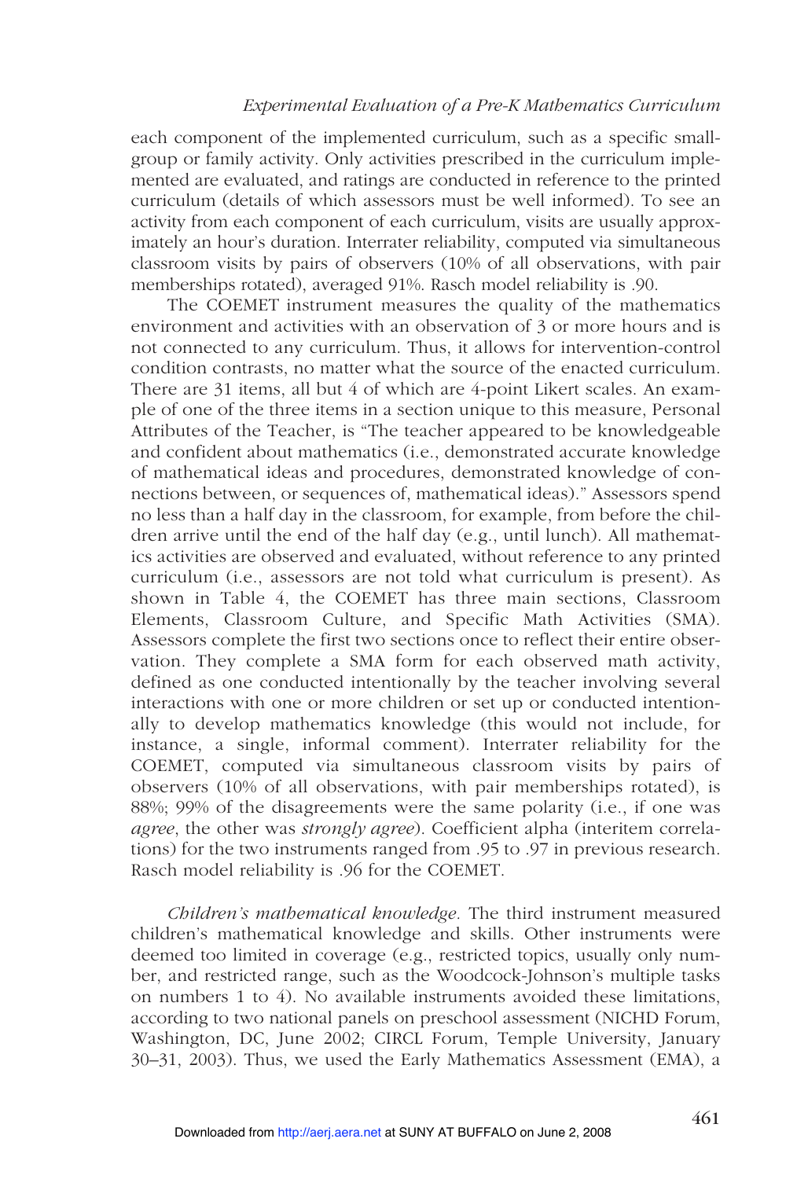each component of the implemented curriculum, such as a specific small-group or family activity. Only activities prescribed in the curriculum implemented are evaluated, and ratings are conducted in reference to the printed curriculum (details of which assessors must be well informed). To see an activity from each component of each curriculum, visits are usually approximately an hour's duration. Interrater reliability, computed via simultaneous classroom visits by pairs of observers (10% of all observations, with pair memberships rotated), averaged 91%. Rasch model reliability is .90.

The COEMET instrument measures the quality of the mathematics environment and activities with an observation of 3 or more hours and is not connected to any curriculum. Thus, it allows for intervention-control condition contrasts, no matter what the source of the enacted curriculum. There are 31 items, all but 4 of which are 4-point Likert scales. An example of one of the three items in a section unique to this measure, Personal Attributes of the Teacher, is "The teacher appeared to be knowledgeable and confident about mathematics (i.e., demonstrated accurate knowledge of mathematical ideas and procedures, demonstrated knowledge of connections between, or sequences of, mathematical ideas)." Assessors spend no less than a half day in the classroom, for example, from before the children arrive until the end of the half day (e.g., until lunch). All mathematics activities are observed and evaluated, without reference to any printed curriculum (i.e., assessors are not told what curriculum is present). As shown in Table 4, the COEMET has three main sections, Classroom Elements, Classroom Culture, and Specific Math Activities (SMA). Assessors complete the first two sections once to reflect their entire observation. They complete a SMA form for each observed math activity, defined as one conducted intentionally by the teacher involving several interactions with one or more children or set up or conducted intentionally to develop mathematics knowledge (this would not include, for instance, a single, informal comment). Interrater reliability for the COEMET, computed via simultaneous classroom visits by pairs of observers (10% of all observations, with pair memberships rotated), is 88%; 99% of the disagreements were the same polarity (i.e., if one was *agree*, the other was *strongly agree*). Coefficient alpha (interitem correlations) for the two instruments ranged from .95 to .97 in previous research. Rasch model reliability is .96 for the COEMET.

*Children's mathematical knowledge.* The third instrument measured children's mathematical knowledge and skills. Other instruments were deemed too limited in coverage (e.g., restricted topics, usually only number, and restricted range, such as the Woodcock-Johnson's multiple tasks on numbers 1 to 4). No available instruments avoided these limitations, according to two national panels on preschool assessment (NICHD Forum, Washington, DC, June 2002; CIRCL Forum, Temple University, January 30–31, 2003). Thus, we used the Early Mathematics Assessment (EMA), a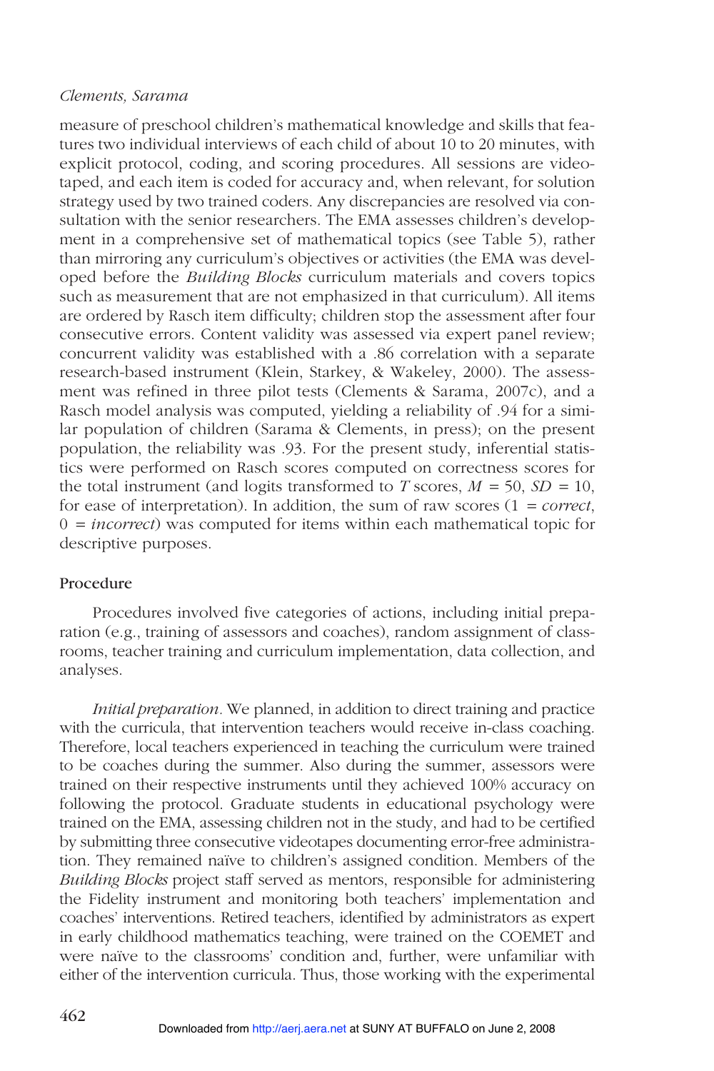measure of preschool children's mathematical knowledge and skills that features two individual interviews of each child of about 10 to 20 minutes, with explicit protocol, coding, and scoring procedures. All sessions are videotaped, and each item is coded for accuracy and, when relevant, for solution strategy used by two trained coders. Any discrepancies are resolved via consultation with the senior researchers. The EMA assesses children's development in a comprehensive set of mathematical topics (see Table 5), rather than mirroring any curriculum's objectives or activities (the EMA was developed before the *Building Blocks* curriculum materials and covers topics such as measurement that are not emphasized in that curriculum). All items are ordered by Rasch item difficulty; children stop the assessment after four consecutive errors. Content validity was assessed via expert panel review; concurrent validity was established with a .86 correlation with a separate research-based instrument (Klein, Starkey, & Wakeley, 2000). The assessment was refined in three pilot tests (Clements & Sarama, 2007c), and a Rasch model analysis was computed, yielding a reliability of .94 for a similar population of children (Sarama & Clements, in press); on the present population, the reliability was .93. For the present study, inferential statistics were performed on Rasch scores computed on correctness scores for the total instrument (and logits transformed to $T$ scores, $M$ = 50, $SD$ = 10, for ease of interpretation). In addition, the sum of raw scores (1 = *correct*, 0 = *incorrect*) was computed for items within each mathematical topic for descriptive purposes.

## Procedure

Procedures involved five categories of actions, including initial preparation (e.g., training of assessors and coaches), random assignment of classrooms, teacher training and curriculum implementation, data collection, and analyses.

*Initial preparation.* We planned, in addition to direct training and practice with the curricula, that intervention teachers would receive in-class coaching. Therefore, local teachers experienced in teaching the curriculum were trained to be coaches during the summer. Also during the summer, assessors were trained on their respective instruments until they achieved 100% accuracy on following the protocol. Graduate students in educational psychology were trained on the EMA, assessing children not in the study, and had to be certified by submitting three consecutive videotapes documenting error-free administration. They remained naïve to children's assigned condition. Members of the *Building Blocks* project staff served as mentors, responsible for administering the Fidelity instrument and monitoring both teachers' implementation and coaches' interventions. Retired teachers, identified by administrators as expert in early childhood mathematics teaching, were trained on the COEMET and were naïve to the classrooms' condition and, further, were unfamiliar with either of the intervention curricula. Thus, those working with the experimental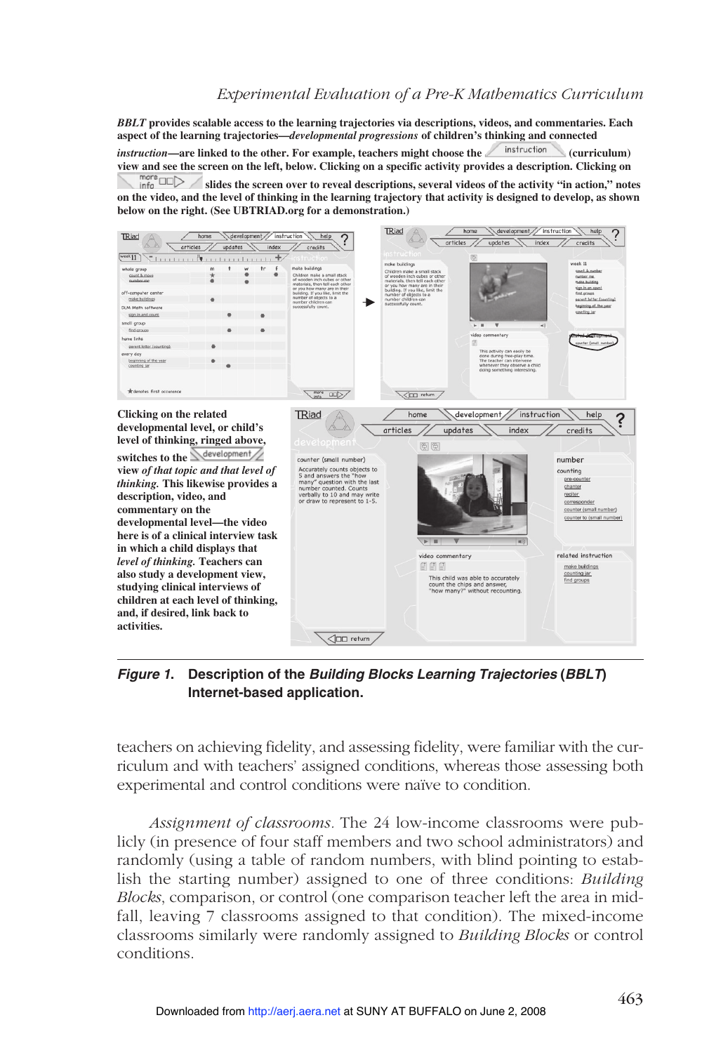**_BBLT_ provides scalable access to the learning trajectories via descriptions, videos, and commentaries. Each aspect of the learning trajectories—_developmental progressions_ of children's thinking and connected _instruction_—are linked to the other. For example, teachers might choose the instruction (curriculum) view and see the screen on the left, below. Clicking on a specific activity provides a description. Clicking on more info slides the screen over to reveal descriptions, several videos of the activity "in action," notes on the video, and the level of thinking in the learning trajectory that activity is designed to develop, as shown below on the right. (See UBTRIAD.org for a demonstration.)**

**Clicking on the related developmental level, or child's level of thinking, ringed above, switches to the development view _of that topic and that level of thinking._ This likewise provides a description, video, and commentary on the developmental level—the video here is of a clinical interview task in which a child displays that _level of thinking._ Teachers can also study a development view, studying clinical interviews of children at each level of thinking, and, if desired, link back to activities.**

***Figure 1.*** **Description of the *Building Blocks Learning Trajectories* (*BBLT*) Internet-based application.**

teachers on achieving fidelity, and assessing fidelity, were familiar with the curriculum and with teachers' assigned conditions, whereas those assessing both experimental and control conditions were naïve to condition.

*Assignment of classrooms.* The 24 low-income classrooms were publicly (in presence of four staff members and two school administrators) and randomly (using a table of random numbers, with blind pointing to establish the starting number) assigned to one of three conditions: *Building Blocks*, comparison, or control (one comparison teacher left the area in mid-fall, leaving 7 classrooms assigned to that condition). The mixed-income classrooms similarly were randomly assigned to *Building Blocks* or control conditions.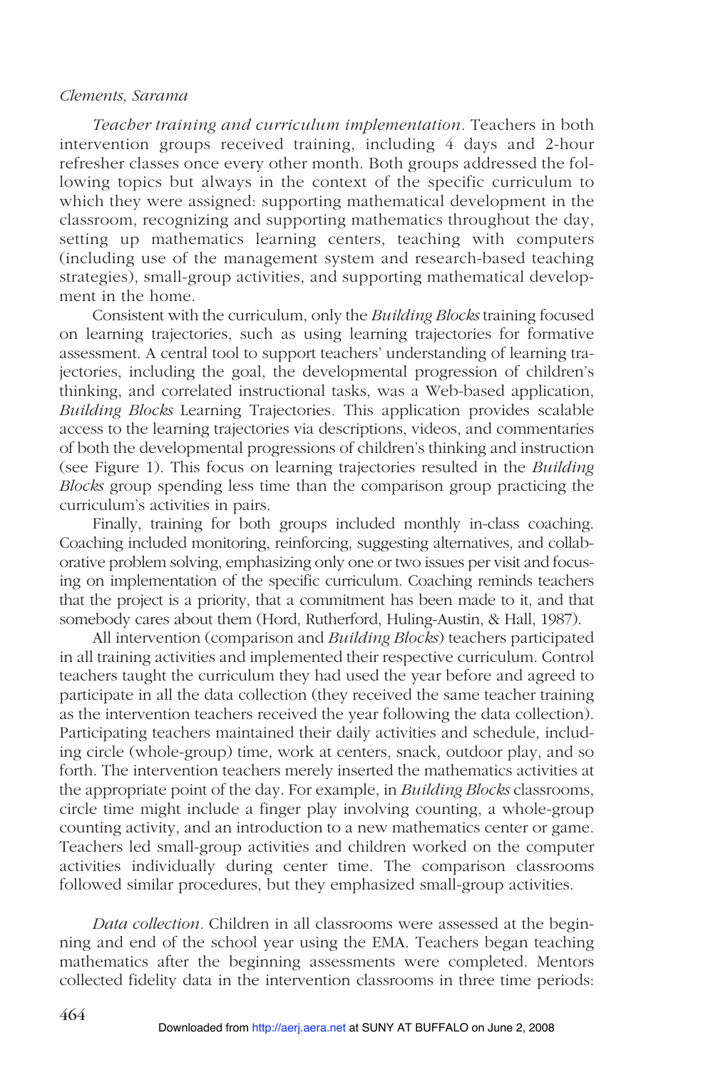*Teacher training and curriculum implementation.* Teachers in both intervention groups received training, including 4 days and 2-hour refresher classes once every other month. Both groups addressed the following topics but always in the context of the specific curriculum to which they were assigned: supporting mathematical development in the classroom, recognizing and supporting mathematics throughout the day, setting up mathematics learning centers, teaching with computers (including use of the management system and research-based teaching strategies), small-group activities, and supporting mathematical development in the home.

Consistent with the curriculum, only the *Building Blocks* training focused on learning trajectories, such as using learning trajectories for formative assessment. A central tool to support teachers' understanding of learning trajectories, including the goal, the developmental progression of children's thinking, and correlated instructional tasks, was a Web-based application, *Building Blocks* Learning Trajectories. This application provides scalable access to the learning trajectories via descriptions, videos, and commentaries of both the developmental progressions of children's thinking and instruction (see Figure 1). This focus on learning trajectories resulted in the *Building Blocks* group spending less time than the comparison group practicing the curriculum's activities in pairs.

Finally, training for both groups included monthly in-class coaching. Coaching included monitoring, reinforcing, suggesting alternatives, and collaborative problem solving, emphasizing only one or two issues per visit and focusing on implementation of the specific curriculum. Coaching reminds teachers that the project is a priority, that a commitment has been made to it, and that somebody cares about them (Hord, Rutherford, Huling-Austin, & Hall, 1987).

All intervention (comparison and *Building Blocks*) teachers participated in all training activities and implemented their respective curriculum. Control teachers taught the curriculum they had used the year before and agreed to participate in all the data collection (they received the same teacher training as the intervention teachers received the year following the data collection). Participating teachers maintained their daily activities and schedule, including circle (whole-group) time, work at centers, snack, outdoor play, and so forth. The intervention teachers merely inserted the mathematics activities at the appropriate point of the day. For example, in *Building Blocks* classrooms, circle time might include a finger play involving counting, a whole-group counting activity, and an introduction to a new mathematics center or game. Teachers led small-group activities and children worked on the computer activities individually during center time. The comparison classrooms followed similar procedures, but they emphasized small-group activities.

*Data collection.* Children in all classrooms were assessed at the beginning and end of the school year using the EMA. Teachers began teaching mathematics after the beginning assessments were completed. Mentors collected fidelity data in the intervention classrooms in three time periods: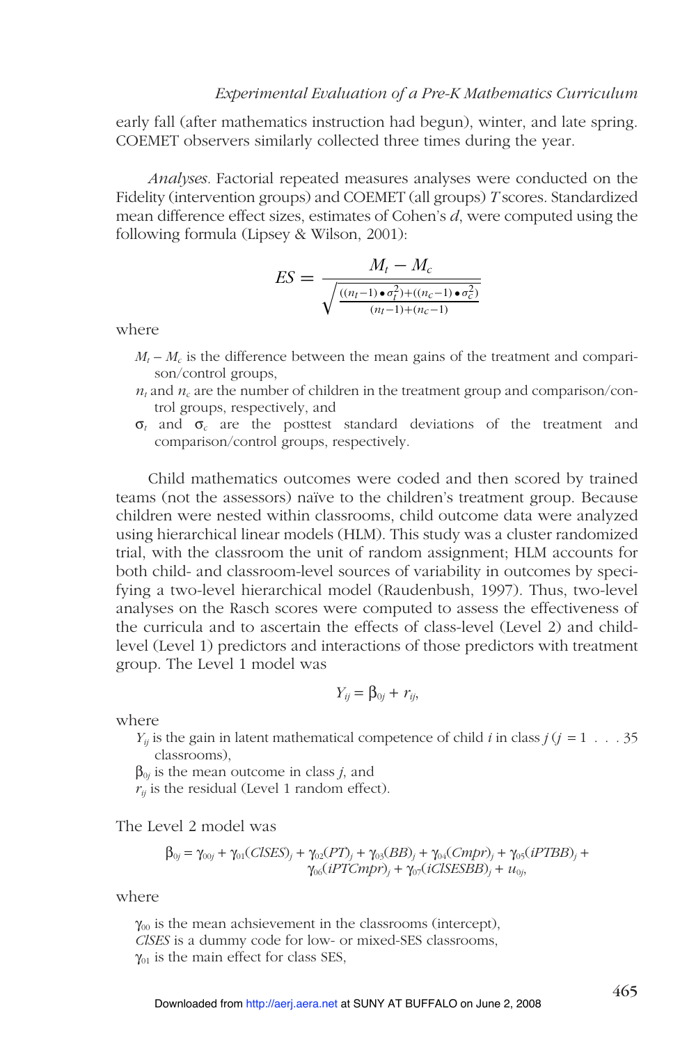early fall (after mathematics instruction had begun), winter, and late spring. COEMET observers similarly collected three times during the year.

*Analyses.* Factorial repeated measures analyses were conducted on the Fidelity (intervention groups) and COEMET (all groups) *T* scores. Standardized mean difference effect sizes, estimates of Cohen's *d*, were computed using the following formula (Lipsey & Wilson, 2001):

$$ES = \frac{M_t - M_c}{\sqrt{\frac{((n_t-1)\bullet\sigma_t^2)+((n_c-1)\bullet\sigma_c^2)}{(n_t-1)+(n_c-1)}}}$$

where

- $M_t - M_c$ is the difference between the mean gains of the treatment and comparison/control groups,
- $n_t$ and $n_c$ are the number of children in the treatment group and comparison/control groups, respectively, and
- $\sigma_t$ and $\sigma_c$ are the posttest standard deviations of the treatment and comparison/control groups, respectively.

Child mathematics outcomes were coded and then scored by trained teams (not the assessors) naïve to the children's treatment group. Because children were nested within classrooms, child outcome data were analyzed using hierarchical linear models (HLM). This study was a cluster randomized trial, with the classroom the unit of random assignment; HLM accounts for both child- and classroom-level sources of variability in outcomes by specifying a two-level hierarchical model (Raudenbush, 1997). Thus, two-level analyses on the Rasch scores were computed to assess the effectiveness of the curricula and to ascertain the effects of class-level (Level 2) and child-level (Level 1) predictors and interactions of those predictors with treatment group. The Level 1 model was

$$Y_{ij} = \beta_{0j} + r_{ij},$$

where

- $Y_{ij}$ is the gain in latent mathematical competence of child *i* in class *j* ($j = 1 \ldots 35$ classrooms),
- $\beta_{0j}$ is the mean outcome in class *j*, and
- $r_{ij}$ is the residual (Level 1 random effect).

The Level 2 model was

$$\beta_{0j} = \gamma_{00j} + \gamma_{01}(ClSES)_j + \gamma_{02}(PT)_j + \gamma_{03}(BB)_j + \gamma_{04}(Cmpr)_j + \gamma_{05}(iPTBB)_j + \gamma_{06}(iPTCmpr)_j + \gamma_{07}(iClSESBB)_j + u_{0j},$$

where

- $\gamma_{00}$ is the mean achsievement in the classrooms (intercept),
- *ClSES* is a dummy code for low- or mixed-SES classrooms,
- $\gamma_{01}$ is the main effect for class SES,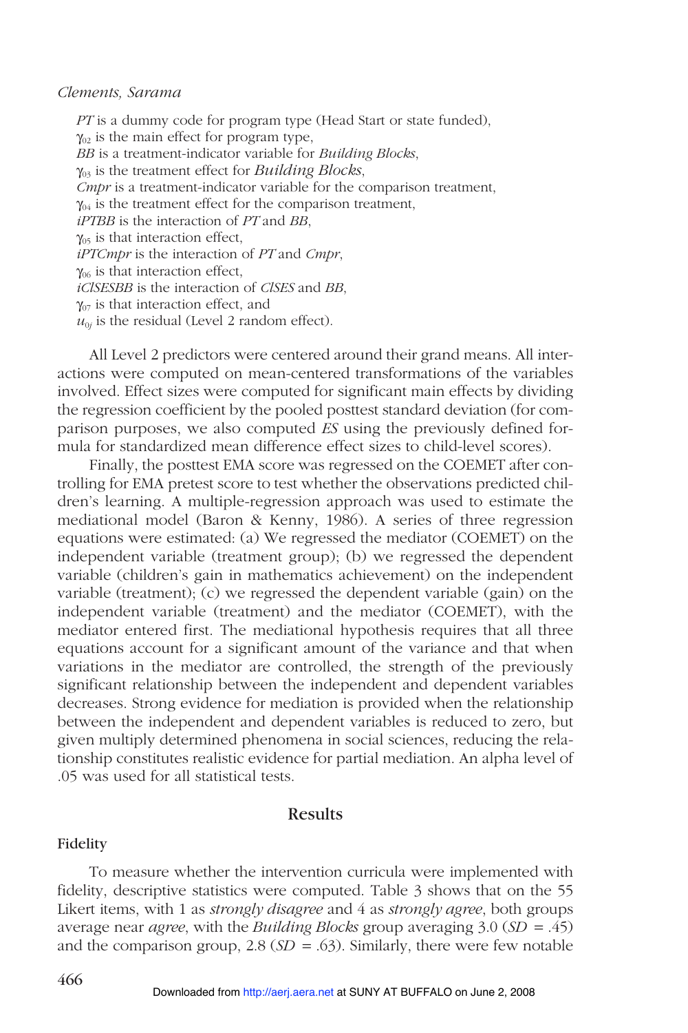*PT* is a dummy code for program type (Head Start or state funded),
$\gamma_{02}$ is the main effect for program type,
*BB* is a treatment-indicator variable for *Building Blocks*,
$\gamma_{03}$ is the treatment effect for *Building Blocks*,
*Cmpr* is a treatment-indicator variable for the comparison treatment,
$\gamma_{04}$ is the treatment effect for the comparison treatment,
*iPTBB* is the interaction of *PT* and *BB*,
$\gamma_{05}$ is that interaction effect,
*iPTCmpr* is the interaction of *PT* and *Cmpr*,
$\gamma_{06}$ is that interaction effect,
*iClSESBB* is the interaction of *ClSES* and *BB*,
$\gamma_{07}$ is that interaction effect, and
$u_{0j}$ is the residual (Level 2 random effect).

All Level 2 predictors were centered around their grand means. All interactions were computed on mean-centered transformations of the variables involved. Effect sizes were computed for significant main effects by dividing the regression coefficient by the pooled posttest standard deviation (for comparison purposes, we also computed *ES* using the previously defined formula for standardized mean difference effect sizes to child-level scores).

Finally, the posttest EMA score was regressed on the COEMET after controlling for EMA pretest score to test whether the observations predicted children's learning. A multiple-regression approach was used to estimate the mediational model (Baron & Kenny, 1986). A series of three regression equations were estimated: (a) We regressed the mediator (COEMET) on the independent variable (treatment group); (b) we regressed the dependent variable (children's gain in mathematics achievement) on the independent variable (treatment); (c) we regressed the dependent variable (gain) on the independent variable (treatment) and the mediator (COEMET), with the mediator entered first. The mediational hypothesis requires that all three equations account for a significant amount of the variance and that when variations in the mediator are controlled, the strength of the previously significant relationship between the independent and dependent variables decreases. Strong evidence for mediation is provided when the relationship between the independent and dependent variables is reduced to zero, but given multiply determined phenomena in social sciences, reducing the relationship constitutes realistic evidence for partial mediation. An alpha level of .05 was used for all statistical tests.

## Results

### Fidelity

To measure whether the intervention curricula were implemented with fidelity, descriptive statistics were computed. Table 3 shows that on the 55 Likert items, with 1 as *strongly disagree* and 4 as *strongly agree*, both groups average near *agree*, with the *Building Blocks* group averaging 3.0 ($SD = .45$) and the comparison group, 2.8 ($SD = .63$). Similarly, there were few notable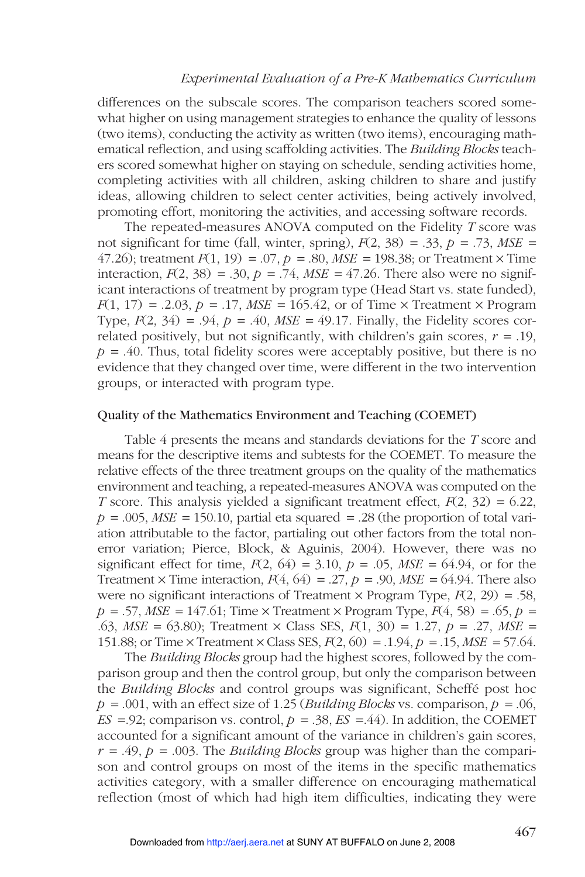differences on the subscale scores. The comparison teachers scored somewhat higher on using management strategies to enhance the quality of lessons (two items), conducting the activity as written (two items), encouraging mathematical reflection, and using scaffolding activities. The *Building Blocks* teachers scored somewhat higher on staying on schedule, sending activities home, completing activities with all children, asking children to share and justify ideas, allowing children to select center activities, being actively involved, promoting effort, monitoring the activities, and accessing software records.

The repeated-measures ANOVA computed on the Fidelity $T$ score was not significant for time (fall, winter, spring), $F(2, 38) = .33$, $p = .73$, $MSE = 47.26$); treatment $F(1, 19) = .07$, $p = .80$, $MSE = 198.38$; or Treatment × Time interaction, $F(2, 38) = .30$, $p = .74$, $MSE = 47.26$. There also were no significant interactions of treatment by program type (Head Start vs. state funded), $F(1, 17) = .2.03$, $p = .17$, $MSE = 165.42$, or of Time × Treatment × Program Type, $F(2, 34) = .94$, $p = .40$, $MSE = 49.17$. Finally, the Fidelity scores correlated positively, but not significantly, with children's gain scores, $r = .19$, $p = .40$. Thus, total fidelity scores were acceptably positive, but there is no evidence that they changed over time, were different in the two intervention groups, or interacted with program type.

### Quality of the Mathematics Environment and Teaching (COEMET)

Table 4 presents the means and standards deviations for the $T$ score and means for the descriptive items and subtests for the COEMET. To measure the relative effects of the three treatment groups on the quality of the mathematics environment and teaching, a repeated-measures ANOVA was computed on the $T$ score. This analysis yielded a significant treatment effect, $F(2, 32) = 6.22$, $p = .005$, $MSE = 150.10$, partial eta squared $= .28$ (the proportion of total variation attributable to the factor, partialing out other factors from the total non-error variation; Pierce, Block, & Aguinis, 2004). However, there was no significant effect for time, $F(2, 64) = 3.10$, $p = .05$, $MSE = 64.94$, or for the Treatment × Time interaction, $F(4, 64) = .27$, $p = .90$, $MSE = 64.94$. There also were no significant interactions of Treatment × Program Type, $F(2, 29) = .58$, $p = .57$, $MSE = 147.61$; Time × Treatment × Program Type, $F(4, 58) = .65$, $p = .63$, $MSE = 63.80$); Treatment × Class SES, $F(1, 30) = 1.27$, $p = .27$, $MSE = 151.88$; or Time × Treatment × Class SES, $F(2, 60) = .1.94$, $p = .15$, $MSE = 57.64$.

The *Building Blocks* group had the highest scores, followed by the comparison group and then the control group, but only the comparison between the *Building Blocks* and control groups was significant, Scheffé post hoc $p = .001$, with an effect size of 1.25 (*Building Blocks* vs. comparison, $p = .06$, $ES = .92$; comparison vs. control, $p = .38$, $ES = .44$). In addition, the COEMET accounted for a significant amount of the variance in children's gain scores, $r = .49$, $p = .003$. The *Building Blocks* group was higher than the comparison and control groups on most of the items in the specific mathematics activities category, with a smaller difference on encouraging mathematical reflection (most of which had high item difficulties, indicating they were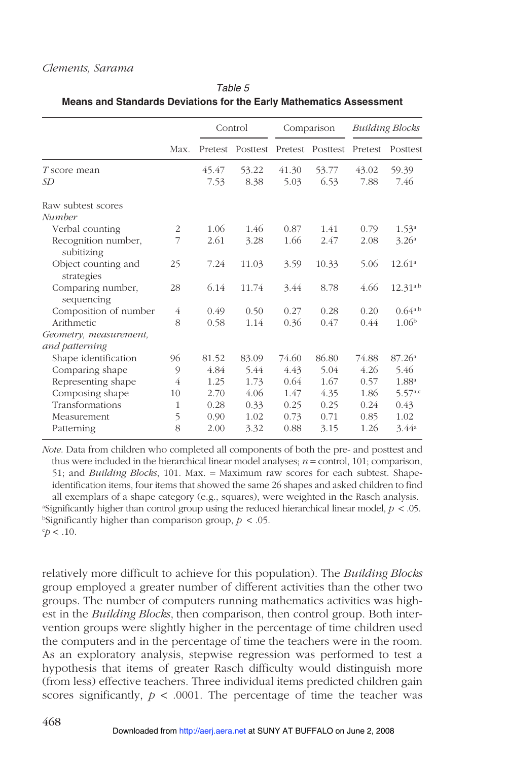Table 5

**Means and Standards Deviations for the Early Mathematics Assessment**

| | Max. | Control | | Comparison | | *Building Blocks* | |
|---|---|---|---|---|---|---|---|
| | | Pretest | Posttest | Pretest | Posttest | Pretest | Posttest |
| *T* score mean | | 45.47 | 53.22 | 41.30 | 53.77 | 43.02 | 59.39 |
| *SD* | | 7.53 | 8.38 | 5.03 | 6.53 | 7.88 | 7.46 |
| Raw subtest scores | | | | | | | |
| *Number* | | | | | | | |
| Verbal counting | 2 | 1.06 | 1.46 | 0.87 | 1.41 | 0.79 | 1.53[a] |
| Recognition number, subitizing | 7 | 2.61 | 3.28 | 1.66 | 2.47 | 2.08 | 3.26[a] |
| Object counting and strategies | 25 | 7.24 | 11.03 | 3.59 | 10.33 | 5.06 | 12.61[a] |
| Comparing number, sequencing | 28 | 6.14 | 11.74 | 3.44 | 8.78 | 4.66 | 12.31[a,b] |
| Composition of number | 4 | 0.49 | 0.50 | 0.27 | 0.28 | 0.20 | 0.64[a,b] |
| Arithmetic | 8 | 0.58 | 1.14 | 0.36 | 0.47 | 0.44 | 1.06[b] |
| *Geometry, measurement, and patterning* | | | | | | | |
| Shape identification | 96 | 81.52 | 83.09 | 74.60 | 86.80 | 74.88 | 87.26[a] |
| Comparing shape | 9 | 4.84 | 5.44 | 4.43 | 5.04 | 4.26 | 5.46 |
| Representing shape | 4 | 1.25 | 1.73 | 0.64 | 1.67 | 0.57 | 1.88[a] |
| Composing shape | 10 | 2.70 | 4.06 | 1.47 | 4.35 | 1.86 | 5.57[a,c] |
| Transformations | 1 | 0.28 | 0.33 | 0.25 | 0.25 | 0.24 | 0.43 |
| Measurement | 5 | 0.90 | 1.02 | 0.73 | 0.71 | 0.85 | 1.02 |
| Patterning | 8 | 2.00 | 3.32 | 0.88 | 3.15 | 1.26 | 3.44[a] |

*Note.* Data from children who completed all components of both the pre- and posttest and thus were included in the hierarchical linear model analyses; $n$ = control, 101; comparison, 51; and *Building Blocks*, 101. Max. = Maximum raw scores for each subtest. Shape-identification items, four items that showed the same 26 shapes and asked children to find all exemplars of a shape category (e.g., squares), were weighted in the Rasch analysis.
[a]Significantly higher than control group using the reduced hierarchical linear model, $p < .05$.
[b]Significantly higher than comparison group, $p < .05$.
[c]$p < .10$.

relatively more difficult to achieve for this population). The *Building Blocks* group employed a greater number of different activities than the other two groups. The number of computers running mathematics activities was highest in the *Building Blocks*, then comparison, then control group. Both intervention groups were slightly higher in the percentage of time children used the computers and in the percentage of time the teachers were in the room. As an exploratory analysis, stepwise regression was performed to test a hypothesis that items of greater Rasch difficulty would distinguish more (from less) effective teachers. Three individual items predicted children gain scores significantly, $p < .0001$. The percentage of time the teacher was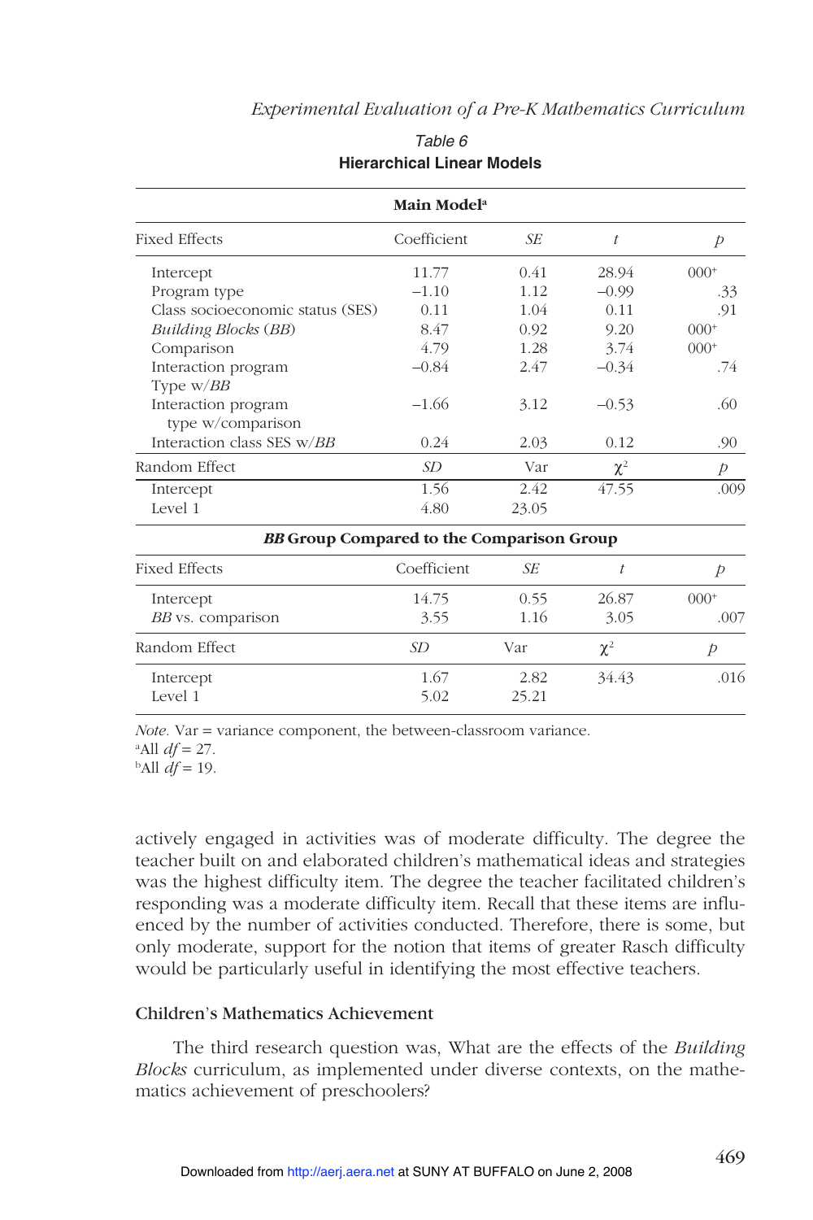Table 6

**Hierarchical Linear Models**

| **Main Model**[a] | | | | |
|---|---|---|---|---|
| Fixed Effects | Coefficient | *SE* | *t* | *p* |
| Intercept | 11.77 | 0.41 | 28.94 | 000+ |
| Program type | −1.10 | 1.12 | −0.99 | .33 |
| Class socioeconomic status (SES) | 0.11 | 1.04 | 0.11 | .91 |
| *Building Blocks* (*BB*) | 8.47 | 0.92 | 9.20 | 000+ |
| Comparison | 4.79 | 1.28 | 3.74 | 000+ |
| Interaction program Type w/*BB* | −0.84 | 2.47 | −0.34 | .74 |
| Interaction program type w/comparison | −1.66 | 3.12 | −0.53 | .60 |
| Interaction class SES w/*BB* | 0.24 | 2.03 | 0.12 | .90 |
| Random Effect | *SD* | Var | $\chi^2$ | *p* |
| Intercept | 1.56 | 2.42 | 47.55 | .009 |
| Level 1 | 4.80 | 23.05 | | |

| ***BB* Group Compared to the Comparison Group** | | | | |
|---|---|---|---|---|
| Fixed Effects | Coefficient | *SE* | *t* | *p* |
| Intercept | 14.75 | 0.55 | 26.87 | 000+ |
| *BB* vs. comparison | 3.55 | 1.16 | 3.05 | .007 |
| Random Effect | *SD* | Var | $\chi^2$ | *p* |
| Intercept | 1.67 | 2.82 | 34.43 | .016 |
| Level 1 | 5.02 | 25.21 | | |

*Note.* Var = variance component, the between-classroom variance.
[a]All $df = 27$.
[b]All $df = 19$.

actively engaged in activities was of moderate difficulty. The degree the teacher built on and elaborated children's mathematical ideas and strategies was the highest difficulty item. The degree the teacher facilitated children's responding was a moderate difficulty item. Recall that these items are influenced by the number of activities conducted. Therefore, there is some, but only moderate, support for the notion that items of greater Rasch difficulty would be particularly useful in identifying the most effective teachers.

### Children's Mathematics Achievement

The third research question was, What are the effects of the *Building Blocks* curriculum, as implemented under diverse contexts, on the mathematics achievement of preschoolers?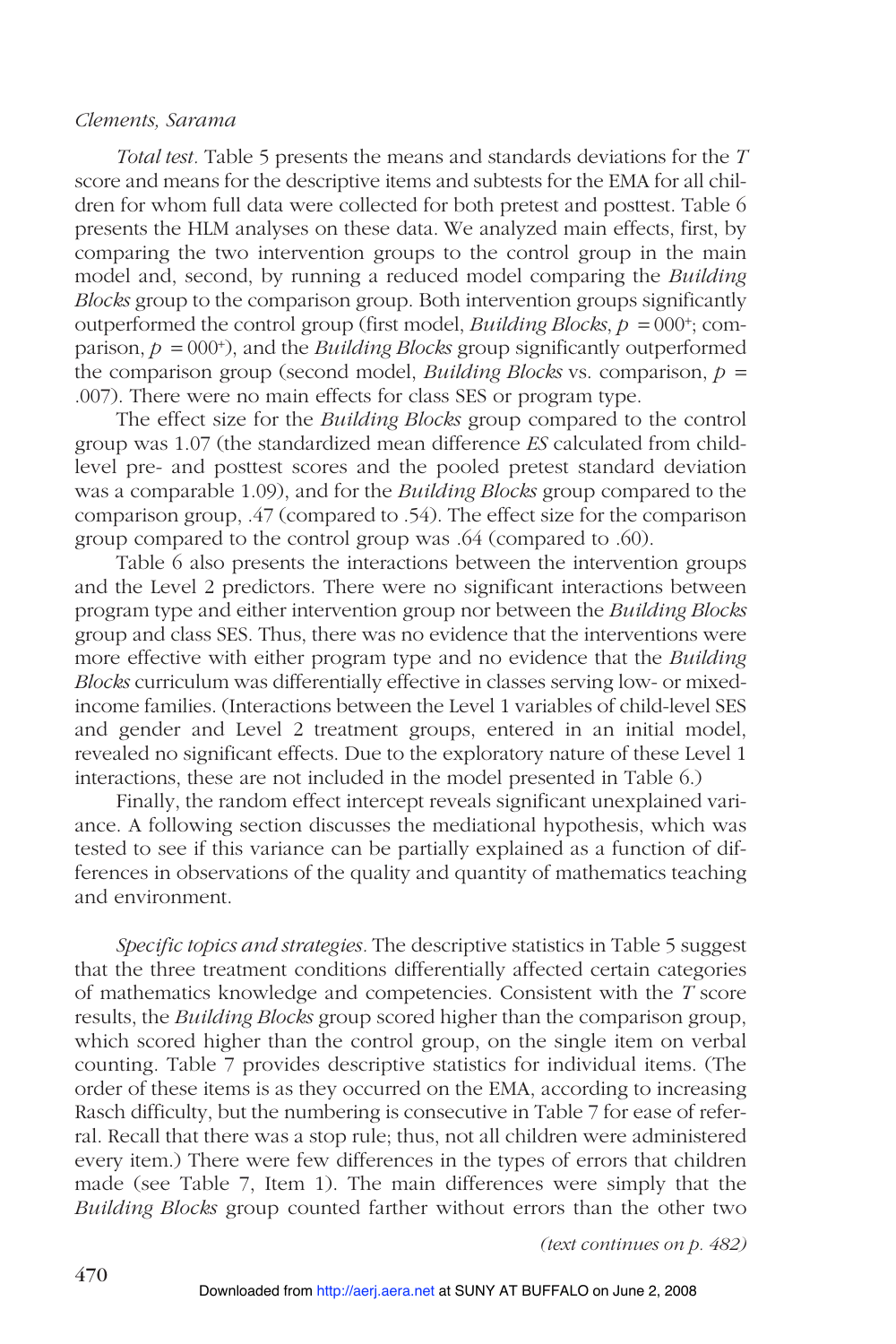*Total test.* Table 5 presents the means and standards deviations for the *T* score and means for the descriptive items and subtests for the EMA for all children for whom full data were collected for both pretest and posttest. Table 6 presents the HLM analyses on these data. We analyzed main effects, first, by comparing the two intervention groups to the control group in the main model and, second, by running a reduced model comparing the *Building Blocks* group to the comparison group. Both intervention groups significantly outperformed the control group (first model, *Building Blocks*, $p = 000^{+}$; comparison, $p = 000^{+}$), and the *Building Blocks* group significantly outperformed the comparison group (second model, *Building Blocks* vs. comparison, $p = .007$). There were no main effects for class SES or program type.

The effect size for the *Building Blocks* group compared to the control group was 1.07 (the standardized mean difference *ES* calculated from child-level pre- and posttest scores and the pooled pretest standard deviation was a comparable 1.09), and for the *Building Blocks* group compared to the comparison group, .47 (compared to .54). The effect size for the comparison group compared to the control group was .64 (compared to .60).

Table 6 also presents the interactions between the intervention groups and the Level 2 predictors. There were no significant interactions between program type and either intervention group nor between the *Building Blocks* group and class SES. Thus, there was no evidence that the interventions were more effective with either program type and no evidence that the *Building Blocks* curriculum was differentially effective in classes serving low- or mixed-income families. (Interactions between the Level 1 variables of child-level SES and gender and Level 2 treatment groups, entered in an initial model, revealed no significant effects. Due to the exploratory nature of these Level 1 interactions, these are not included in the model presented in Table 6.)

Finally, the random effect intercept reveals significant unexplained variance. A following section discusses the mediational hypothesis, which was tested to see if this variance can be partially explained as a function of differences in observations of the quality and quantity of mathematics teaching and environment.

*Specific topics and strategies.* The descriptive statistics in Table 5 suggest that the three treatment conditions differentially affected certain categories of mathematics knowledge and competencies. Consistent with the *T* score results, the *Building Blocks* group scored higher than the comparison group, which scored higher than the control group, on the single item on verbal counting. Table 7 provides descriptive statistics for individual items. (The order of these items is as they occurred on the EMA, according to increasing Rasch difficulty, but the numbering is consecutive in Table 7 for ease of referral. Recall that there was a stop rule; thus, not all children were administered every item.) There were few differences in the types of errors that children made (see Table 7, Item 1). The main differences were simply that the *Building Blocks* group counted farther without errors than the other two

*(text continues on p. 482)*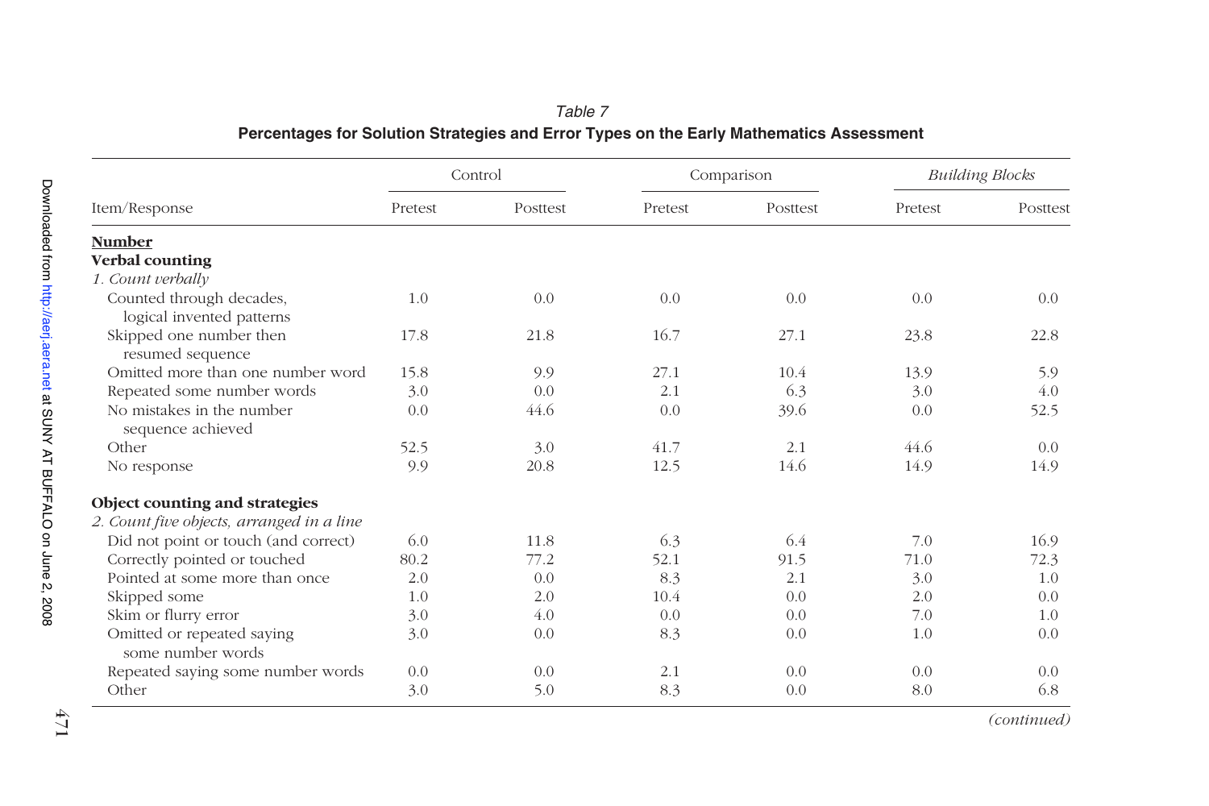*Table 7*

**Percentages for Solution Strategies and Error Types on the Early Mathematics Assessment**

| Item/Response | Control | | Comparison | | *Building Blocks* | |
|---|---|---|---|---|---|---|
| | Pretest | Posttest | Pretest | Posttest | Pretest | Posttest |
| **Number** | | | | | | |
| **Verbal counting** | | | | | | |
| *1. Count verbally* | | | | | | |
| Counted through decades, logical invented patterns | 1.0 | 0.0 | 0.0 | 0.0 | 0.0 | 0.0 |
| Skipped one number then resumed sequence | 17.8 | 21.8 | 16.7 | 27.1 | 23.8 | 22.8 |
| Omitted more than one number word | 15.8 | 9.9 | 27.1 | 10.4 | 13.9 | 5.9 |
| Repeated some number words | 3.0 | 0.0 | 2.1 | 6.3 | 3.0 | 4.0 |
| No mistakes in the number sequence achieved | 0.0 | 44.6 | 0.0 | 39.6 | 0.0 | 52.5 |
| Other | 52.5 | 3.0 | 41.7 | 2.1 | 44.6 | 0.0 |
| No response | 9.9 | 20.8 | 12.5 | 14.6 | 14.9 | 14.9 |
| **Object counting and strategies** | | | | | | |
| *2. Count five objects, arranged in a line* | | | | | | |
| Did not point or touch (and correct) | 6.0 | 11.8 | 6.3 | 6.4 | 7.0 | 16.9 |
| Correctly pointed or touched | 80.2 | 77.2 | 52.1 | 91.5 | 71.0 | 72.3 |
| Pointed at some more than once | 2.0 | 0.0 | 8.3 | 2.1 | 3.0 | 1.0 |
| Skipped some | 1.0 | 2.0 | 10.4 | 0.0 | 2.0 | 0.0 |
| Skim or flurry error | 3.0 | 4.0 | 0.0 | 0.0 | 7.0 | 1.0 |
| Omitted or repeated saying some number words | 3.0 | 0.0 | 8.3 | 0.0 | 1.0 | 0.0 |
| Repeated saying some number words | 0.0 | 0.0 | 2.1 | 0.0 | 0.0 | 0.0 |
| Other | 3.0 | 5.0 | 8.3 | 0.0 | 8.0 | 6.8 |

*(continued)*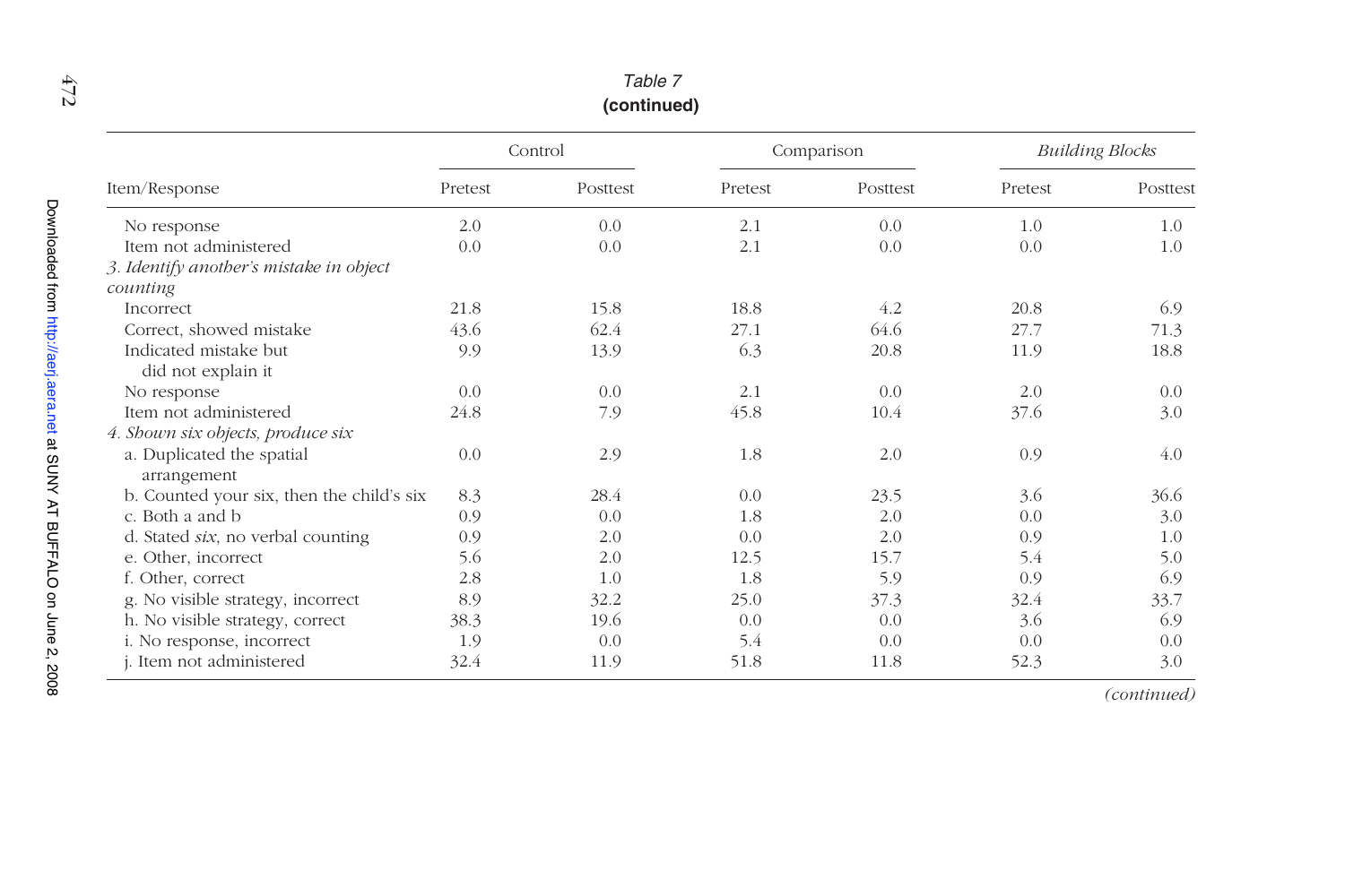Table 7
**(continued)**

| Item/Response | Control | | Comparison | | *Building Blocks* | |
|---|---|---|---|---|---|---|
| | Pretest | Posttest | Pretest | Posttest | Pretest | Posttest |
| No response | 2.0 | 0.0 | 2.1 | 0.0 | 1.0 | 1.0 |
| Item not administered | 0.0 | 0.0 | 2.1 | 0.0 | 0.0 | 1.0 |
| *3. Identify another's mistake in object counting* | | | | | | |
| Incorrect | 21.8 | 15.8 | 18.8 | 4.2 | 20.8 | 6.9 |
| Correct, showed mistake | 43.6 | 62.4 | 27.1 | 64.6 | 27.7 | 71.3 |
| Indicated mistake but did not explain it | 9.9 | 13.9 | 6.3 | 20.8 | 11.9 | 18.8 |
| No response | 0.0 | 0.0 | 2.1 | 0.0 | 2.0 | 0.0 |
| Item not administered | 24.8 | 7.9 | 45.8 | 10.4 | 37.6 | 3.0 |
| *4. Shown six objects, produce six* | | | | | | |
| a. Duplicated the spatial arrangement | 0.0 | 2.9 | 1.8 | 2.0 | 0.9 | 4.0 |
| b. Counted your six, then the child's six | 8.3 | 28.4 | 0.0 | 23.5 | 3.6 | 36.6 |
| c. Both a and b | 0.9 | 0.0 | 1.8 | 2.0 | 0.0 | 3.0 |
| d. Stated *six*, no verbal counting | 0.9 | 2.0 | 0.0 | 2.0 | 0.9 | 1.0 |
| e. Other, incorrect | 5.6 | 2.0 | 12.5 | 15.7 | 5.4 | 5.0 |
| f. Other, correct | 2.8 | 1.0 | 1.8 | 5.9 | 0.9 | 6.9 |
| g. No visible strategy, incorrect | 8.9 | 32.2 | 25.0 | 37.3 | 32.4 | 33.7 |
| h. No visible strategy, correct | 38.3 | 19.6 | 0.0 | 0.0 | 3.6 | 6.9 |
| i. No response, incorrect | 1.9 | 0.0 | 5.4 | 0.0 | 0.0 | 0.0 |
| j. Item not administered | 32.4 | 11.9 | 51.8 | 11.8 | 52.3 | 3.0 |

*(continued)*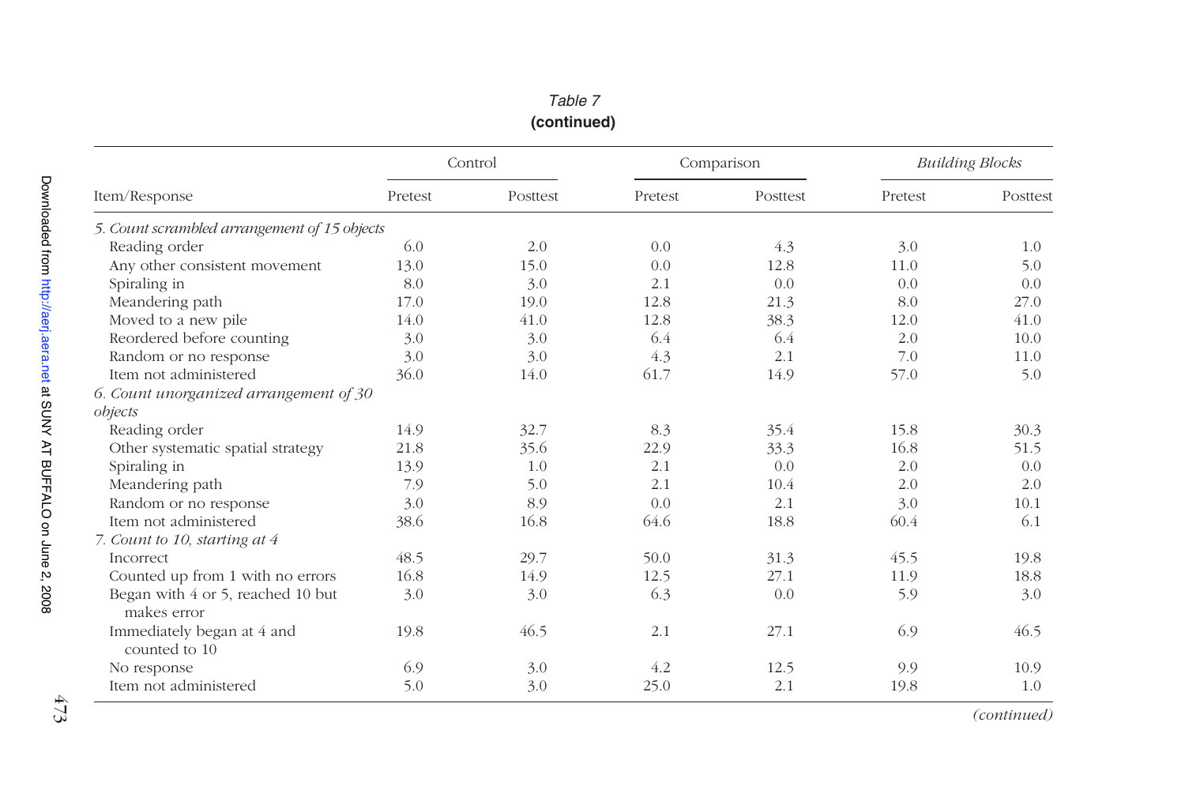Table 7
**(continued)**

| Item/Response | Control | | Comparison | | *Building Blocks* | |
|---|---|---|---|---|---|---|
| | Pretest | Posttest | Pretest | Posttest | Pretest | Posttest |
| *5. Count scrambled arrangement of 15 objects* | | | | | | |
| Reading order | 6.0 | 2.0 | 0.0 | 4.3 | 3.0 | 1.0 |
| Any other consistent movement | 13.0 | 15.0 | 0.0 | 12.8 | 11.0 | 5.0 |
| Spiraling in | 8.0 | 3.0 | 2.1 | 0.0 | 0.0 | 0.0 |
| Meandering path | 17.0 | 19.0 | 12.8 | 21.3 | 8.0 | 27.0 |
| Moved to a new pile | 14.0 | 41.0 | 12.8 | 38.3 | 12.0 | 41.0 |
| Reordered before counting | 3.0 | 3.0 | 6.4 | 6.4 | 2.0 | 10.0 |
| Random or no response | 3.0 | 3.0 | 4.3 | 2.1 | 7.0 | 11.0 |
| Item not administered | 36.0 | 14.0 | 61.7 | 14.9 | 57.0 | 5.0 |
| *6. Count unorganized arrangement of 30 objects* | | | | | | |
| Reading order | 14.9 | 32.7 | 8.3 | 35.4 | 15.8 | 30.3 |
| Other systematic spatial strategy | 21.8 | 35.6 | 22.9 | 33.3 | 16.8 | 51.5 |
| Spiraling in | 13.9 | 1.0 | 2.1 | 0.0 | 2.0 | 0.0 |
| Meandering path | 7.9 | 5.0 | 2.1 | 10.4 | 2.0 | 2.0 |
| Random or no response | 3.0 | 8.9 | 0.0 | 2.1 | 3.0 | 10.1 |
| Item not administered | 38.6 | 16.8 | 64.6 | 18.8 | 60.4 | 6.1 |
| *7. Count to 10, starting at 4* | | | | | | |
| Incorrect | 48.5 | 29.7 | 50.0 | 31.3 | 45.5 | 19.8 |
| Counted up from 1 with no errors | 16.8 | 14.9 | 12.5 | 27.1 | 11.9 | 18.8 |
| Began with 4 or 5, reached 10 but makes error | 3.0 | 3.0 | 6.3 | 0.0 | 5.9 | 3.0 |
| Immediately began at 4 and counted to 10 | 19.8 | 46.5 | 2.1 | 27.1 | 6.9 | 46.5 |
| No response | 6.9 | 3.0 | 4.2 | 12.5 | 9.9 | 10.9 |
| Item not administered | 5.0 | 3.0 | 25.0 | 2.1 | 19.8 | 1.0 |

*(continued)*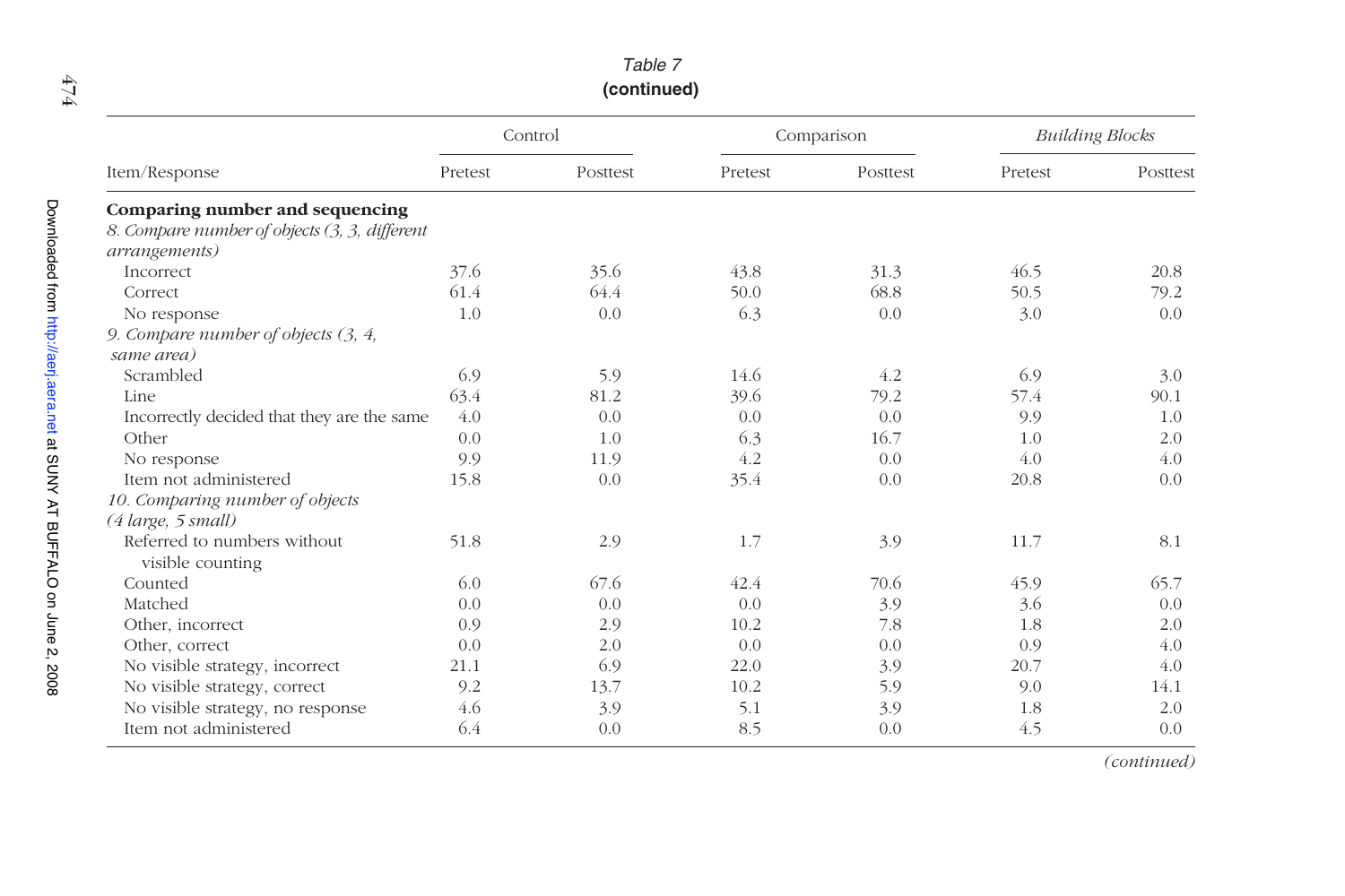Table 7
**(continued)**

| Item/Response | Control | | Comparison | | *Building Blocks* | |
|---|---|---|---|---|---|---|
| | Pretest | Posttest | Pretest | Posttest | Pretest | Posttest |
| **Comparing number and sequencing** | | | | | | |
| *8. Compare number of objects (3, 3, different arrangements)* | | | | | | |
| Incorrect | 37.6 | 35.6 | 43.8 | 31.3 | 46.5 | 20.8 |
| Correct | 61.4 | 64.4 | 50.0 | 68.8 | 50.5 | 79.2 |
| No response | 1.0 | 0.0 | 6.3 | 0.0 | 3.0 | 0.0 |
| *9. Compare number of objects (3, 4, same area)* | | | | | | |
| Scrambled | 6.9 | 5.9 | 14.6 | 4.2 | 6.9 | 3.0 |
| Line | 63.4 | 81.2 | 39.6 | 79.2 | 57.4 | 90.1 |
| Incorrectly decided that they are the same | 4.0 | 0.0 | 0.0 | 0.0 | 9.9 | 1.0 |
| Other | 0.0 | 1.0 | 6.3 | 16.7 | 1.0 | 2.0 |
| No response | 9.9 | 11.9 | 4.2 | 0.0 | 4.0 | 4.0 |
| Item not administered | 15.8 | 0.0 | 35.4 | 0.0 | 20.8 | 0.0 |
| *10. Comparing number of objects (4 large, 5 small)* | | | | | | |
| Referred to numbers without visible counting | 51.8 | 2.9 | 1.7 | 3.9 | 11.7 | 8.1 |
| Counted | 6.0 | 67.6 | 42.4 | 70.6 | 45.9 | 65.7 |
| Matched | 0.0 | 0.0 | 0.0 | 3.9 | 3.6 | 0.0 |
| Other, incorrect | 0.9 | 2.9 | 10.2 | 7.8 | 1.8 | 2.0 |
| Other, correct | 0.0 | 2.0 | 0.0 | 0.0 | 0.9 | 4.0 |
| No visible strategy, incorrect | 21.1 | 6.9 | 22.0 | 3.9 | 20.7 | 4.0 |
| No visible strategy, correct | 9.2 | 13.7 | 10.2 | 5.9 | 9.0 | 14.1 |
| No visible strategy, no response | 4.6 | 3.9 | 5.1 | 3.9 | 1.8 | 2.0 |
| Item not administered | 6.4 | 0.0 | 8.5 | 0.0 | 4.5 | 0.0 |

*(continued)*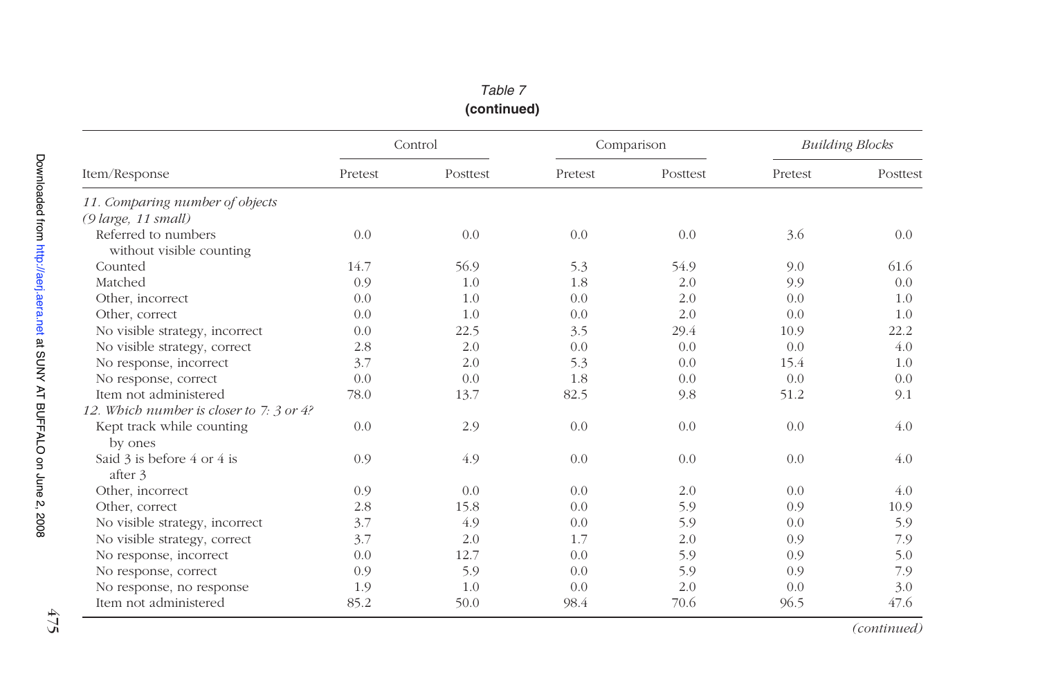*Table 7*
**(continued)**

| Item/Response | Control | | Comparison | | *Building Blocks* | |
|---|---|---|---|---|---|---|
| | Pretest | Posttest | Pretest | Posttest | Pretest | Posttest |
| *11. Comparing number of objects (9 large, 11 small)* | | | | | | |
| Referred to numbers without visible counting | 0.0 | 0.0 | 0.0 | 0.0 | 3.6 | 0.0 |
| Counted | 14.7 | 56.9 | 5.3 | 54.9 | 9.0 | 61.6 |
| Matched | 0.9 | 1.0 | 1.8 | 2.0 | 9.9 | 0.0 |
| Other, incorrect | 0.0 | 1.0 | 0.0 | 2.0 | 0.0 | 1.0 |
| Other, correct | 0.0 | 1.0 | 0.0 | 2.0 | 0.0 | 1.0 |
| No visible strategy, incorrect | 0.0 | 22.5 | 3.5 | 29.4 | 10.9 | 22.2 |
| No visible strategy, correct | 2.8 | 2.0 | 0.0 | 0.0 | 0.0 | 4.0 |
| No response, incorrect | 3.7 | 2.0 | 5.3 | 0.0 | 15.4 | 1.0 |
| No response, correct | 0.0 | 0.0 | 1.8 | 0.0 | 0.0 | 0.0 |
| Item not administered | 78.0 | 13.7 | 82.5 | 9.8 | 51.2 | 9.1 |
| *12. Which number is closer to 7: 3 or 4?* | | | | | | |
| Kept track while counting by ones | 0.0 | 2.9 | 0.0 | 0.0 | 0.0 | 4.0 |
| Said 3 is before 4 or 4 is after 3 | 0.9 | 4.9 | 0.0 | 0.0 | 0.0 | 4.0 |
| Other, incorrect | 0.9 | 0.0 | 0.0 | 2.0 | 0.0 | 4.0 |
| Other, correct | 2.8 | 15.8 | 0.0 | 5.9 | 0.9 | 10.9 |
| No visible strategy, incorrect | 3.7 | 4.9 | 0.0 | 5.9 | 0.0 | 5.9 |
| No visible strategy, correct | 3.7 | 2.0 | 1.7 | 2.0 | 0.9 | 7.9 |
| No response, incorrect | 0.0 | 12.7 | 0.0 | 5.9 | 0.9 | 5.0 |
| No response, correct | 0.9 | 5.9 | 0.0 | 5.9 | 0.9 | 7.9 |
| No response, no response | 1.9 | 1.0 | 0.0 | 2.0 | 0.0 | 3.0 |
| Item not administered | 85.2 | 50.0 | 98.4 | 70.6 | 96.5 | 47.6 |

*(continued)*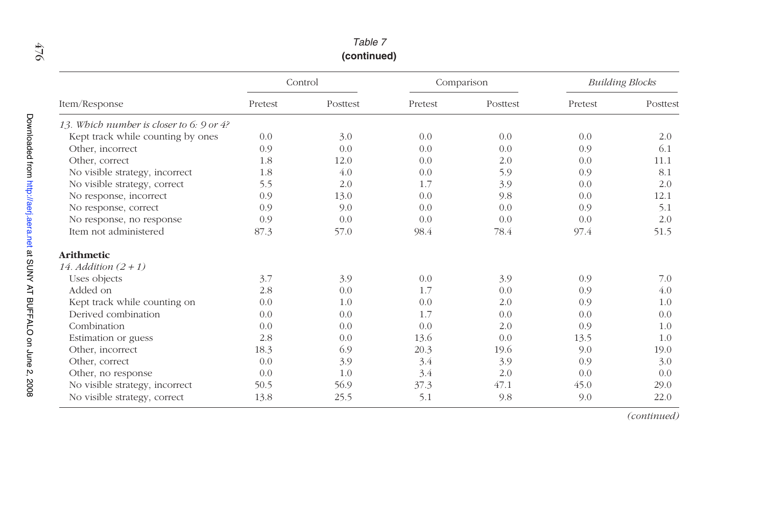*Table 7*
**(continued)**

| Item/Response | Control | | Comparison | | *Building Blocks* | |
|---|---|---|---|---|---|---|
| | Pretest | Posttest | Pretest | Posttest | Pretest | Posttest |
| *13. Which number is closer to 6: 9 or 4?* | | | | | | |
| Kept track while counting by ones | 0.0 | 3.0 | 0.0 | 0.0 | 0.0 | 2.0 |
| Other, incorrect | 0.9 | 0.0 | 0.0 | 0.0 | 0.9 | 6.1 |
| Other, correct | 1.8 | 12.0 | 0.0 | 2.0 | 0.0 | 11.1 |
| No visible strategy, incorrect | 1.8 | 4.0 | 0.0 | 5.9 | 0.9 | 8.1 |
| No visible strategy, correct | 5.5 | 2.0 | 1.7 | 3.9 | 0.0 | 2.0 |
| No response, incorrect | 0.9 | 13.0 | 0.0 | 9.8 | 0.0 | 12.1 |
| No response, correct | 0.9 | 9.0 | 0.0 | 0.0 | 0.9 | 5.1 |
| No response, no response | 0.9 | 0.0 | 0.0 | 0.0 | 0.0 | 2.0 |
| Item not administered | 87.3 | 57.0 | 98.4 | 78.4 | 97.4 | 51.5 |
| **Arithmetic** | | | | | | |
| *14. Addition (2 + 1)* | | | | | | |
| Uses objects | 3.7 | 3.9 | 0.0 | 3.9 | 0.9 | 7.0 |
| Added on | 2.8 | 0.0 | 1.7 | 0.0 | 0.9 | 4.0 |
| Kept track while counting on | 0.0 | 1.0 | 0.0 | 2.0 | 0.9 | 1.0 |
| Derived combination | 0.0 | 0.0 | 1.7 | 0.0 | 0.0 | 0.0 |
| Combination | 0.0 | 0.0 | 0.0 | 2.0 | 0.9 | 1.0 |
| Estimation or guess | 2.8 | 0.0 | 13.6 | 0.0 | 13.5 | 1.0 |
| Other, incorrect | 18.3 | 6.9 | 20.3 | 19.6 | 9.0 | 19.0 |
| Other, correct | 0.0 | 3.9 | 3.4 | 3.9 | 0.9 | 3.0 |
| Other, no response | 0.0 | 1.0 | 3.4 | 2.0 | 0.0 | 0.0 |
| No visible strategy, incorrect | 50.5 | 56.9 | 37.3 | 47.1 | 45.0 | 29.0 |
| No visible strategy, correct | 13.8 | 25.5 | 5.1 | 9.8 | 9.0 | 22.0 |

*(continued)*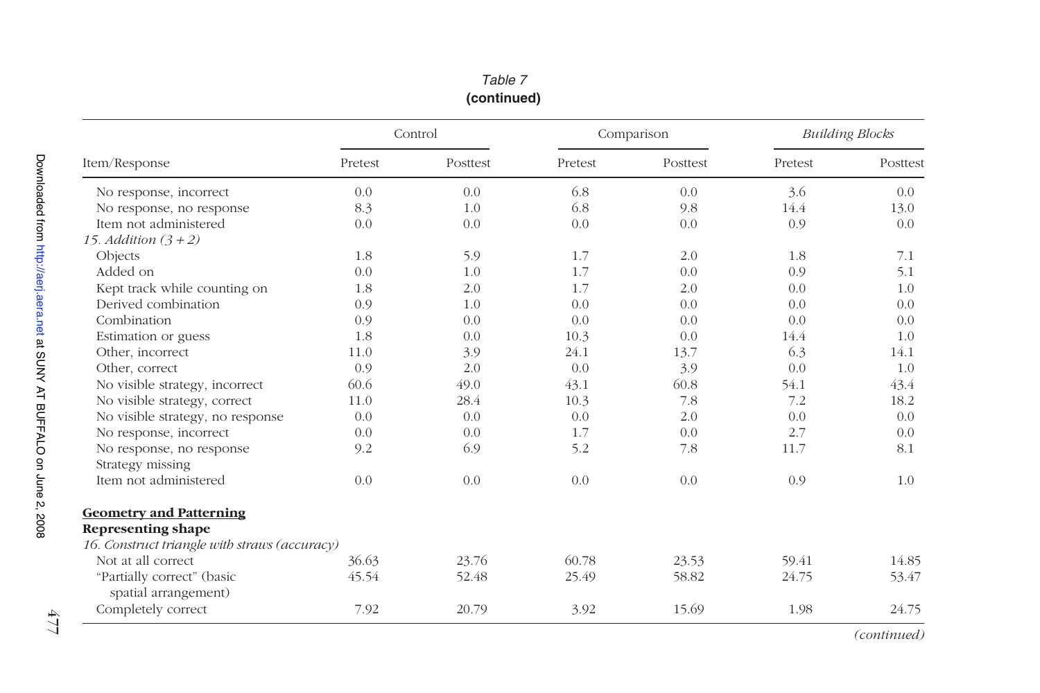*Table 7*
**(continued)**

| Item/Response | Control | | Comparison | | *Building Blocks* | |
|---|---|---|---|---|---|---|
| | Pretest | Posttest | Pretest | Posttest | Pretest | Posttest |
| No response, incorrect | 0.0 | 0.0 | 6.8 | 0.0 | 3.6 | 0.0 |
| No response, no response | 8.3 | 1.0 | 6.8 | 9.8 | 14.4 | 13.0 |
| Item not administered | 0.0 | 0.0 | 0.0 | 0.0 | 0.9 | 0.0 |
| *15. Addition (3 + 2)* | | | | | | |
| Objects | 1.8 | 5.9 | 1.7 | 2.0 | 1.8 | 7.1 |
| Added on | 0.0 | 1.0 | 1.7 | 0.0 | 0.9 | 5.1 |
| Kept track while counting on | 1.8 | 2.0 | 1.7 | 2.0 | 0.0 | 1.0 |
| Derived combination | 0.9 | 1.0 | 0.0 | 0.0 | 0.0 | 0.0 |
| Combination | 0.9 | 0.0 | 0.0 | 0.0 | 0.0 | 0.0 |
| Estimation or guess | 1.8 | 0.0 | 10.3 | 0.0 | 14.4 | 1.0 |
| Other, incorrect | 11.0 | 3.9 | 24.1 | 13.7 | 6.3 | 14.1 |
| Other, correct | 0.9 | 2.0 | 0.0 | 3.9 | 0.0 | 1.0 |
| No visible strategy, incorrect | 60.6 | 49.0 | 43.1 | 60.8 | 54.1 | 43.4 |
| No visible strategy, correct | 11.0 | 28.4 | 10.3 | 7.8 | 7.2 | 18.2 |
| No visible strategy, no response | 0.0 | 0.0 | 0.0 | 2.0 | 0.0 | 0.0 |
| No response, incorrect | 0.0 | 0.0 | 1.7 | 0.0 | 2.7 | 0.0 |
| No response, no response | 9.2 | 6.9 | 5.2 | 7.8 | 11.7 | 8.1 |
| Strategy missing | | | | | | |
| Item not administered | 0.0 | 0.0 | 0.0 | 0.0 | 0.9 | 1.0 |
| **Geometry and Patterning** | | | | | | |
| **Representing shape** | | | | | | |
| *16. Construct triangle with straws (accuracy)* | | | | | | |
| Not at all correct | 36.63 | 23.76 | 60.78 | 23.53 | 59.41 | 14.85 |
| "Partially correct" (basic spatial arrangement) | 45.54 | 52.48 | 25.49 | 58.82 | 24.75 | 53.47 |
| Completely correct | 7.92 | 20.79 | 3.92 | 15.69 | 1.98 | 24.75 |

*(continued)*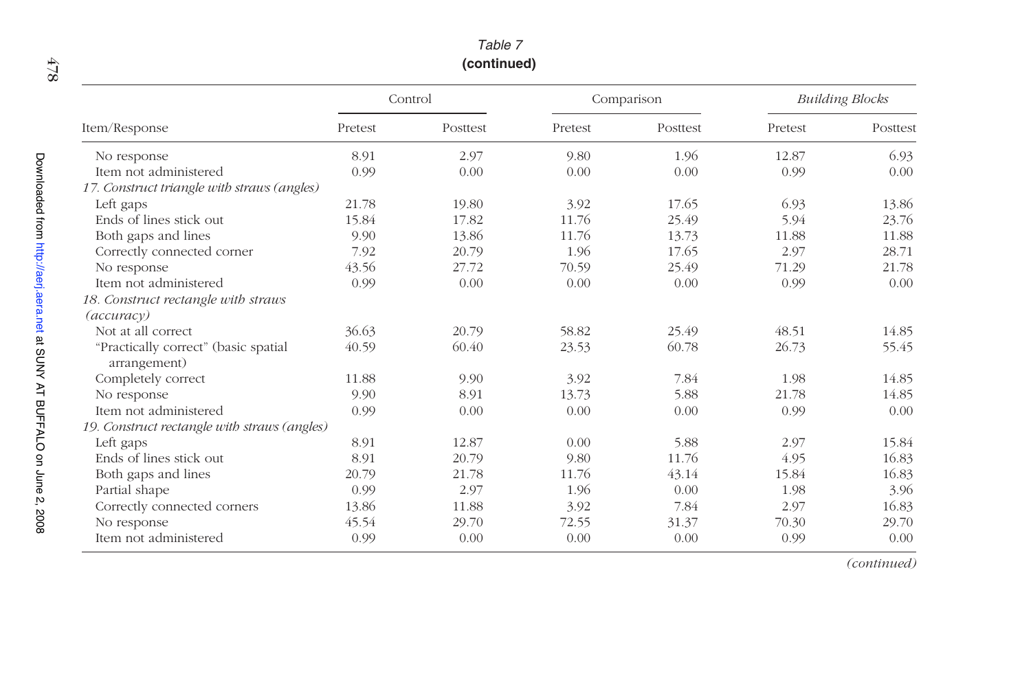Table 7

**(continued)**

| Item/Response | Control | | Comparison | | *Building Blocks* | |
|---|---|---|---|---|---|---|
| | Pretest | Posttest | Pretest | Posttest | Pretest | Posttest |
| No response | 8.91 | 2.97 | 9.80 | 1.96 | 12.87 | 6.93 |
| Item not administered | 0.99 | 0.00 | 0.00 | 0.00 | 0.99 | 0.00 |
| *17. Construct triangle with straws (angles)* | | | | | | |
| Left gaps | 21.78 | 19.80 | 3.92 | 17.65 | 6.93 | 13.86 |
| Ends of lines stick out | 15.84 | 17.82 | 11.76 | 25.49 | 5.94 | 23.76 |
| Both gaps and lines | 9.90 | 13.86 | 11.76 | 13.73 | 11.88 | 11.88 |
| Correctly connected corner | 7.92 | 20.79 | 1.96 | 17.65 | 2.97 | 28.71 |
| No response | 43.56 | 27.72 | 70.59 | 25.49 | 71.29 | 21.78 |
| Item not administered | 0.99 | 0.00 | 0.00 | 0.00 | 0.99 | 0.00 |
| *18. Construct rectangle with straws (accuracy)* | | | | | | |
| Not at all correct | 36.63 | 20.79 | 58.82 | 25.49 | 48.51 | 14.85 |
| "Practically correct" (basic spatial arrangement) | 40.59 | 60.40 | 23.53 | 60.78 | 26.73 | 55.45 |
| Completely correct | 11.88 | 9.90 | 3.92 | 7.84 | 1.98 | 14.85 |
| No response | 9.90 | 8.91 | 13.73 | 5.88 | 21.78 | 14.85 |
| Item not administered | 0.99 | 0.00 | 0.00 | 0.00 | 0.99 | 0.00 |
| *19. Construct rectangle with straws (angles)* | | | | | | |
| Left gaps | 8.91 | 12.87 | 0.00 | 5.88 | 2.97 | 15.84 |
| Ends of lines stick out | 8.91 | 20.79 | 9.80 | 11.76 | 4.95 | 16.83 |
| Both gaps and lines | 20.79 | 21.78 | 11.76 | 43.14 | 15.84 | 16.83 |
| Partial shape | 0.99 | 2.97 | 1.96 | 0.00 | 1.98 | 3.96 |
| Correctly connected corners | 13.86 | 11.88 | 3.92 | 7.84 | 2.97 | 16.83 |
| No response | 45.54 | 29.70 | 72.55 | 31.37 | 70.30 | 29.70 |
| Item not administered | 0.99 | 0.00 | 0.00 | 0.00 | 0.99 | 0.00 |

*(continued)*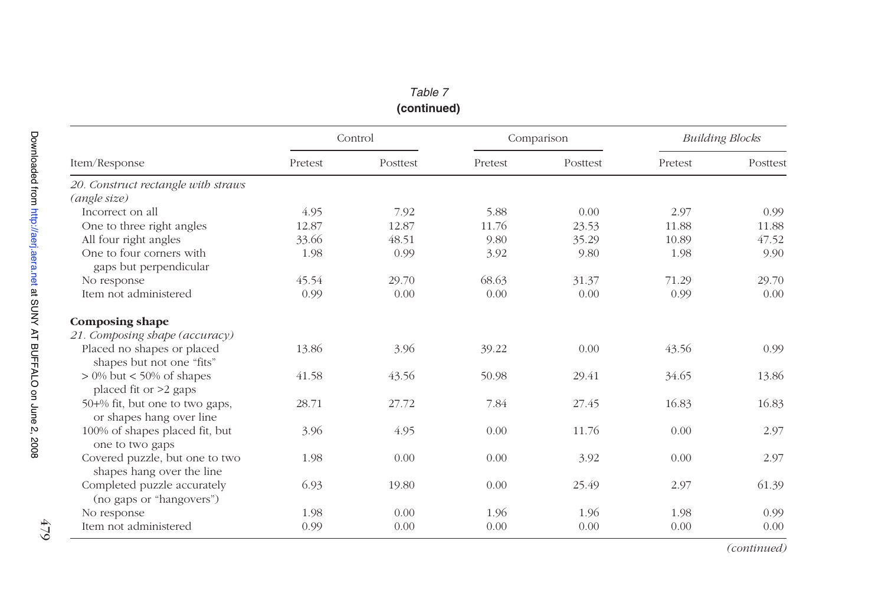*Table 7*
**(continued)**

| Item/Response | Control | | Comparison | | *Building Blocks* | |
|---|---|---|---|---|---|---|
| | Pretest | Posttest | Pretest | Posttest | Pretest | Posttest |
| *20. Construct rectangle with straws (angle size)* | | | | | | |
| Incorrect on all | 4.95 | 7.92 | 5.88 | 0.00 | 2.97 | 0.99 |
| One to three right angles | 12.87 | 12.87 | 11.76 | 23.53 | 11.88 | 11.88 |
| All four right angles | 33.66 | 48.51 | 9.80 | 35.29 | 10.89 | 47.52 |
| One to four corners with gaps but perpendicular | 1.98 | 0.99 | 3.92 | 9.80 | 1.98 | 9.90 |
| No response | 45.54 | 29.70 | 68.63 | 31.37 | 71.29 | 29.70 |
| Item not administered | 0.99 | 0.00 | 0.00 | 0.00 | 0.99 | 0.00 |
| **Composing shape** | | | | | | |
| *21. Composing shape (accuracy)* | | | | | | |
| Placed no shapes or placed shapes but not one "fits" | 13.86 | 3.96 | 39.22 | 0.00 | 43.56 | 0.99 |
| > 0% but < 50% of shapes placed fit or >2 gaps | 41.58 | 43.56 | 50.98 | 29.41 | 34.65 | 13.86 |
| 50+% fit, but one to two gaps, or shapes hang over line | 28.71 | 27.72 | 7.84 | 27.45 | 16.83 | 16.83 |
| 100% of shapes placed fit, but one to two gaps | 3.96 | 4.95 | 0.00 | 11.76 | 0.00 | 2.97 |
| Covered puzzle, but one to two shapes hang over the line | 1.98 | 0.00 | 0.00 | 3.92 | 0.00 | 2.97 |
| Completed puzzle accurately (no gaps or "hangovers") | 6.93 | 19.80 | 0.00 | 25.49 | 2.97 | 61.39 |
| No response | 1.98 | 0.00 | 1.96 | 1.96 | 1.98 | 0.99 |
| Item not administered | 0.99 | 0.00 | 0.00 | 0.00 | 0.00 | 0.00 |

*(continued)*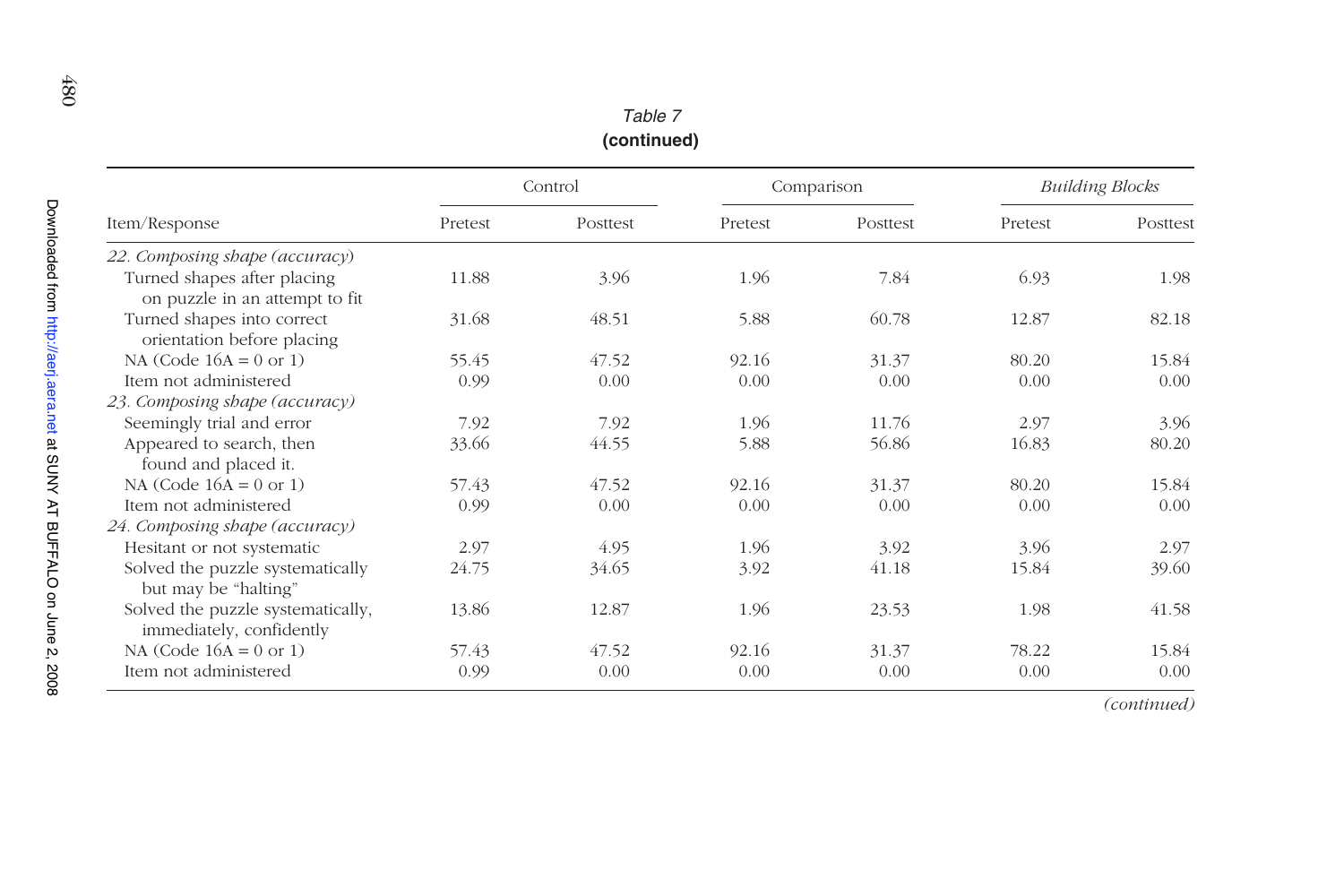*Table 7*
**(continued)**

| Item/Response | Control | | Comparison | | *Building Blocks* | |
|---|---|---|---|---|---|---|
| | Pretest | Posttest | Pretest | Posttest | Pretest | Posttest |
| *22. Composing shape (accuracy)* | | | | | | |
| Turned shapes after placing on puzzle in an attempt to fit | 11.88 | 3.96 | 1.96 | 7.84 | 6.93 | 1.98 |
| Turned shapes into correct orientation before placing | 31.68 | 48.51 | 5.88 | 60.78 | 12.87 | 82.18 |
| NA (Code 16A = 0 or 1) | 55.45 | 47.52 | 92.16 | 31.37 | 80.20 | 15.84 |
| Item not administered | 0.99 | 0.00 | 0.00 | 0.00 | 0.00 | 0.00 |
| *23. Composing shape (accuracy)* | | | | | | |
| Seemingly trial and error | 7.92 | 7.92 | 1.96 | 11.76 | 2.97 | 3.96 |
| Appeared to search, then found and placed it. | 33.66 | 44.55 | 5.88 | 56.86 | 16.83 | 80.20 |
| NA (Code 16A = 0 or 1) | 57.43 | 47.52 | 92.16 | 31.37 | 80.20 | 15.84 |
| Item not administered | 0.99 | 0.00 | 0.00 | 0.00 | 0.00 | 0.00 |
| *24. Composing shape (accuracy)* | | | | | | |
| Hesitant or not systematic | 2.97 | 4.95 | 1.96 | 3.92 | 3.96 | 2.97 |
| Solved the puzzle systematically but may be "halting" | 24.75 | 34.65 | 3.92 | 41.18 | 15.84 | 39.60 |
| Solved the puzzle systematically, immediately, confidently | 13.86 | 12.87 | 1.96 | 23.53 | 1.98 | 41.58 |
| NA (Code 16A = 0 or 1) | 57.43 | 47.52 | 92.16 | 31.37 | 78.22 | 15.84 |
| Item not administered | 0.99 | 0.00 | 0.00 | 0.00 | 0.00 | 0.00 |

*(continued)*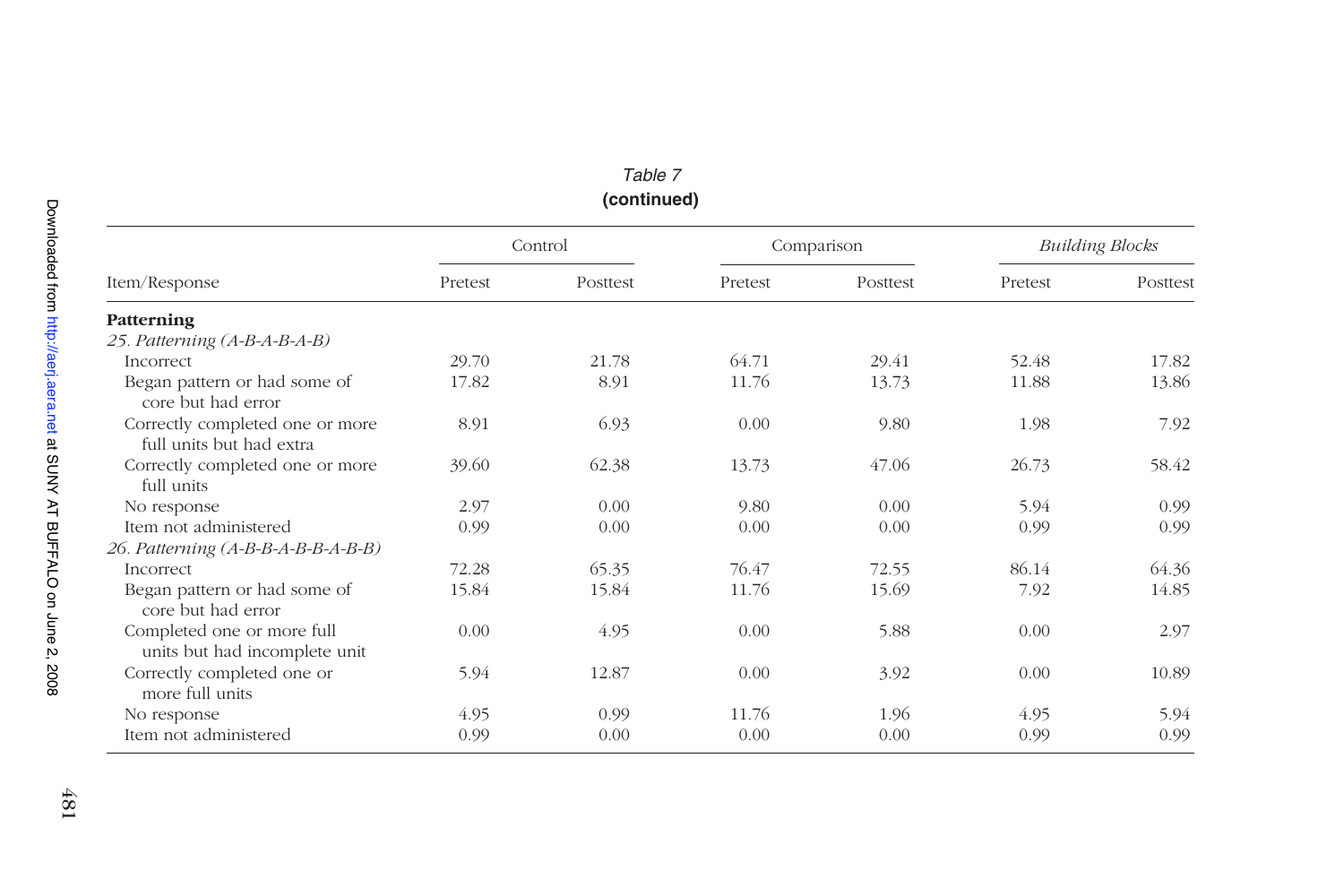*Table 7*
**(continued)**

| Item/Response | Control | | Comparison | | *Building Blocks* | |
|---|---|---|---|---|---|---|
| | Pretest | Posttest | Pretest | Posttest | Pretest | Posttest |
| **Patterning** | | | | | | |
| *25. Patterning (A-B-A-B-A-B)* | | | | | | |
| Incorrect | 29.70 | 21.78 | 64.71 | 29.41 | 52.48 | 17.82 |
| Began pattern or had some of core but had error | 17.82 | 8.91 | 11.76 | 13.73 | 11.88 | 13.86 |
| Correctly completed one or more full units but had extra | 8.91 | 6.93 | 0.00 | 9.80 | 1.98 | 7.92 |
| Correctly completed one or more full units | 39.60 | 62.38 | 13.73 | 47.06 | 26.73 | 58.42 |
| No response | 2.97 | 0.00 | 9.80 | 0.00 | 5.94 | 0.99 |
| Item not administered | 0.99 | 0.00 | 0.00 | 0.00 | 0.99 | 0.99 |
| *26. Patterning (A-B-B-A-B-B-A-B-B)* | | | | | | |
| Incorrect | 72.28 | 65.35 | 76.47 | 72.55 | 86.14 | 64.36 |
| Began pattern or had some of core but had error | 15.84 | 15.84 | 11.76 | 15.69 | 7.92 | 14.85 |
| Completed one or more full units but had incomplete unit | 0.00 | 4.95 | 0.00 | 5.88 | 0.00 | 2.97 |
| Correctly completed one or more full units | 5.94 | 12.87 | 0.00 | 3.92 | 0.00 | 10.89 |
| No response | 4.95 | 0.99 | 11.76 | 1.96 | 4.95 | 5.94 |
| Item not administered | 0.99 | 0.00 | 0.00 | 0.00 | 0.99 | 0.99 |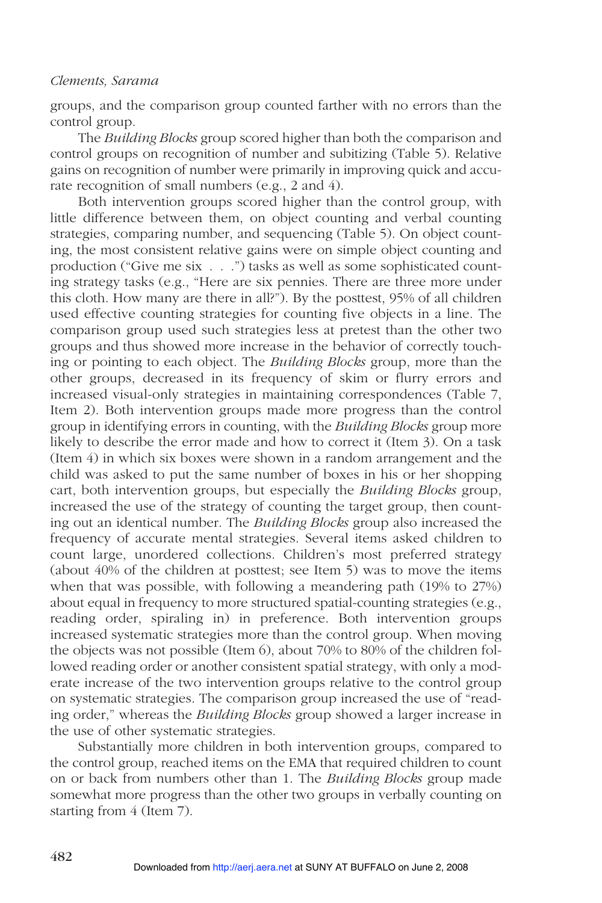groups, and the comparison group counted farther with no errors than the control group.

The *Building Blocks* group scored higher than both the comparison and control groups on recognition of number and subitizing (Table 5). Relative gains on recognition of number were primarily in improving quick and accurate recognition of small numbers (e.g., 2 and 4).

Both intervention groups scored higher than the control group, with little difference between them, on object counting and verbal counting strategies, comparing number, and sequencing (Table 5). On object counting, the most consistent relative gains were on simple object counting and production ("Give me six . . .") tasks as well as some sophisticated counting strategy tasks (e.g., "Here are six pennies. There are three more under this cloth. How many are there in all?"). By the posttest, 95% of all children used effective counting strategies for counting five objects in a line. The comparison group used such strategies less at pretest than the other two groups and thus showed more increase in the behavior of correctly touching or pointing to each object. The *Building Blocks* group, more than the other groups, decreased in its frequency of skim or flurry errors and increased visual-only strategies in maintaining correspondences (Table 7, Item 2). Both intervention groups made more progress than the control group in identifying errors in counting, with the *Building Blocks* group more likely to describe the error made and how to correct it (Item 3). On a task (Item 4) in which six boxes were shown in a random arrangement and the child was asked to put the same number of boxes in his or her shopping cart, both intervention groups, but especially the *Building Blocks* group, increased the use of the strategy of counting the target group, then counting out an identical number. The *Building Blocks* group also increased the frequency of accurate mental strategies. Several items asked children to count large, unordered collections. Children's most preferred strategy (about 40% of the children at posttest; see Item 5) was to move the items when that was possible, with following a meandering path (19% to 27%) about equal in frequency to more structured spatial-counting strategies (e.g., reading order, spiraling in) in preference. Both intervention groups increased systematic strategies more than the control group. When moving the objects was not possible (Item 6), about 70% to 80% of the children followed reading order or another consistent spatial strategy, with only a moderate increase of the two intervention groups relative to the control group on systematic strategies. The comparison group increased the use of "reading order," whereas the *Building Blocks* group showed a larger increase in the use of other systematic strategies.

Substantially more children in both intervention groups, compared to the control group, reached items on the EMA that required children to count on or back from numbers other than 1. The *Building Blocks* group made somewhat more progress than the other two groups in verbally counting on starting from 4 (Item 7).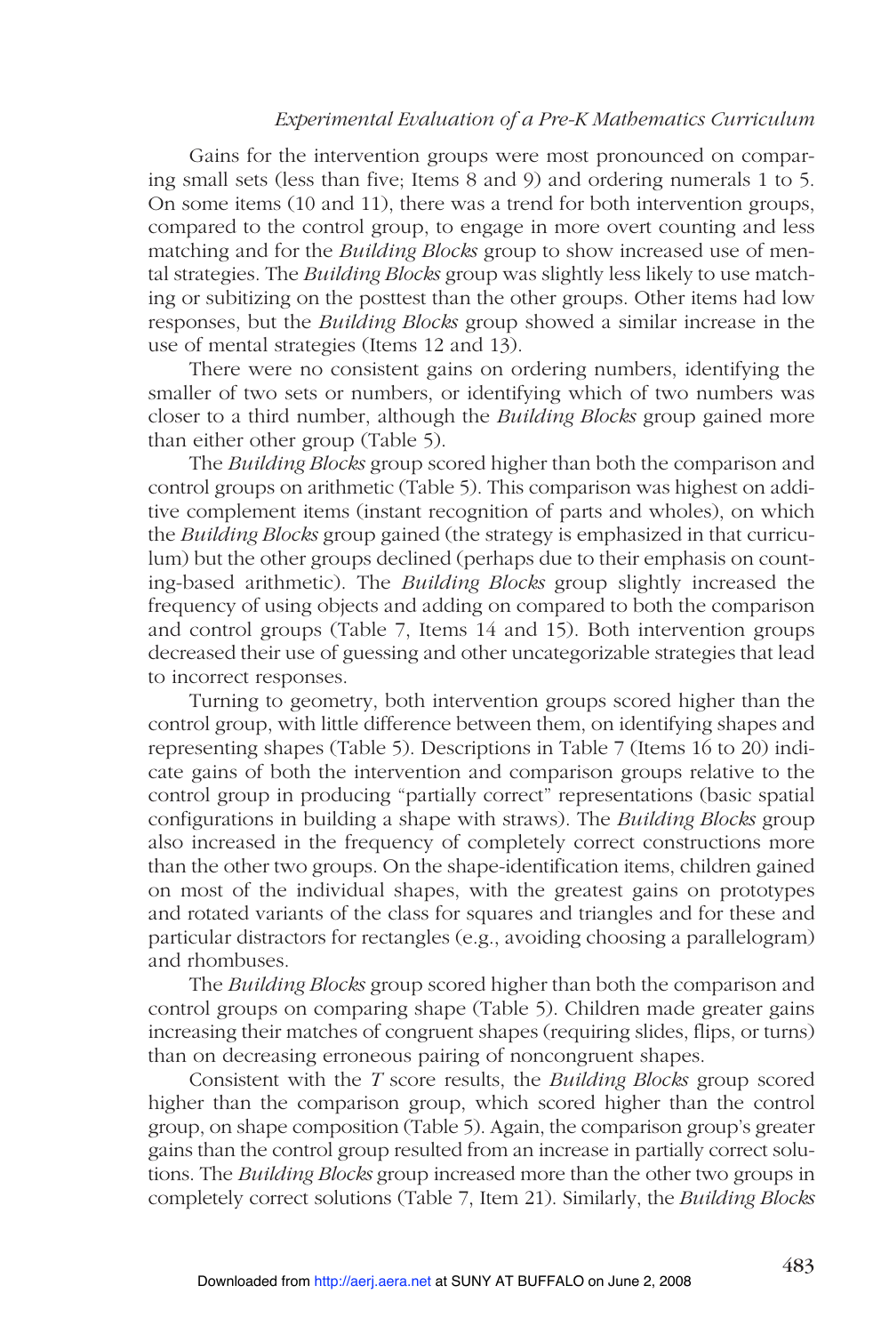Gains for the intervention groups were most pronounced on comparing small sets (less than five; Items 8 and 9) and ordering numerals 1 to 5. On some items (10 and 11), there was a trend for both intervention groups, compared to the control group, to engage in more overt counting and less matching and for the *Building Blocks* group to show increased use of mental strategies. The *Building Blocks* group was slightly less likely to use matching or subitizing on the posttest than the other groups. Other items had low responses, but the *Building Blocks* group showed a similar increase in the use of mental strategies (Items 12 and 13).

There were no consistent gains on ordering numbers, identifying the smaller of two sets or numbers, or identifying which of two numbers was closer to a third number, although the *Building Blocks* group gained more than either other group (Table 5).

The *Building Blocks* group scored higher than both the comparison and control groups on arithmetic (Table 5). This comparison was highest on additive complement items (instant recognition of parts and wholes), on which the *Building Blocks* group gained (the strategy is emphasized in that curriculum) but the other groups declined (perhaps due to their emphasis on counting-based arithmetic). The *Building Blocks* group slightly increased the frequency of using objects and adding on compared to both the comparison and control groups (Table 7, Items 14 and 15). Both intervention groups decreased their use of guessing and other uncategorizable strategies that lead to incorrect responses.

Turning to geometry, both intervention groups scored higher than the control group, with little difference between them, on identifying shapes and representing shapes (Table 5). Descriptions in Table 7 (Items 16 to 20) indicate gains of both the intervention and comparison groups relative to the control group in producing "partially correct" representations (basic spatial configurations in building a shape with straws). The *Building Blocks* group also increased in the frequency of completely correct constructions more than the other two groups. On the shape-identification items, children gained on most of the individual shapes, with the greatest gains on prototypes and rotated variants of the class for squares and triangles and for these and particular distractors for rectangles (e.g., avoiding choosing a parallelogram) and rhombuses.

The *Building Blocks* group scored higher than both the comparison and control groups on comparing shape (Table 5). Children made greater gains increasing their matches of congruent shapes (requiring slides, flips, or turns) than on decreasing erroneous pairing of noncongruent shapes.

Consistent with the *T* score results, the *Building Blocks* group scored higher than the comparison group, which scored higher than the control group, on shape composition (Table 5). Again, the comparison group's greater gains than the control group resulted from an increase in partially correct solutions. The *Building Blocks* group increased more than the other two groups in completely correct solutions (Table 7, Item 21). Similarly, the *Building Blocks*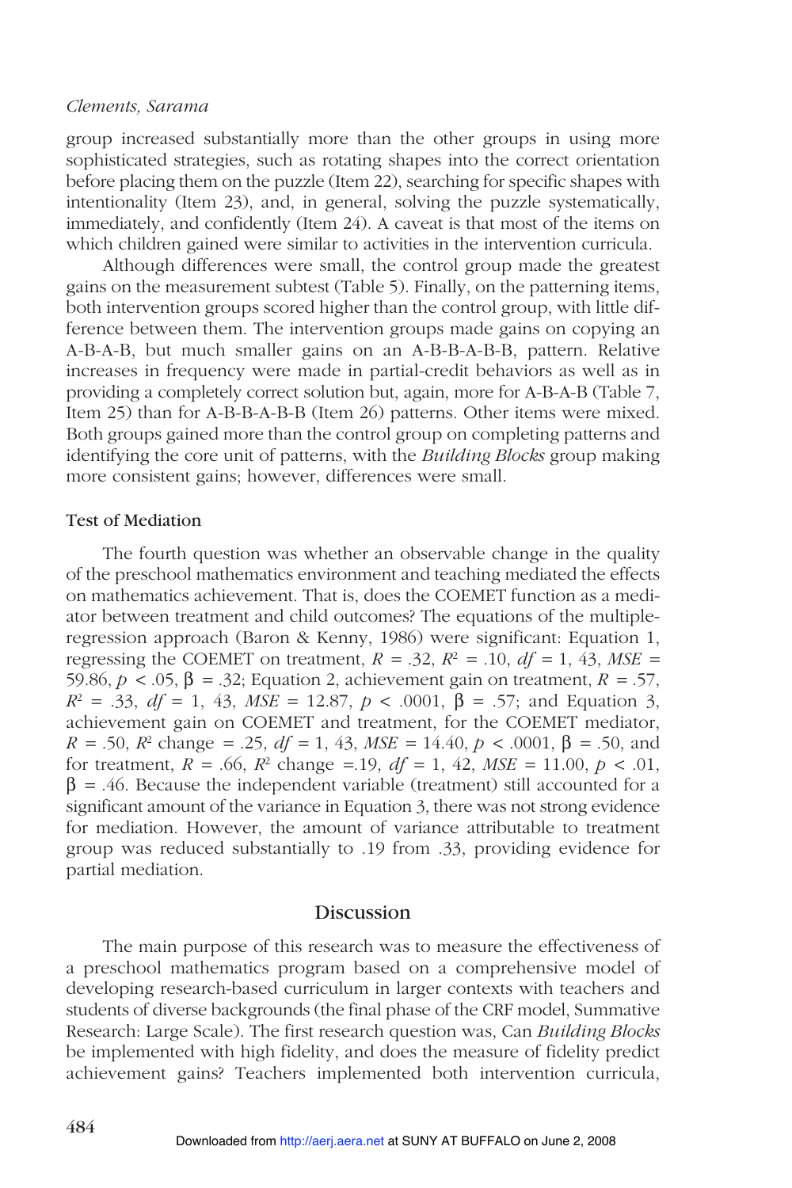group increased substantially more than the other groups in using more sophisticated strategies, such as rotating shapes into the correct orientation before placing them on the puzzle (Item 22), searching for specific shapes with intentionality (Item 23), and, in general, solving the puzzle systematically, immediately, and confidently (Item 24). A caveat is that most of the items on which children gained were similar to activities in the intervention curricula.

Although differences were small, the control group made the greatest gains on the measurement subtest (Table 5). Finally, on the patterning items, both intervention groups scored higher than the control group, with little difference between them. The intervention groups made gains on copying an A-B-A-B, but much smaller gains on an A-B-B-A-B-B, pattern. Relative increases in frequency were made in partial-credit behaviors as well as in providing a completely correct solution but, again, more for A-B-A-B (Table 7, Item 25) than for A-B-B-A-B-B (Item 26) patterns. Other items were mixed. Both groups gained more than the control group on completing patterns and identifying the core unit of patterns, with the *Building Blocks* group making more consistent gains; however, differences were small.

### Test of Mediation

The fourth question was whether an observable change in the quality of the preschool mathematics environment and teaching mediated the effects on mathematics achievement. That is, does the COEMET function as a mediator between treatment and child outcomes? The equations of the multiple-regression approach (Baron & Kenny, 1986) were significant: Equation 1, regressing the COEMET on treatment, $R = .32$, $R^2 = .10$, $df = 1, 43$, $MSE = 59.86$, $p < .05$, $\beta = .32$; Equation 2, achievement gain on treatment, $R = .57$, $R^2 = .33$, $df = 1, 43$, $MSE = 12.87$, $p < .0001$, $\beta = .57$; and Equation 3, achievement gain on COEMET and treatment, for the COEMET mediator, $R = .50$, $R^2$ change $= .25$, $df = 1, 43$, $MSE = 14.40$, $p < .0001$, $\beta = .50$, and for treatment, $R = .66$, $R^2$ change $=.19$, $df = 1, 42$, $MSE = 11.00$, $p < .01$, $\beta = .46$. Because the independent variable (treatment) still accounted for a significant amount of the variance in Equation 3, there was not strong evidence for mediation. However, the amount of variance attributable to treatment group was reduced substantially to .19 from .33, providing evidence for partial mediation.

## Discussion

The main purpose of this research was to measure the effectiveness of a preschool mathematics program based on a comprehensive model of developing research-based curriculum in larger contexts with teachers and students of diverse backgrounds (the final phase of the CRF model, Summative Research: Large Scale). The first research question was, Can *Building Blocks* be implemented with high fidelity, and does the measure of fidelity predict achievement gains? Teachers implemented both intervention curricula,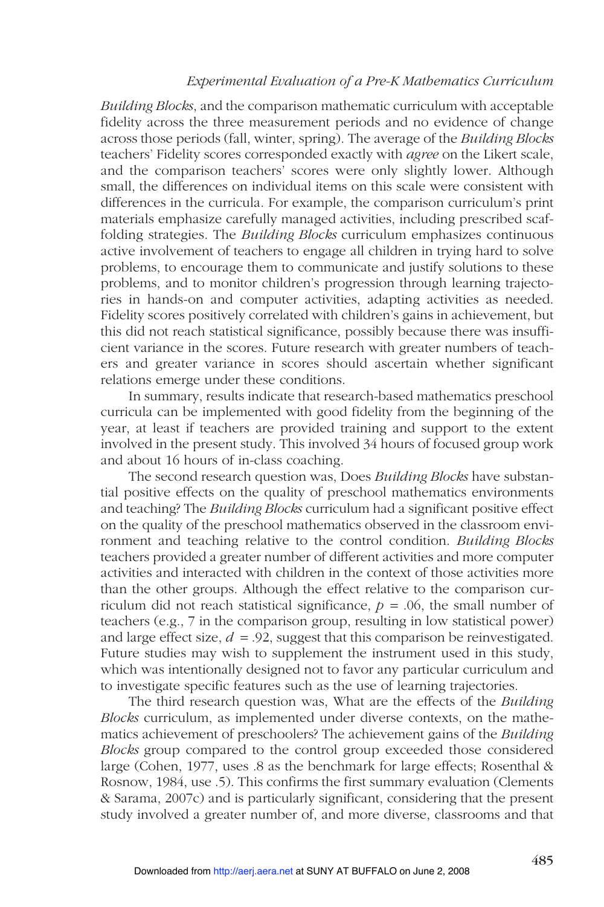*Building Blocks*, and the comparison mathematic curriculum with acceptable fidelity across the three measurement periods and no evidence of change across those periods (fall, winter, spring). The average of the *Building Blocks* teachers' Fidelity scores corresponded exactly with *agree* on the Likert scale, and the comparison teachers' scores were only slightly lower. Although small, the differences on individual items on this scale were consistent with differences in the curricula. For example, the comparison curriculum's print materials emphasize carefully managed activities, including prescribed scaffolding strategies. The *Building Blocks* curriculum emphasizes continuous active involvement of teachers to engage all children in trying hard to solve problems, to encourage them to communicate and justify solutions to these problems, and to monitor children's progression through learning trajectories in hands-on and computer activities, adapting activities as needed. Fidelity scores positively correlated with children's gains in achievement, but this did not reach statistical significance, possibly because there was insufficient variance in the scores. Future research with greater numbers of teachers and greater variance in scores should ascertain whether significant relations emerge under these conditions.

In summary, results indicate that research-based mathematics preschool curricula can be implemented with good fidelity from the beginning of the year, at least if teachers are provided training and support to the extent involved in the present study. This involved 34 hours of focused group work and about 16 hours of in-class coaching.

The second research question was, Does *Building Blocks* have substantial positive effects on the quality of preschool mathematics environments and teaching? The *Building Blocks* curriculum had a significant positive effect on the quality of the preschool mathematics observed in the classroom environment and teaching relative to the control condition. *Building Blocks* teachers provided a greater number of different activities and more computer activities and interacted with children in the context of those activities more than the other groups. Although the effect relative to the comparison curriculum did not reach statistical significance, $p = .06$, the small number of teachers (e.g., 7 in the comparison group, resulting in low statistical power) and large effect size, $d = .92$, suggest that this comparison be reinvestigated. Future studies may wish to supplement the instrument used in this study, which was intentionally designed not to favor any particular curriculum and to investigate specific features such as the use of learning trajectories.

The third research question was, What are the effects of the *Building Blocks* curriculum, as implemented under diverse contexts, on the mathematics achievement of preschoolers? The achievement gains of the *Building Blocks* group compared to the control group exceeded those considered large (Cohen, 1977, uses .8 as the benchmark for large effects; Rosenthal & Rosnow, 1984, use .5). This confirms the first summary evaluation (Clements & Sarama, 2007c) and is particularly significant, considering that the present study involved a greater number of, and more diverse, classrooms and that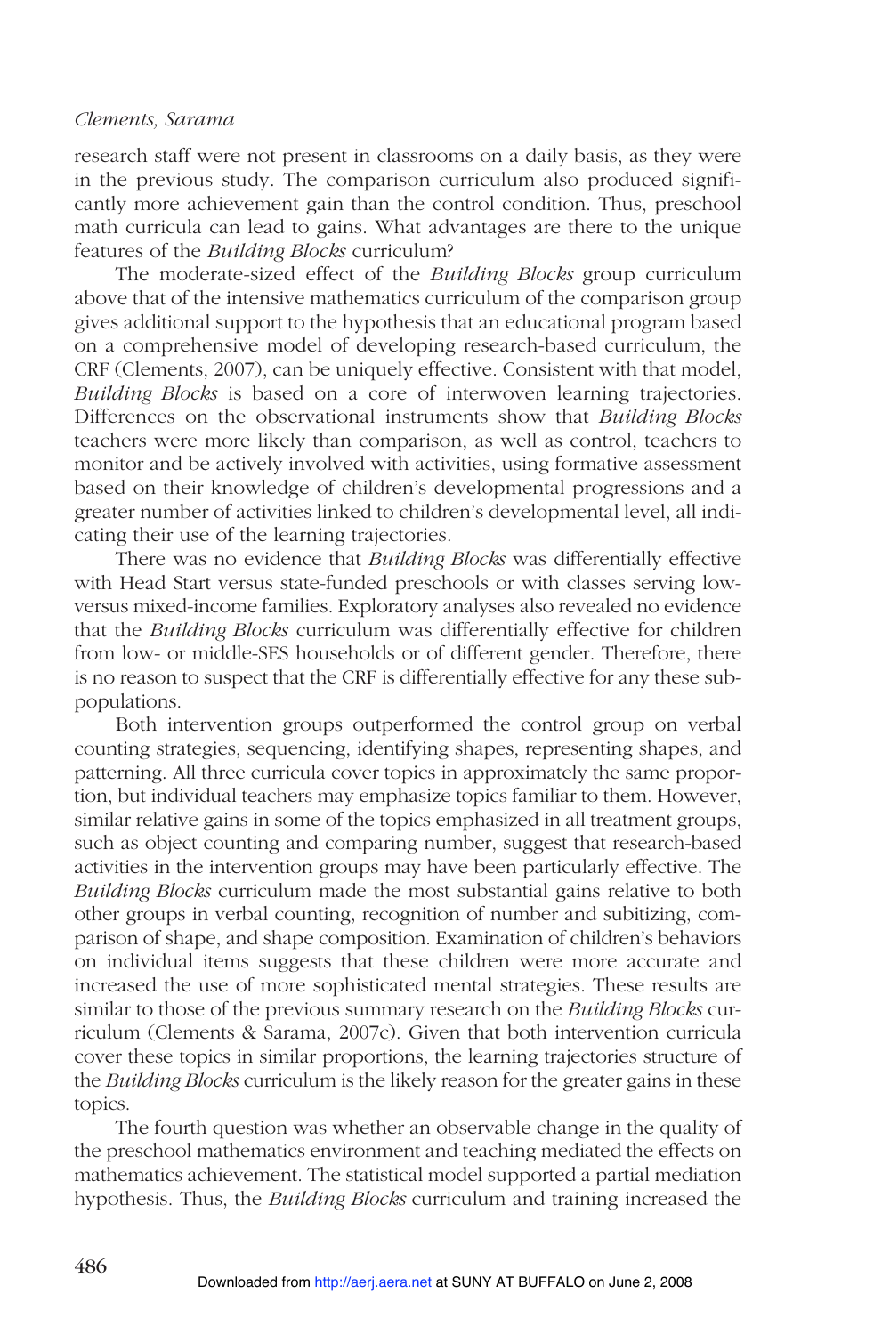research staff were not present in classrooms on a daily basis, as they were in the previous study. The comparison curriculum also produced significantly more achievement gain than the control condition. Thus, preschool math curricula can lead to gains. What advantages are there to the unique features of the *Building Blocks* curriculum?

The moderate-sized effect of the *Building Blocks* group curriculum above that of the intensive mathematics curriculum of the comparison group gives additional support to the hypothesis that an educational program based on a comprehensive model of developing research-based curriculum, the CRF (Clements, 2007), can be uniquely effective. Consistent with that model, *Building Blocks* is based on a core of interwoven learning trajectories. Differences on the observational instruments show that *Building Blocks* teachers were more likely than comparison, as well as control, teachers to monitor and be actively involved with activities, using formative assessment based on their knowledge of children's developmental progressions and a greater number of activities linked to children's developmental level, all indicating their use of the learning trajectories.

There was no evidence that *Building Blocks* was differentially effective with Head Start versus state-funded preschools or with classes serving low- versus mixed-income families. Exploratory analyses also revealed no evidence that the *Building Blocks* curriculum was differentially effective for children from low- or middle-SES households or of different gender. Therefore, there is no reason to suspect that the CRF is differentially effective for any these subpopulations.

Both intervention groups outperformed the control group on verbal counting strategies, sequencing, identifying shapes, representing shapes, and patterning. All three curricula cover topics in approximately the same proportion, but individual teachers may emphasize topics familiar to them. However, similar relative gains in some of the topics emphasized in all treatment groups, such as object counting and comparing number, suggest that research-based activities in the intervention groups may have been particularly effective. The *Building Blocks* curriculum made the most substantial gains relative to both other groups in verbal counting, recognition of number and subitizing, comparison of shape, and shape composition. Examination of children's behaviors on individual items suggests that these children were more accurate and increased the use of more sophisticated mental strategies. These results are similar to those of the previous summary research on the *Building Blocks* curriculum (Clements & Sarama, 2007c). Given that both intervention curricula cover these topics in similar proportions, the learning trajectories structure of the *Building Blocks* curriculum is the likely reason for the greater gains in these topics.

The fourth question was whether an observable change in the quality of the preschool mathematics environment and teaching mediated the effects on mathematics achievement. The statistical model supported a partial mediation hypothesis. Thus, the *Building Blocks* curriculum and training increased the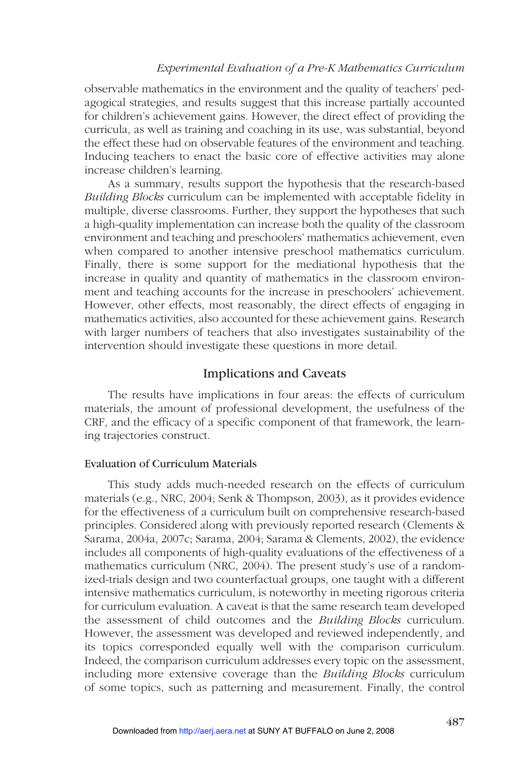observable mathematics in the environment and the quality of teachers' pedagogical strategies, and results suggest that this increase partially accounted for children's achievement gains. However, the direct effect of providing the curricula, as well as training and coaching in its use, was substantial, beyond the effect these had on observable features of the environment and teaching. Inducing teachers to enact the basic core of effective activities may alone increase children's learning.

As a summary, results support the hypothesis that the research-based *Building Blocks* curriculum can be implemented with acceptable fidelity in multiple, diverse classrooms. Further, they support the hypotheses that such a high-quality implementation can increase both the quality of the classroom environment and teaching and preschoolers' mathematics achievement, even when compared to another intensive preschool mathematics curriculum. Finally, there is some support for the mediational hypothesis that the increase in quality and quantity of mathematics in the classroom environment and teaching accounts for the increase in preschoolers' achievement. However, other effects, most reasonably, the direct effects of engaging in mathematics activities, also accounted for these achievement gains. Research with larger numbers of teachers that also investigates sustainability of the intervention should investigate these questions in more detail.

## Implications and Caveats

The results have implications in four areas: the effects of curriculum materials, the amount of professional development, the usefulness of the CRF, and the efficacy of a specific component of that framework, the learning trajectories construct.

### Evaluation of Curriculum Materials

This study adds much-needed research on the effects of curriculum materials (e.g., NRC, 2004; Senk & Thompson, 2003), as it provides evidence for the effectiveness of a curriculum built on comprehensive research-based principles. Considered along with previously reported research (Clements & Sarama, 2004a, 2007c; Sarama, 2004; Sarama & Clements, 2002), the evidence includes all components of high-quality evaluations of the effectiveness of a mathematics curriculum (NRC, 2004). The present study's use of a randomized-trials design and two counterfactual groups, one taught with a different intensive mathematics curriculum, is noteworthy in meeting rigorous criteria for curriculum evaluation. A caveat is that the same research team developed the assessment of child outcomes and the *Building Blocks* curriculum. However, the assessment was developed and reviewed independently, and its topics corresponded equally well with the comparison curriculum. Indeed, the comparison curriculum addresses every topic on the assessment, including more extensive coverage than the *Building Blocks* curriculum of some topics, such as patterning and measurement. Finally, the control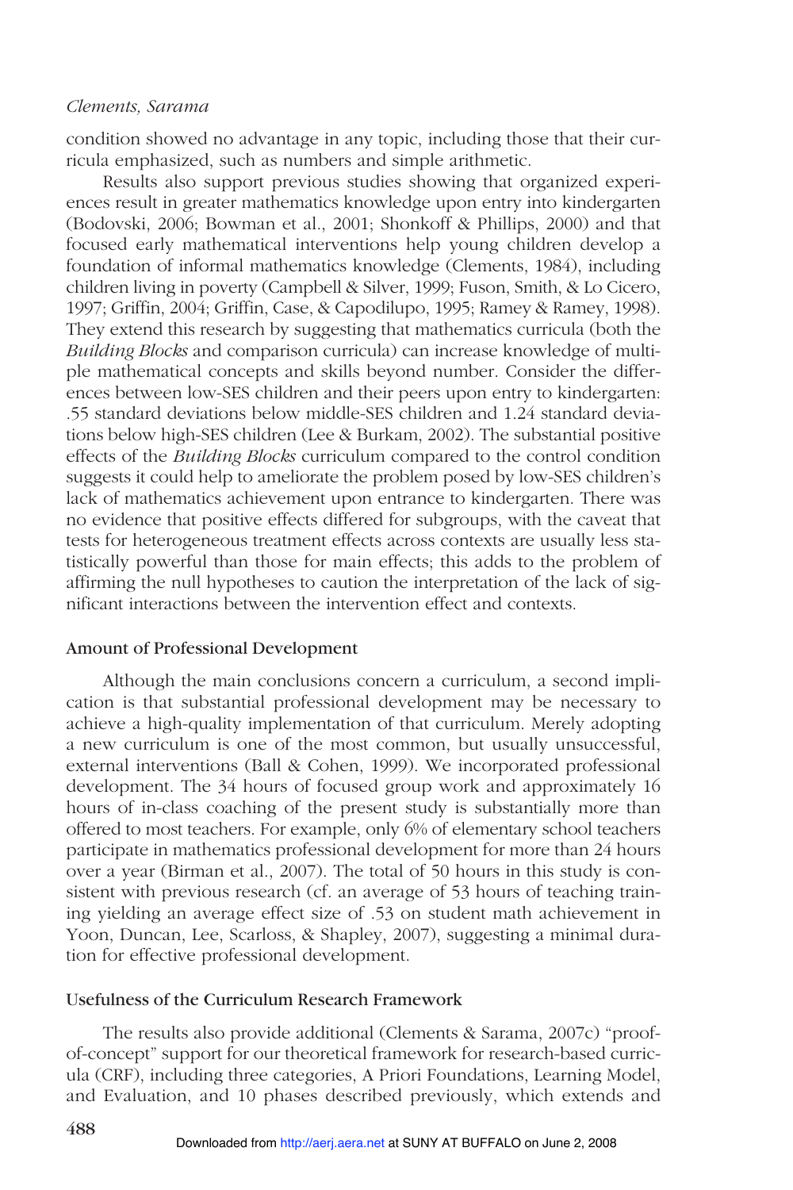condition showed no advantage in any topic, including those that their curricula emphasized, such as numbers and simple arithmetic.

Results also support previous studies showing that organized experiences result in greater mathematics knowledge upon entry into kindergarten (Bodovski, 2006; Bowman et al., 2001; Shonkoff & Phillips, 2000) and that focused early mathematical interventions help young children develop a foundation of informal mathematics knowledge (Clements, 1984), including children living in poverty (Campbell & Silver, 1999; Fuson, Smith, & Lo Cicero, 1997; Griffin, 2004; Griffin, Case, & Capodilupo, 1995; Ramey & Ramey, 1998). They extend this research by suggesting that mathematics curricula (both the *Building Blocks* and comparison curricula) can increase knowledge of multiple mathematical concepts and skills beyond number. Consider the differences between low-SES children and their peers upon entry to kindergarten: .55 standard deviations below middle-SES children and 1.24 standard deviations below high-SES children (Lee & Burkam, 2002). The substantial positive effects of the *Building Blocks* curriculum compared to the control condition suggests it could help to ameliorate the problem posed by low-SES children's lack of mathematics achievement upon entrance to kindergarten. There was no evidence that positive effects differed for subgroups, with the caveat that tests for heterogeneous treatment effects across contexts are usually less statistically powerful than those for main effects; this adds to the problem of affirming the null hypotheses to caution the interpretation of the lack of significant interactions between the intervention effect and contexts.

### Amount of Professional Development

Although the main conclusions concern a curriculum, a second implication is that substantial professional development may be necessary to achieve a high-quality implementation of that curriculum. Merely adopting a new curriculum is one of the most common, but usually unsuccessful, external interventions (Ball & Cohen, 1999). We incorporated professional development. The 34 hours of focused group work and approximately 16 hours of in-class coaching of the present study is substantially more than offered to most teachers. For example, only 6% of elementary school teachers participate in mathematics professional development for more than 24 hours over a year (Birman et al., 2007). The total of 50 hours in this study is consistent with previous research (cf. an average of 53 hours of teaching training yielding an average effect size of .53 on student math achievement in Yoon, Duncan, Lee, Scarloss, & Shapley, 2007), suggesting a minimal duration for effective professional development.

### Usefulness of the Curriculum Research Framework

The results also provide additional (Clements & Sarama, 2007c) "proof-of-concept" support for our theoretical framework for research-based curricula (CRF), including three categories, A Priori Foundations, Learning Model, and Evaluation, and 10 phases described previously, which extends and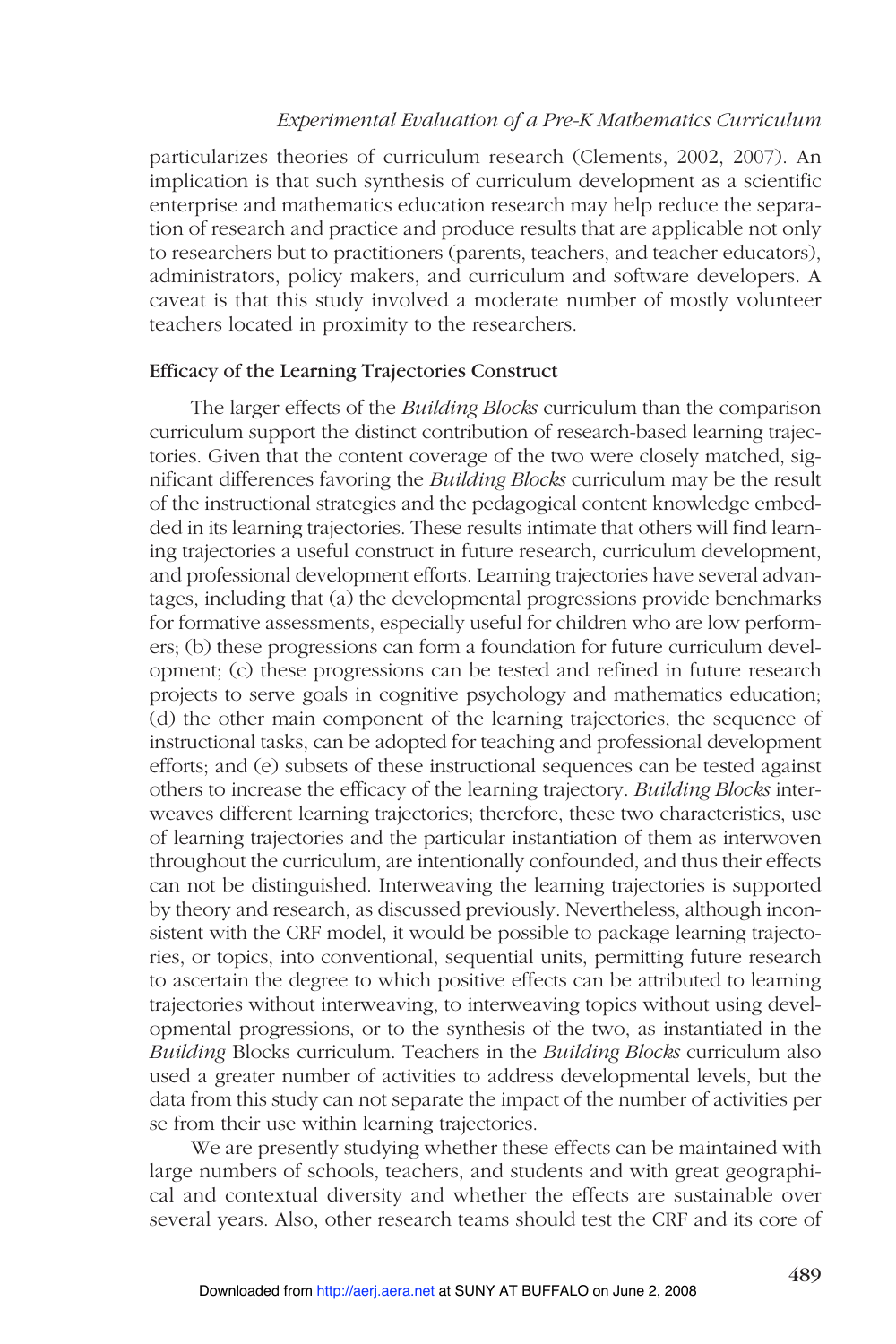particularizes theories of curriculum research (Clements, 2002, 2007). An implication is that such synthesis of curriculum development as a scientific enterprise and mathematics education research may help reduce the separation of research and practice and produce results that are applicable not only to researchers but to practitioners (parents, teachers, and teacher educators), administrators, policy makers, and curriculum and software developers. A caveat is that this study involved a moderate number of mostly volunteer teachers located in proximity to the researchers.

### Efficacy of the Learning Trajectories Construct

The larger effects of the *Building Blocks* curriculum than the comparison curriculum support the distinct contribution of research-based learning trajectories. Given that the content coverage of the two were closely matched, significant differences favoring the *Building Blocks* curriculum may be the result of the instructional strategies and the pedagogical content knowledge embedded in its learning trajectories. These results intimate that others will find learning trajectories a useful construct in future research, curriculum development, and professional development efforts. Learning trajectories have several advantages, including that (a) the developmental progressions provide benchmarks for formative assessments, especially useful for children who are low performers; (b) these progressions can form a foundation for future curriculum development; (c) these progressions can be tested and refined in future research projects to serve goals in cognitive psychology and mathematics education; (d) the other main component of the learning trajectories, the sequence of instructional tasks, can be adopted for teaching and professional development efforts; and (e) subsets of these instructional sequences can be tested against others to increase the efficacy of the learning trajectory. *Building Blocks* interweaves different learning trajectories; therefore, these two characteristics, use of learning trajectories and the particular instantiation of them as interwoven throughout the curriculum, are intentionally confounded, and thus their effects can not be distinguished. Interweaving the learning trajectories is supported by theory and research, as discussed previously. Nevertheless, although inconsistent with the CRF model, it would be possible to package learning trajectories, or topics, into conventional, sequential units, permitting future research to ascertain the degree to which positive effects can be attributed to learning trajectories without interweaving, to interweaving topics without using developmental progressions, or to the synthesis of the two, as instantiated in the *Building* Blocks curriculum. Teachers in the *Building Blocks* curriculum also used a greater number of activities to address developmental levels, but the data from this study can not separate the impact of the number of activities per se from their use within learning trajectories.

We are presently studying whether these effects can be maintained with large numbers of schools, teachers, and students and with great geographical and contextual diversity and whether the effects are sustainable over several years. Also, other research teams should test the CRF and its core of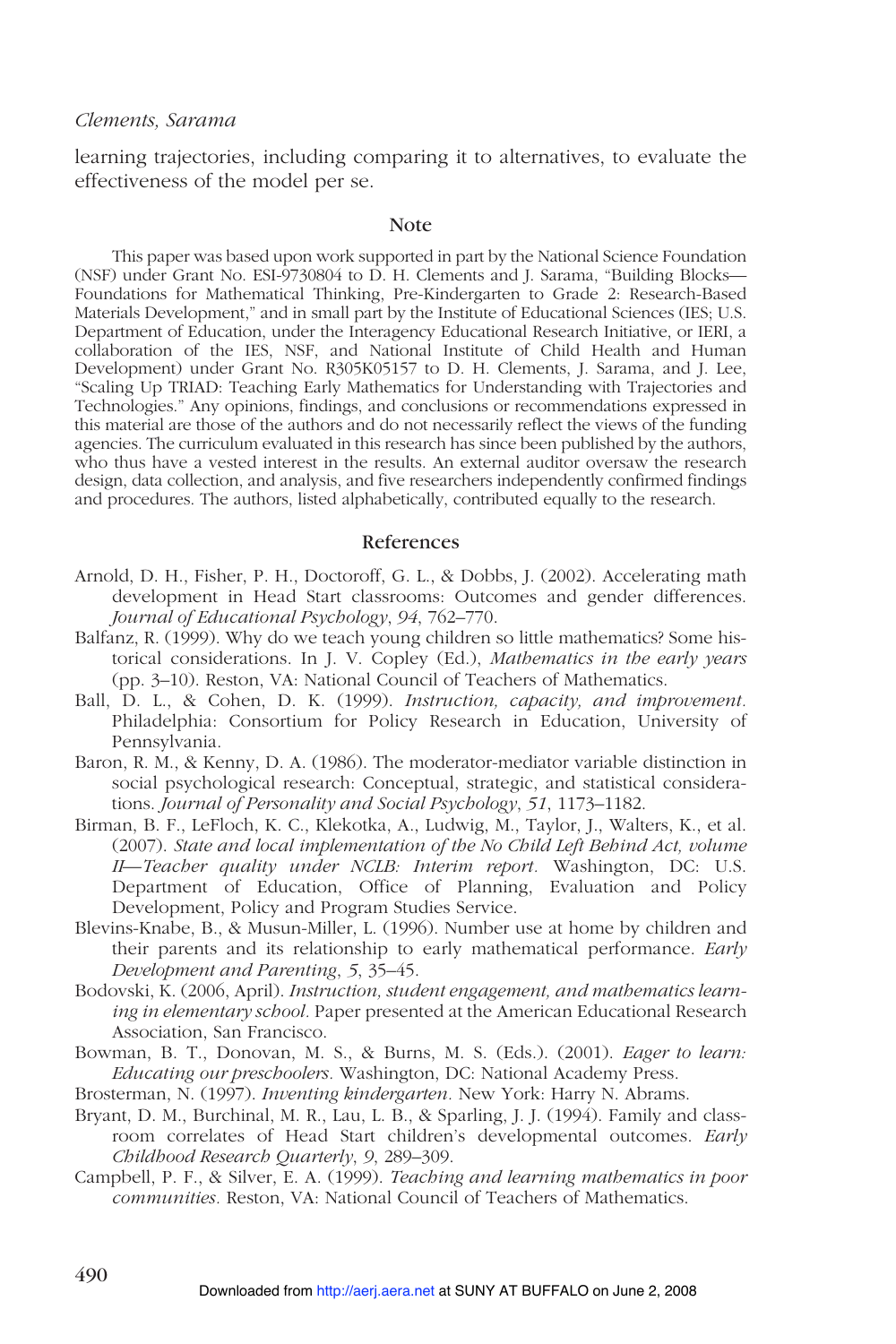learning trajectories, including comparing it to alternatives, to evaluate the effectiveness of the model per se.

## Note

This paper was based upon work supported in part by the National Science Foundation (NSF) under Grant No. ESI-9730804 to D. H. Clements and J. Sarama, "Building Blocks—Foundations for Mathematical Thinking, Pre-Kindergarten to Grade 2: Research-Based Materials Development," and in small part by the Institute of Educational Sciences (IES; U.S. Department of Education, under the Interagency Educational Research Initiative, or IERI, a collaboration of the IES, NSF, and National Institute of Child Health and Human Development) under Grant No. R305K05157 to D. H. Clements, J. Sarama, and J. Lee, "Scaling Up TRIAD: Teaching Early Mathematics for Understanding with Trajectories and Technologies." Any opinions, findings, and conclusions or recommendations expressed in this material are those of the authors and do not necessarily reflect the views of the funding agencies. The curriculum evaluated in this research has since been published by the authors, who thus have a vested interest in the results. An external auditor oversaw the research design, data collection, and analysis, and five researchers independently confirmed findings and procedures. The authors, listed alphabetically, contributed equally to the research.

## References

Arnold, D. H., Fisher, P. H., Doctoroff, G. L., & Dobbs, J. (2002). Accelerating math development in Head Start classrooms: Outcomes and gender differences. *Journal of Educational Psychology*, *94*, 762–770.

Balfanz, R. (1999). Why do we teach young children so little mathematics? Some historical considerations. In J. V. Copley (Ed.), *Mathematics in the early years* (pp. 3–10). Reston, VA: National Council of Teachers of Mathematics.

Ball, D. L., & Cohen, D. K. (1999). *Instruction, capacity, and improvement*. Philadelphia: Consortium for Policy Research in Education, University of Pennsylvania.

Baron, R. M., & Kenny, D. A. (1986). The moderator-mediator variable distinction in social psychological research: Conceptual, strategic, and statistical considerations. *Journal of Personality and Social Psychology*, *51*, 1173–1182.

Birman, B. F., LeFloch, K. C., Klekotka, A., Ludwig, M., Taylor, J., Walters, K., et al. (2007). *State and local implementation of the No Child Left Behind Act, volume II—Teacher quality under NCLB: Interim report*. Washington, DC: U.S. Department of Education, Office of Planning, Evaluation and Policy Development, Policy and Program Studies Service.

Blevins-Knabe, B., & Musun-Miller, L. (1996). Number use at home by children and their parents and its relationship to early mathematical performance. *Early Development and Parenting*, *5*, 35–45.

Bodovski, K. (2006, April). *Instruction, student engagement, and mathematics learning in elementary school*. Paper presented at the American Educational Research Association, San Francisco.

Bowman, B. T., Donovan, M. S., & Burns, M. S. (Eds.). (2001). *Eager to learn: Educating our preschoolers*. Washington, DC: National Academy Press.

Brosterman, N. (1997). *Inventing kindergarten*. New York: Harry N. Abrams.

Bryant, D. M., Burchinal, M. R., Lau, L. B., & Sparling, J. J. (1994). Family and classroom correlates of Head Start children's developmental outcomes. *Early Childhood Research Quarterly*, *9*, 289–309.

Campbell, P. F., & Silver, E. A. (1999). *Teaching and learning mathematics in poor communities*. Reston, VA: National Council of Teachers of Mathematics.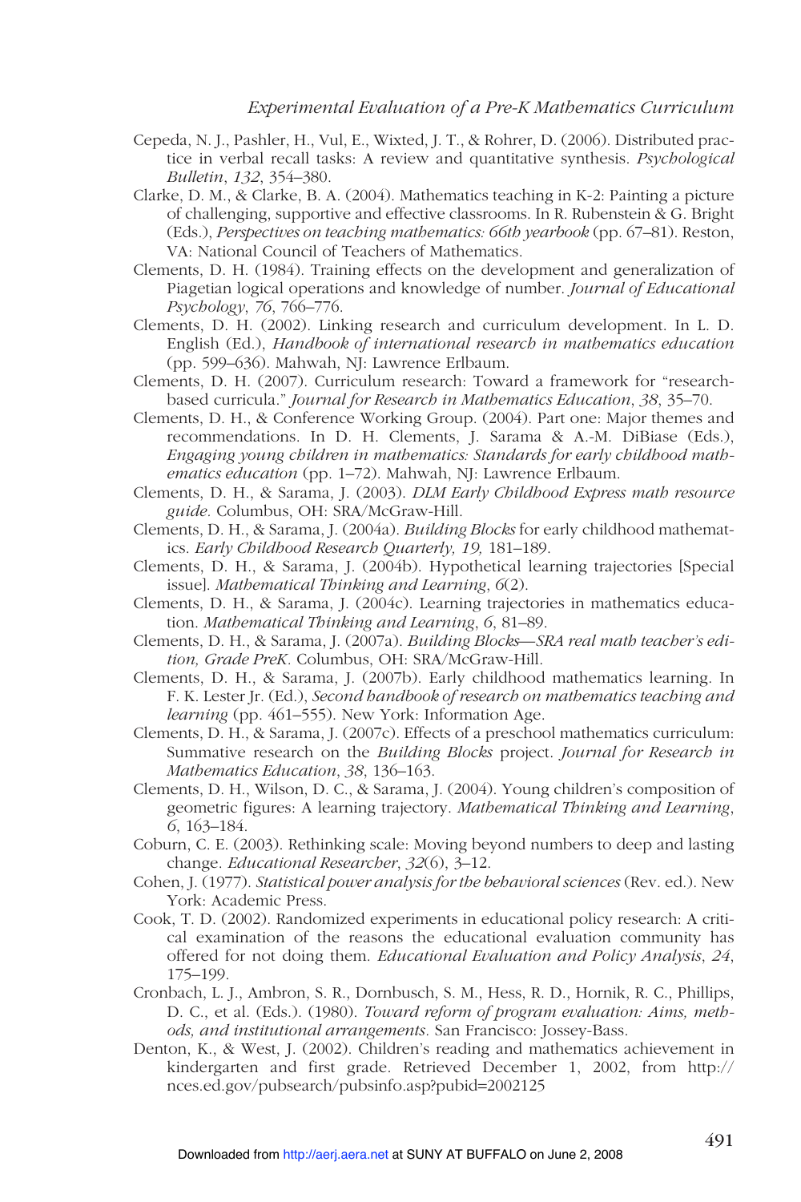Cepeda, N. J., Pashler, H., Vul, E., Wixted, J. T., & Rohrer, D. (2006). Distributed practice in verbal recall tasks: A review and quantitative synthesis. *Psychological Bulletin*, *132*, 354–380.

Clarke, D. M., & Clarke, B. A. (2004). Mathematics teaching in K-2: Painting a picture of challenging, supportive and effective classrooms. In R. Rubenstein & G. Bright (Eds.), *Perspectives on teaching mathematics: 66th yearbook* (pp. 67–81). Reston, VA: National Council of Teachers of Mathematics.

Clements, D. H. (1984). Training effects on the development and generalization of Piagetian logical operations and knowledge of number. *Journal of Educational Psychology*, *76*, 766–776.

Clements, D. H. (2002). Linking research and curriculum development. In L. D. English (Ed.), *Handbook of international research in mathematics education* (pp. 599–636). Mahwah, NJ: Lawrence Erlbaum.

Clements, D. H. (2007). Curriculum research: Toward a framework for "research-based curricula." *Journal for Research in Mathematics Education*, *38*, 35–70.

Clements, D. H., & Conference Working Group. (2004). Part one: Major themes and recommendations. In D. H. Clements, J. Sarama & A.-M. DiBiase (Eds.), *Engaging young children in mathematics: Standards for early childhood mathematics education* (pp. 1–72). Mahwah, NJ: Lawrence Erlbaum.

Clements, D. H., & Sarama, J. (2003). *DLM Early Childhood Express math resource guide*. Columbus, OH: SRA/McGraw-Hill.

Clements, D. H., & Sarama, J. (2004a). *Building Blocks* for early childhood mathematics. *Early Childhood Research Quarterly, 19,* 181–189.

Clements, D. H., & Sarama, J. (2004b). Hypothetical learning trajectories [Special issue]. *Mathematical Thinking and Learning*, *6*(2).

Clements, D. H., & Sarama, J. (2004c). Learning trajectories in mathematics education. *Mathematical Thinking and Learning*, *6*, 81–89.

Clements, D. H., & Sarama, J. (2007a). *Building Blocks—SRA real math teacher's edition, Grade PreK*. Columbus, OH: SRA/McGraw-Hill.

Clements, D. H., & Sarama, J. (2007b). Early childhood mathematics learning. In F. K. Lester Jr. (Ed.), *Second handbook of research on mathematics teaching and learning* (pp. 461–555). New York: Information Age.

Clements, D. H., & Sarama, J. (2007c). Effects of a preschool mathematics curriculum: Summative research on the *Building Blocks* project. *Journal for Research in Mathematics Education*, *38*, 136–163.

Clements, D. H., Wilson, D. C., & Sarama, J. (2004). Young children's composition of geometric figures: A learning trajectory. *Mathematical Thinking and Learning*, *6*, 163–184.

Coburn, C. E. (2003). Rethinking scale: Moving beyond numbers to deep and lasting change. *Educational Researcher*, *32*(6), 3–12.

Cohen, J. (1977). *Statistical power analysis for the behavioral sciences* (Rev. ed.). New York: Academic Press.

Cook, T. D. (2002). Randomized experiments in educational policy research: A critical examination of the reasons the educational evaluation community has offered for not doing them. *Educational Evaluation and Policy Analysis*, *24*, 175–199.

Cronbach, L. J., Ambron, S. R., Dornbusch, S. M., Hess, R. D., Hornik, R. C., Phillips, D. C., et al. (Eds.). (1980). *Toward reform of program evaluation: Aims, methods, and institutional arrangements*. San Francisco: Jossey-Bass.

Denton, K., & West, J. (2002). Children's reading and mathematics achievement in kindergarten and first grade. Retrieved December 1, 2002, from http://nces.ed.gov/pubsearch/pubsinfo.asp?pubid=2002125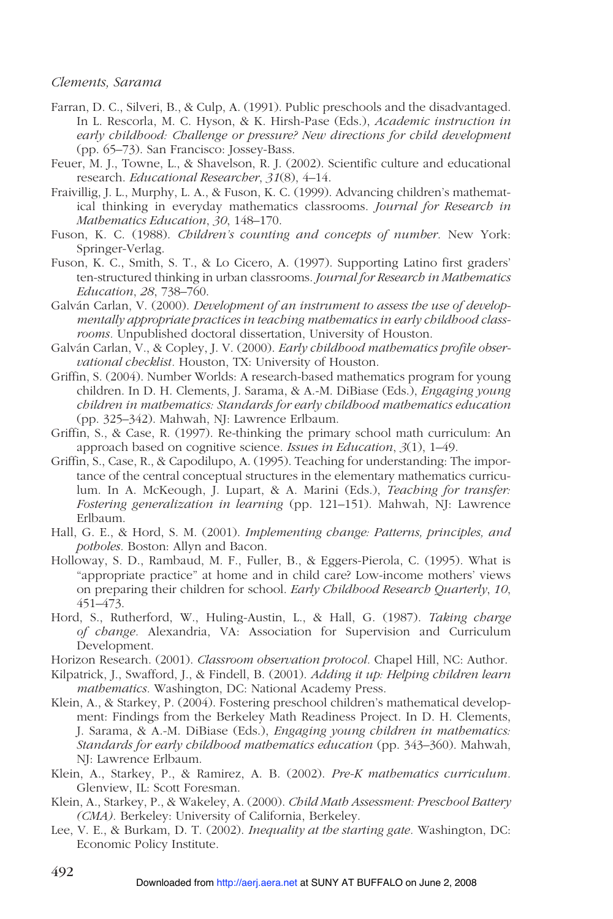Farran, D. C., Silveri, B., & Culp, A. (1991). Public preschools and the disadvantaged. In L. Rescorla, M. C. Hyson, & K. Hirsh-Pase (Eds.), *Academic instruction in early childhood: Challenge or pressure? New directions for child development* (pp. 65–73). San Francisco: Jossey-Bass.

Feuer, M. J., Towne, L., & Shavelson, R. J. (2002). Scientific culture and educational research. *Educational Researcher*, *31*(8), 4–14.

Fraivillig, J. L., Murphy, L. A., & Fuson, K. C. (1999). Advancing children's mathematical thinking in everyday mathematics classrooms. *Journal for Research in Mathematics Education*, *30*, 148–170.

Fuson, K. C. (1988). *Children's counting and concepts of number.* New York: Springer-Verlag.

Fuson, K. C., Smith, S. T., & Lo Cicero, A. (1997). Supporting Latino first graders' ten-structured thinking in urban classrooms. *Journal for Research in Mathematics Education*, *28*, 738–760.

Galván Carlan, V. (2000). *Development of an instrument to assess the use of developmentally appropriate practices in teaching mathematics in early childhood classrooms*. Unpublished doctoral dissertation, University of Houston.

Galván Carlan, V., & Copley, J. V. (2000). *Early childhood mathematics profile observational checklist.* Houston, TX: University of Houston.

Griffin, S. (2004). Number Worlds: A research-based mathematics program for young children. In D. H. Clements, J. Sarama, & A.-M. DiBiase (Eds.), *Engaging young children in mathematics: Standards for early childhood mathematics education* (pp. 325–342). Mahwah, NJ: Lawrence Erlbaum.

Griffin, S., & Case, R. (1997). Re-thinking the primary school math curriculum: An approach based on cognitive science. *Issues in Education*, *3*(1), 1–49.

Griffin, S., Case, R., & Capodilupo, A. (1995). Teaching for understanding: The importance of the central conceptual structures in the elementary mathematics curriculum. In A. McKeough, J. Lupart, & A. Marini (Eds.), *Teaching for transfer: Fostering generalization in learning* (pp. 121–151). Mahwah, NJ: Lawrence Erlbaum.

Hall, G. E., & Hord, S. M. (2001). *Implementing change: Patterns, principles, and potholes.* Boston: Allyn and Bacon.

Holloway, S. D., Rambaud, M. F., Fuller, B., & Eggers-Pierola, C. (1995). What is "appropriate practice" at home and in child care? Low-income mothers' views on preparing their children for school. *Early Childhood Research Quarterly*, *10*, 451–473.

Hord, S., Rutherford, W., Huling-Austin, L., & Hall, G. (1987). *Taking charge of change.* Alexandria, VA: Association for Supervision and Curriculum Development.

Horizon Research. (2001). *Classroom observation protocol.* Chapel Hill, NC: Author.

Kilpatrick, J., Swafford, J., & Findell, B. (2001). *Adding it up: Helping children learn mathematics.* Washington, DC: National Academy Press.

Klein, A., & Starkey, P. (2004). Fostering preschool children's mathematical development: Findings from the Berkeley Math Readiness Project. In D. H. Clements, J. Sarama, & A.-M. DiBiase (Eds.), *Engaging young children in mathematics: Standards for early childhood mathematics education* (pp. 343–360). Mahwah, NJ: Lawrence Erlbaum.

Klein, A., Starkey, P., & Ramirez, A. B. (2002). *Pre-K mathematics curriculum.* Glenview, IL: Scott Foresman.

Klein, A., Starkey, P., & Wakeley, A. (2000). *Child Math Assessment: Preschool Battery (CMA).* Berkeley: University of California, Berkeley.

Lee, V. E., & Burkam, D. T. (2002). *Inequality at the starting gate.* Washington, DC: Economic Policy Institute.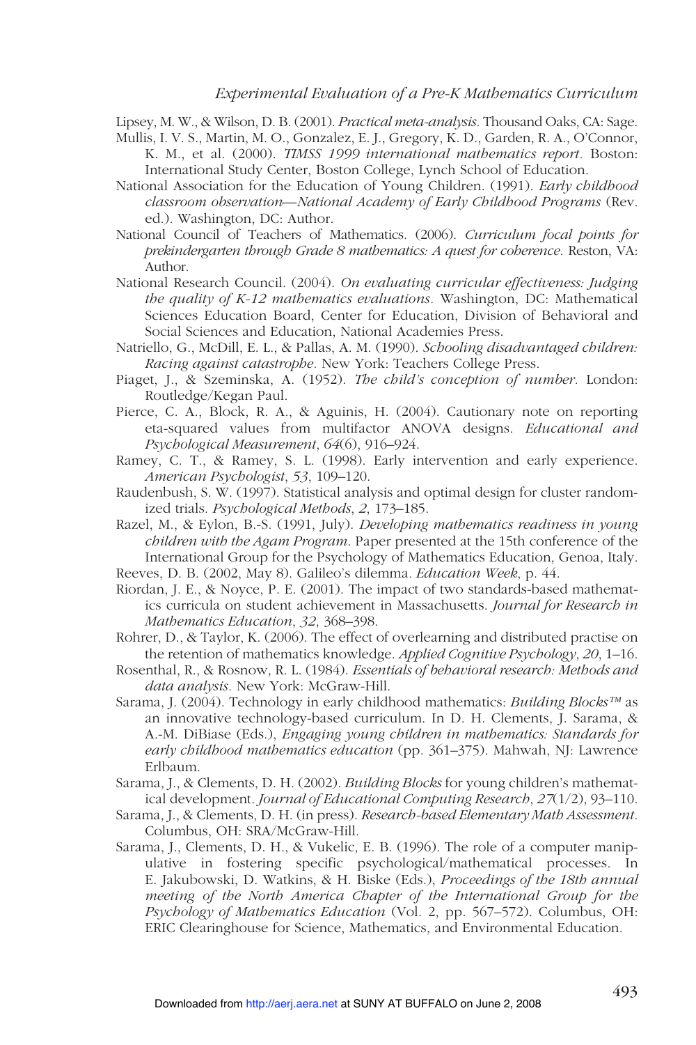Lipsey, M. W., & Wilson, D. B. (2001). *Practical meta-analysis.* Thousand Oaks, CA: Sage.

Mullis, I. V. S., Martin, M. O., Gonzalez, E. J., Gregory, K. D., Garden, R. A., O'Connor, K. M., et al. (2000). *TIMSS 1999 international mathematics report.* Boston: International Study Center, Boston College, Lynch School of Education.

National Association for the Education of Young Children. (1991). *Early childhood classroom observation—National Academy of Early Childhood Programs* (Rev. ed.). Washington, DC: Author.

National Council of Teachers of Mathematics. (2006). *Curriculum focal points for prekindergarten through Grade 8 mathematics: A quest for coherence.* Reston, VA: Author.

National Research Council. (2004). *On evaluating curricular effectiveness: Judging the quality of K-12 mathematics evaluations.* Washington, DC: Mathematical Sciences Education Board, Center for Education, Division of Behavioral and Social Sciences and Education, National Academies Press.

Natriello, G., McDill, E. L., & Pallas, A. M. (1990). *Schooling disadvantaged children: Racing against catastrophe.* New York: Teachers College Press.

Piaget, J., & Szeminska, A. (1952). *The child's conception of number.* London: Routledge/Kegan Paul.

Pierce, C. A., Block, R. A., & Aguinis, H. (2004). Cautionary note on reporting eta-squared values from multifactor ANOVA designs. *Educational and Psychological Measurement*, *64*(6), 916–924.

Ramey, C. T., & Ramey, S. L. (1998). Early intervention and early experience. *American Psychologist*, *53*, 109–120.

Raudenbush, S. W. (1997). Statistical analysis and optimal design for cluster randomized trials. *Psychological Methods*, *2*, 173–185.

Razel, M., & Eylon, B.-S. (1991, July). *Developing mathematics readiness in young children with the Agam Program.* Paper presented at the 15th conference of the International Group for the Psychology of Mathematics Education, Genoa, Italy.

Reeves, D. B. (2002, May 8). Galileo's dilemma. *Education Week*, p. 44.

Riordan, J. E., & Noyce, P. E. (2001). The impact of two standards-based mathematics curricula on student achievement in Massachusetts. *Journal for Research in Mathematics Education*, *32*, 368–398.

Rohrer, D., & Taylor, K. (2006). The effect of overlearning and distributed practise on the retention of mathematics knowledge. *Applied Cognitive Psychology*, *20*, 1–16.

Rosenthal, R., & Rosnow, R. L. (1984). *Essentials of behavioral research: Methods and data analysis.* New York: McGraw-Hill.

Sarama, J. (2004). Technology in early childhood mathematics: *Building Blocks™* as an innovative technology-based curriculum. In D. H. Clements, J. Sarama, & A.-M. DiBiase (Eds.), *Engaging young children in mathematics: Standards for early childhood mathematics education* (pp. 361–375). Mahwah, NJ: Lawrence Erlbaum.

Sarama, J., & Clements, D. H. (2002). *Building Blocks* for young children's mathematical development. *Journal of Educational Computing Research*, *27*(1/2), 93–110.

Sarama, J., & Clements, D. H. (in press). *Research-based Elementary Math Assessment.* Columbus, OH: SRA/McGraw-Hill.

Sarama, J., Clements, D. H., & Vukelic, E. B. (1996). The role of a computer manipulative in fostering specific psychological/mathematical processes. In E. Jakubowski, D. Watkins, & H. Biske (Eds.), *Proceedings of the 18th annual meeting of the North America Chapter of the International Group for the Psychology of Mathematics Education* (Vol. 2, pp. 567–572). Columbus, OH: ERIC Clearinghouse for Science, Mathematics, and Environmental Education.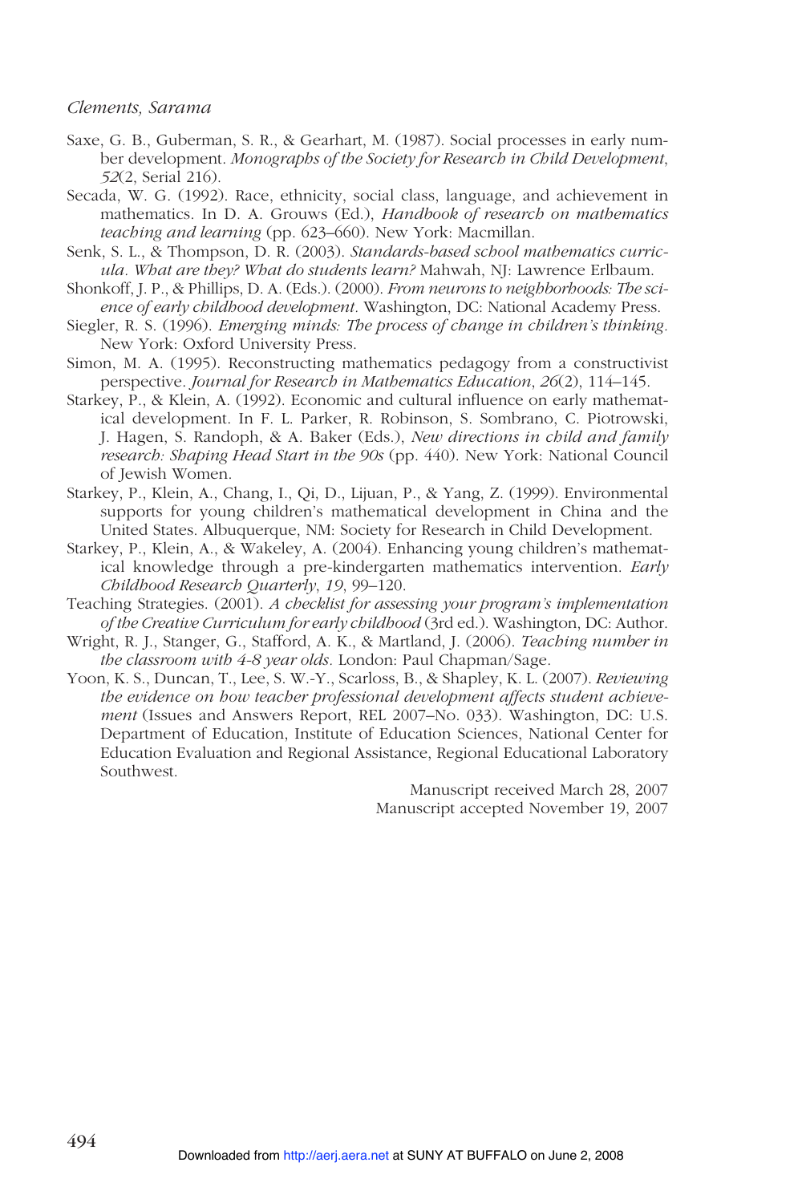Saxe, G. B., Guberman, S. R., & Gearhart, M. (1987). Social processes in early number development. *Monographs of the Society for Research in Child Development*, *52*(2, Serial 216).

Secada, W. G. (1992). Race, ethnicity, social class, language, and achievement in mathematics. In D. A. Grouws (Ed.), *Handbook of research on mathematics teaching and learning* (pp. 623–660). New York: Macmillan.

Senk, S. L., & Thompson, D. R. (2003). *Standards-based school mathematics curricula. What are they? What do students learn?* Mahwah, NJ: Lawrence Erlbaum.

Shonkoff, J. P., & Phillips, D. A. (Eds.). (2000). *From neurons to neighborhoods: The science of early childhood development*. Washington, DC: National Academy Press.

Siegler, R. S. (1996). *Emerging minds: The process of change in children's thinking*. New York: Oxford University Press.

Simon, M. A. (1995). Reconstructing mathematics pedagogy from a constructivist perspective. *Journal for Research in Mathematics Education*, *26*(2), 114–145.

Starkey, P., & Klein, A. (1992). Economic and cultural influence on early mathematical development. In F. L. Parker, R. Robinson, S. Sombrano, C. Piotrowski, J. Hagen, S. Randoph, & A. Baker (Eds.), *New directions in child and family research: Shaping Head Start in the 90s* (pp. 440). New York: National Council of Jewish Women.

Starkey, P., Klein, A., Chang, I., Qi, D., Lijuan, P., & Yang, Z. (1999). Environmental supports for young children's mathematical development in China and the United States. Albuquerque, NM: Society for Research in Child Development.

Starkey, P., Klein, A., & Wakeley, A. (2004). Enhancing young children's mathematical knowledge through a pre-kindergarten mathematics intervention. *Early Childhood Research Quarterly*, *19*, 99–120.

Teaching Strategies. (2001). *A checklist for assessing your program's implementation of the Creative Curriculum for early childhood* (3rd ed.). Washington, DC: Author.

Wright, R. J., Stanger, G., Stafford, A. K., & Martland, J. (2006). *Teaching number in the classroom with 4-8 year olds*. London: Paul Chapman/Sage.

Yoon, K. S., Duncan, T., Lee, S. W.-Y., Scarloss, B., & Shapley, K. L. (2007). *Reviewing the evidence on how teacher professional development affects student achievement* (Issues and Answers Report, REL 2007–No. 033). Washington, DC: U.S. Department of Education, Institute of Education Sciences, National Center for Education Evaluation and Regional Assistance, Regional Educational Laboratory Southwest.

Manuscript received March 28, 2007
Manuscript accepted November 19, 2007